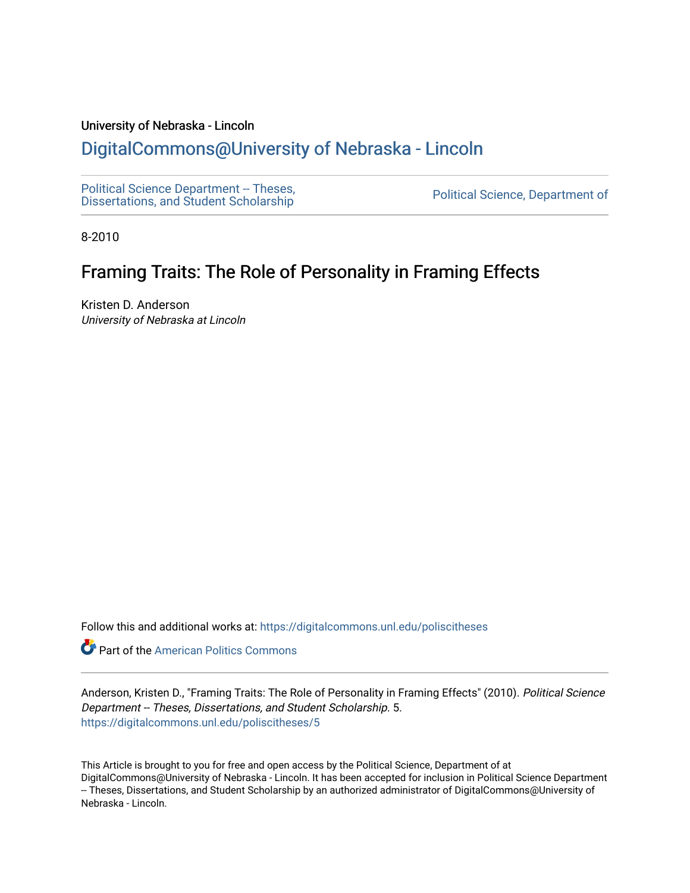University of Nebraska - Lincoln

## DigitalCommons@University of Nebraska - Lincoln

Political Science Department -- Theses, Dissertations, and Student Scholarship | Political Science, Department of

8-2010

# Framing Traits: The Role of Personality in Framing Effects

Kristen D. Anderson
*University of Nebraska at Lincoln*

Follow this and additional works at: https://digitalcommons.unl.edu/poliscitheses

Part of the American Politics Commons

Anderson, Kristen D., "Framing Traits: The Role of Personality in Framing Effects" (2010). *Political Science Department -- Theses, Dissertations, and Student Scholarship*. 5.
https://digitalcommons.unl.edu/poliscitheses/5

This Article is brought to you for free and open access by the Political Science, Department of at DigitalCommons@University of Nebraska - Lincoln. It has been accepted for inclusion in Political Science Department -- Theses, Dissertations, and Student Scholarship by an authorized administrator of DigitalCommons@University of Nebraska - Lincoln.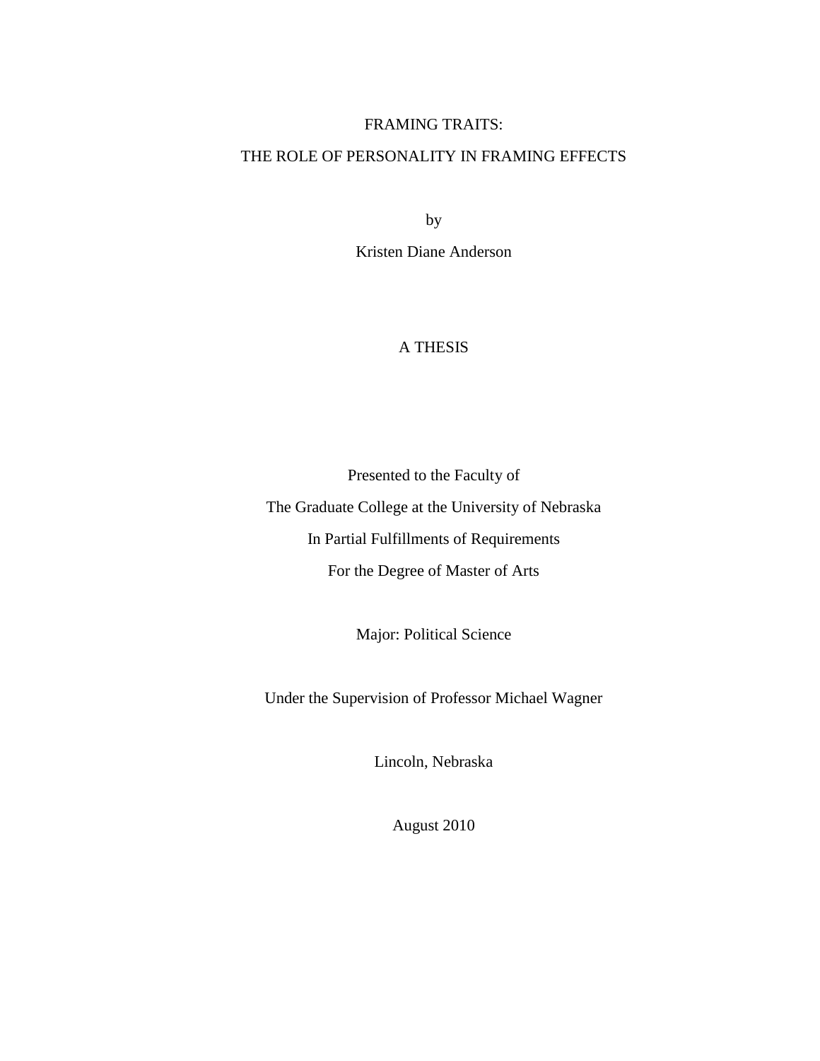# FRAMING TRAITS:

# THE ROLE OF PERSONALITY IN FRAMING EFFECTS

by

Kristen Diane Anderson

A THESIS

Presented to the Faculty of

The Graduate College at the University of Nebraska

In Partial Fulfillments of Requirements

For the Degree of Master of Arts

Major: Political Science

Under the Supervision of Professor Michael Wagner

Lincoln, Nebraska

August 2010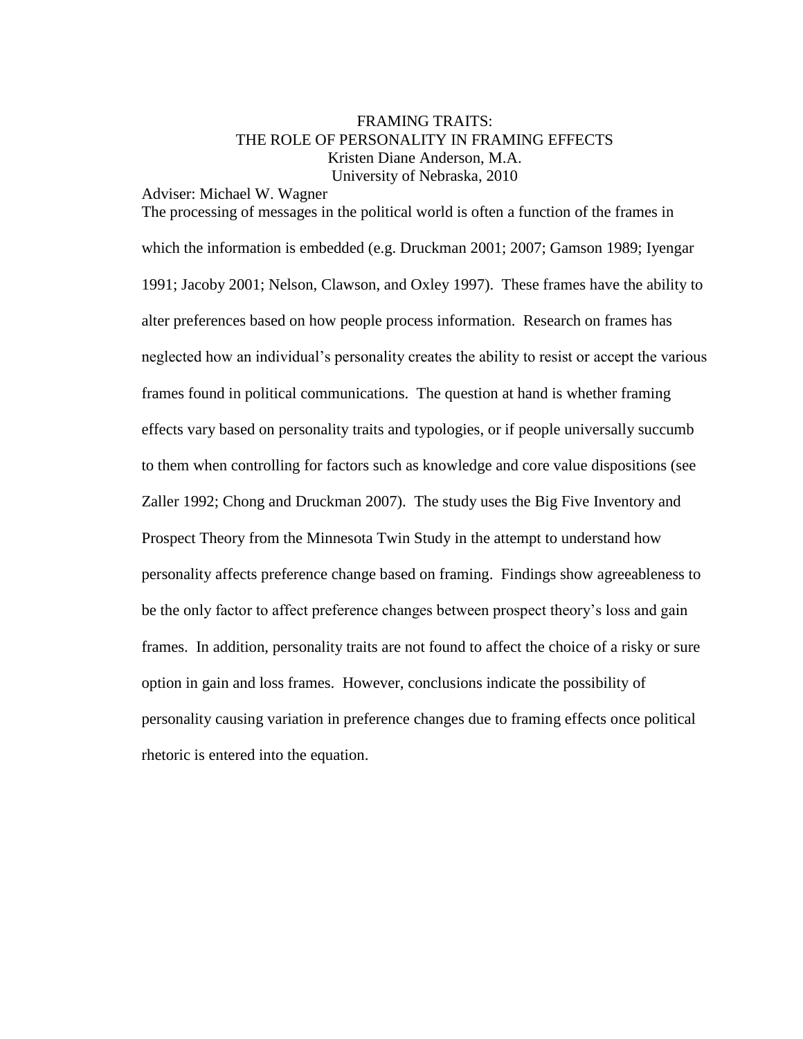FRAMING TRAITS:
THE ROLE OF PERSONALITY IN FRAMING EFFECTS

Kristen Diane Anderson, M.A.

University of Nebraska, 2010

Adviser: Michael W. Wagner

The processing of messages in the political world is often a function of the frames in which the information is embedded (e.g. Druckman 2001; 2007; Gamson 1989; Iyengar 1991; Jacoby 2001; Nelson, Clawson, and Oxley 1997). These frames have the ability to alter preferences based on how people process information. Research on frames has neglected how an individual's personality creates the ability to resist or accept the various frames found in political communications. The question at hand is whether framing effects vary based on personality traits and typologies, or if people universally succumb to them when controlling for factors such as knowledge and core value dispositions (see Zaller 1992; Chong and Druckman 2007). The study uses the Big Five Inventory and Prospect Theory from the Minnesota Twin Study in the attempt to understand how personality affects preference change based on framing. Findings show agreeableness to be the only factor to affect preference changes between prospect theory's loss and gain frames. In addition, personality traits are not found to affect the choice of a risky or sure option in gain and loss frames. However, conclusions indicate the possibility of personality causing variation in preference changes due to framing effects once political rhetoric is entered into the equation.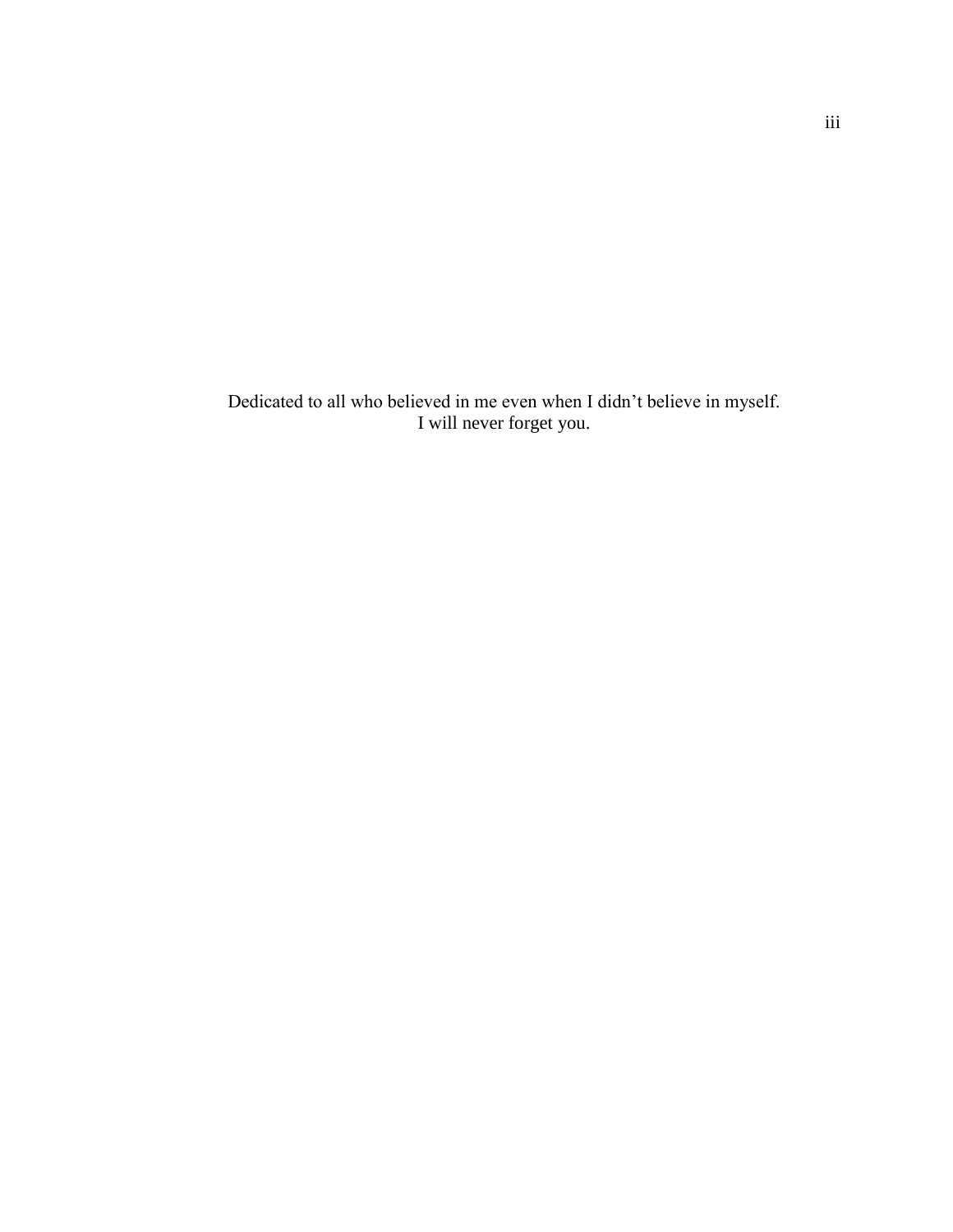Dedicated to all who believed in me even when I didn't believe in myself.
I will never forget you.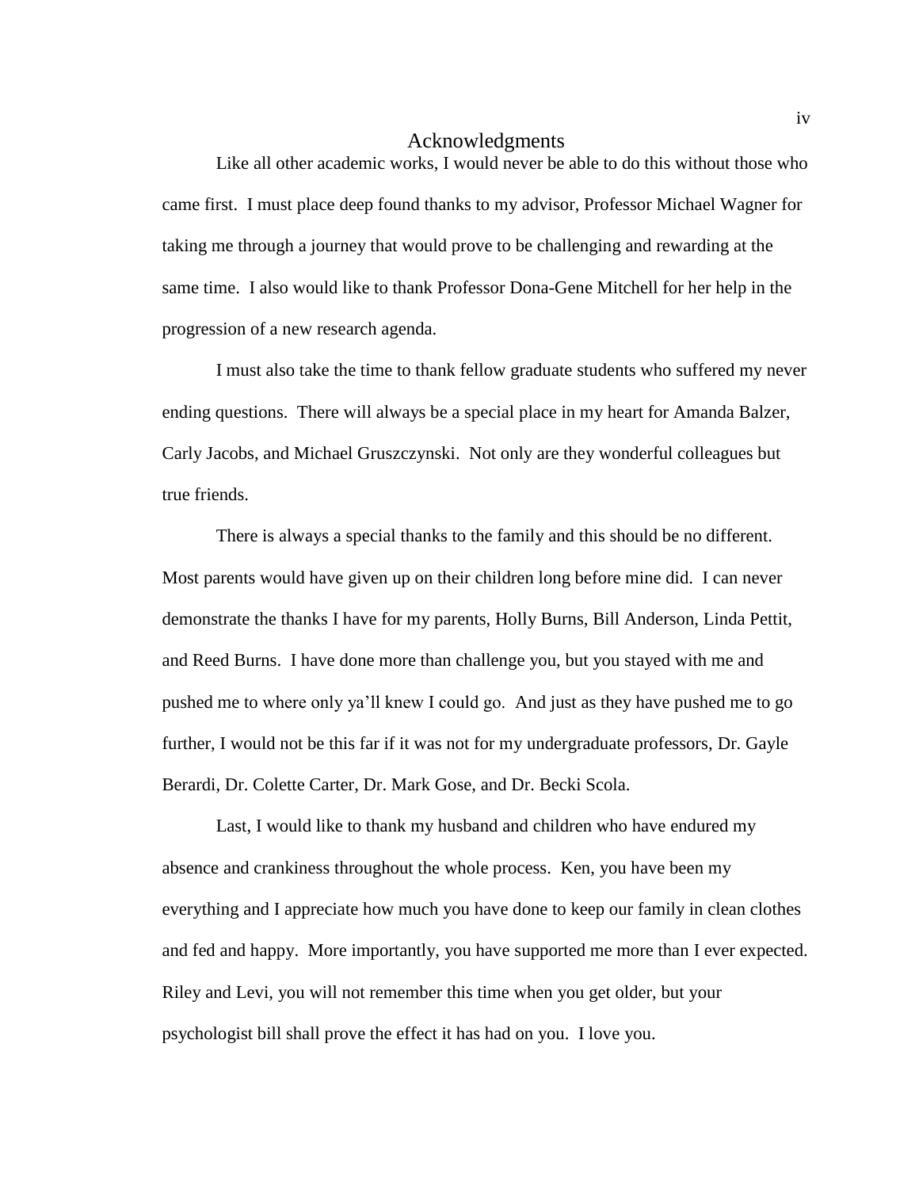# Acknowledgments

Like all other academic works, I would never be able to do this without those who came first. I must place deep found thanks to my advisor, Professor Michael Wagner for taking me through a journey that would prove to be challenging and rewarding at the same time. I also would like to thank Professor Dona-Gene Mitchell for her help in the progression of a new research agenda.

I must also take the time to thank fellow graduate students who suffered my never ending questions. There will always be a special place in my heart for Amanda Balzer, Carly Jacobs, and Michael Gruszczynski. Not only are they wonderful colleagues but true friends.

There is always a special thanks to the family and this should be no different. Most parents would have given up on their children long before mine did. I can never demonstrate the thanks I have for my parents, Holly Burns, Bill Anderson, Linda Pettit, and Reed Burns. I have done more than challenge you, but you stayed with me and pushed me to where only ya'll knew I could go. And just as they have pushed me to go further, I would not be this far if it was not for my undergraduate professors, Dr. Gayle Berardi, Dr. Colette Carter, Dr. Mark Gose, and Dr. Becki Scola.

Last, I would like to thank my husband and children who have endured my absence and crankiness throughout the whole process. Ken, you have been my everything and I appreciate how much you have done to keep our family in clean clothes and fed and happy. More importantly, you have supported me more than I ever expected. Riley and Levi, you will not remember this time when you get older, but your psychologist bill shall prove the effect it has had on you. I love you.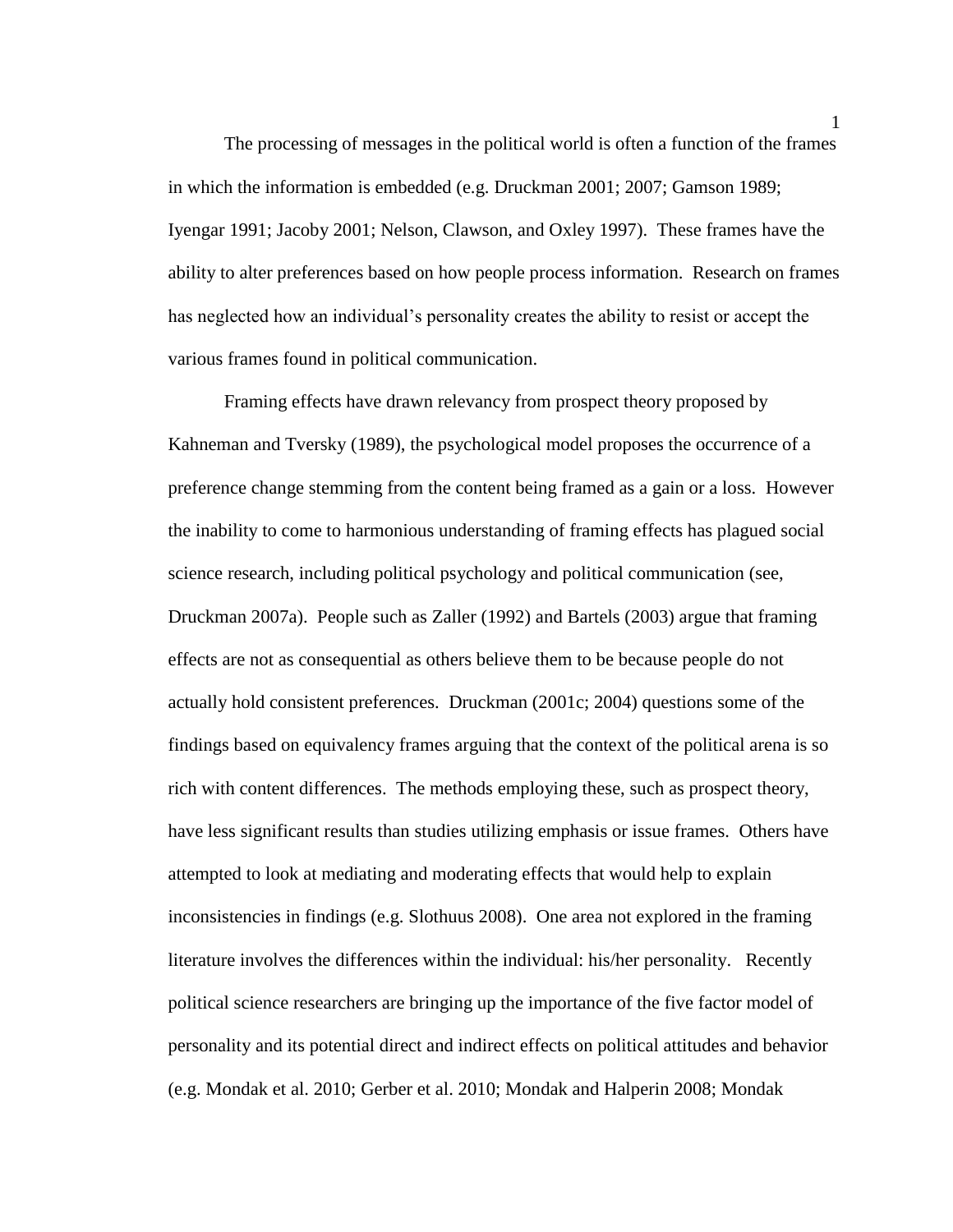The processing of messages in the political world is often a function of the frames in which the information is embedded (e.g. Druckman 2001; 2007; Gamson 1989; Iyengar 1991; Jacoby 2001; Nelson, Clawson, and Oxley 1997). These frames have the ability to alter preferences based on how people process information. Research on frames has neglected how an individual's personality creates the ability to resist or accept the various frames found in political communication.

Framing effects have drawn relevancy from prospect theory proposed by Kahneman and Tversky (1989), the psychological model proposes the occurrence of a preference change stemming from the content being framed as a gain or a loss. However the inability to come to harmonious understanding of framing effects has plagued social science research, including political psychology and political communication (see, Druckman 2007a). People such as Zaller (1992) and Bartels (2003) argue that framing effects are not as consequential as others believe them to be because people do not actually hold consistent preferences. Druckman (2001c; 2004) questions some of the findings based on equivalency frames arguing that the context of the political arena is so rich with content differences. The methods employing these, such as prospect theory, have less significant results than studies utilizing emphasis or issue frames. Others have attempted to look at mediating and moderating effects that would help to explain inconsistencies in findings (e.g. Slothuus 2008). One area not explored in the framing literature involves the differences within the individual: his/her personality. Recently political science researchers are bringing up the importance of the five factor model of personality and its potential direct and indirect effects on political attitudes and behavior (e.g. Mondak et al. 2010; Gerber et al. 2010; Mondak and Halperin 2008; Mondak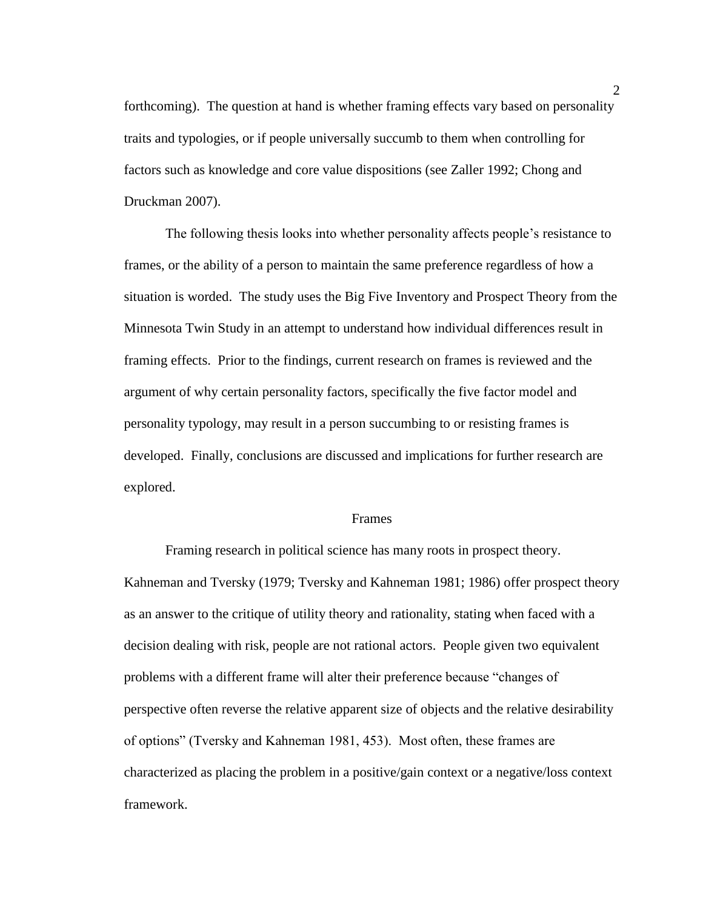forthcoming). The question at hand is whether framing effects vary based on personality traits and typologies, or if people universally succumb to them when controlling for factors such as knowledge and core value dispositions (see Zaller 1992; Chong and Druckman 2007).

The following thesis looks into whether personality affects people's resistance to frames, or the ability of a person to maintain the same preference regardless of how a situation is worded. The study uses the Big Five Inventory and Prospect Theory from the Minnesota Twin Study in an attempt to understand how individual differences result in framing effects. Prior to the findings, current research on frames is reviewed and the argument of why certain personality factors, specifically the five factor model and personality typology, may result in a person succumbing to or resisting frames is developed. Finally, conclusions are discussed and implications for further research are explored.

## Frames

Framing research in political science has many roots in prospect theory. Kahneman and Tversky (1979; Tversky and Kahneman 1981; 1986) offer prospect theory as an answer to the critique of utility theory and rationality, stating when faced with a decision dealing with risk, people are not rational actors. People given two equivalent problems with a different frame will alter their preference because "changes of perspective often reverse the relative apparent size of objects and the relative desirability of options" (Tversky and Kahneman 1981, 453). Most often, these frames are characterized as placing the problem in a positive/gain context or a negative/loss context framework.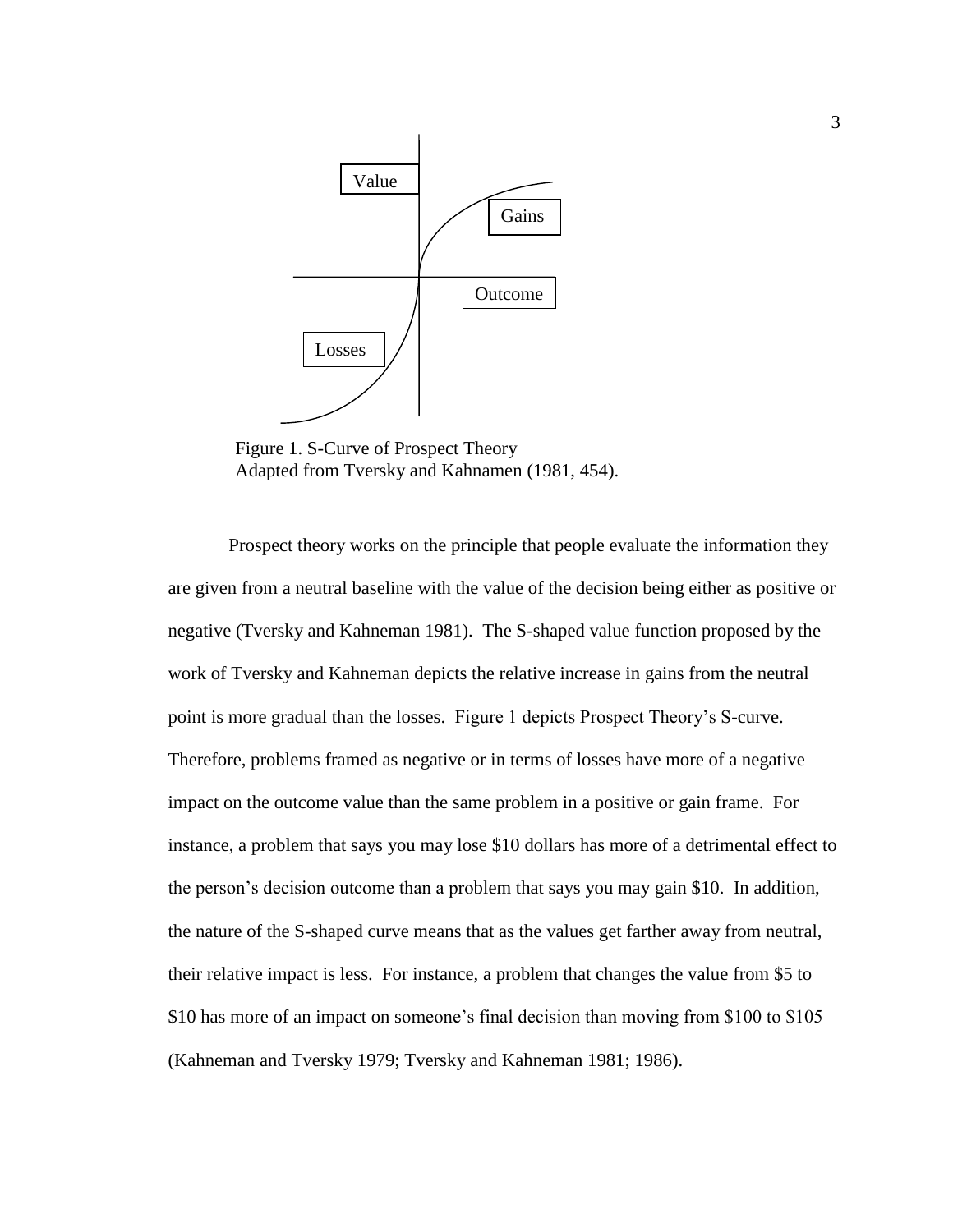Value

Gains

Outcome

Losses

Figure 1. S-Curve of Prospect Theory
Adapted from Tversky and Kahnamen (1981, 454).

Prospect theory works on the principle that people evaluate the information they are given from a neutral baseline with the value of the decision being either as positive or negative (Tversky and Kahneman 1981). The S-shaped value function proposed by the work of Tversky and Kahneman depicts the relative increase in gains from the neutral point is more gradual than the losses. Figure 1 depicts Prospect Theory's S-curve. Therefore, problems framed as negative or in terms of losses have more of a negative impact on the outcome value than the same problem in a positive or gain frame. For instance, a problem that says you may lose $10 dollars has more of a detrimental effect to the person's decision outcome than a problem that says you may gain $10. In addition, the nature of the S-shaped curve means that as the values get farther away from neutral, their relative impact is less. For instance, a problem that changes the value from $5 to $10 has more of an impact on someone's final decision than moving from $100 to $105 (Kahneman and Tversky 1979; Tversky and Kahneman 1981; 1986).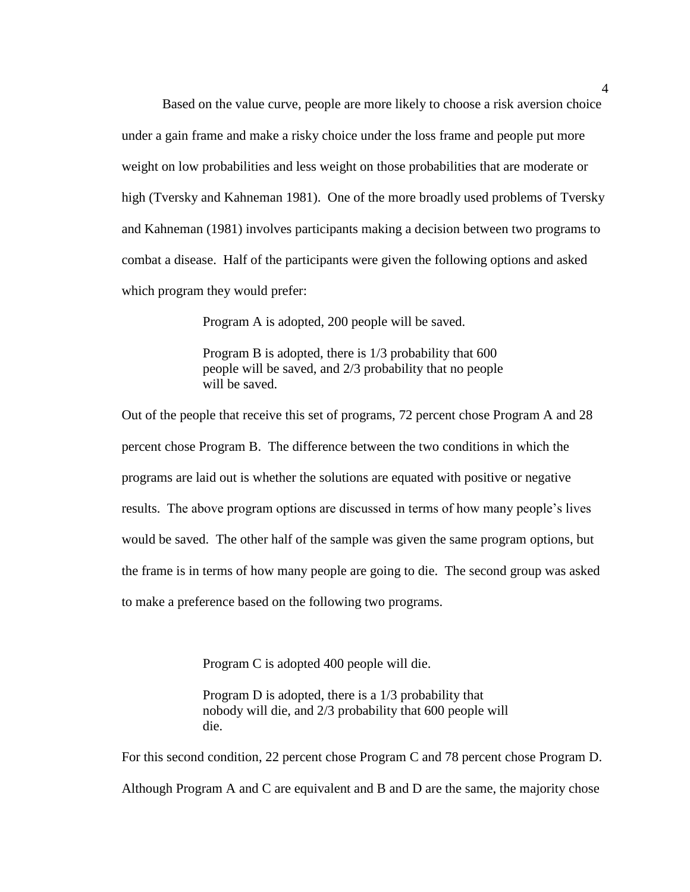Based on the value curve, people are more likely to choose a risk aversion choice under a gain frame and make a risky choice under the loss frame and people put more weight on low probabilities and less weight on those probabilities that are moderate or high (Tversky and Kahneman 1981). One of the more broadly used problems of Tversky and Kahneman (1981) involves participants making a decision between two programs to combat a disease. Half of the participants were given the following options and asked which program they would prefer:

> Program A is adopted, 200 people will be saved.
>
> Program B is adopted, there is 1/3 probability that 600 people will be saved, and 2/3 probability that no people will be saved.

Out of the people that receive this set of programs, 72 percent chose Program A and 28 percent chose Program B. The difference between the two conditions in which the programs are laid out is whether the solutions are equated with positive or negative results. The above program options are discussed in terms of how many people's lives would be saved. The other half of the sample was given the same program options, but the frame is in terms of how many people are going to die. The second group was asked to make a preference based on the following two programs.

> Program C is adopted 400 people will die.
>
> Program D is adopted, there is a 1/3 probability that nobody will die, and 2/3 probability that 600 people will die.

For this second condition, 22 percent chose Program C and 78 percent chose Program D. Although Program A and C are equivalent and B and D are the same, the majority chose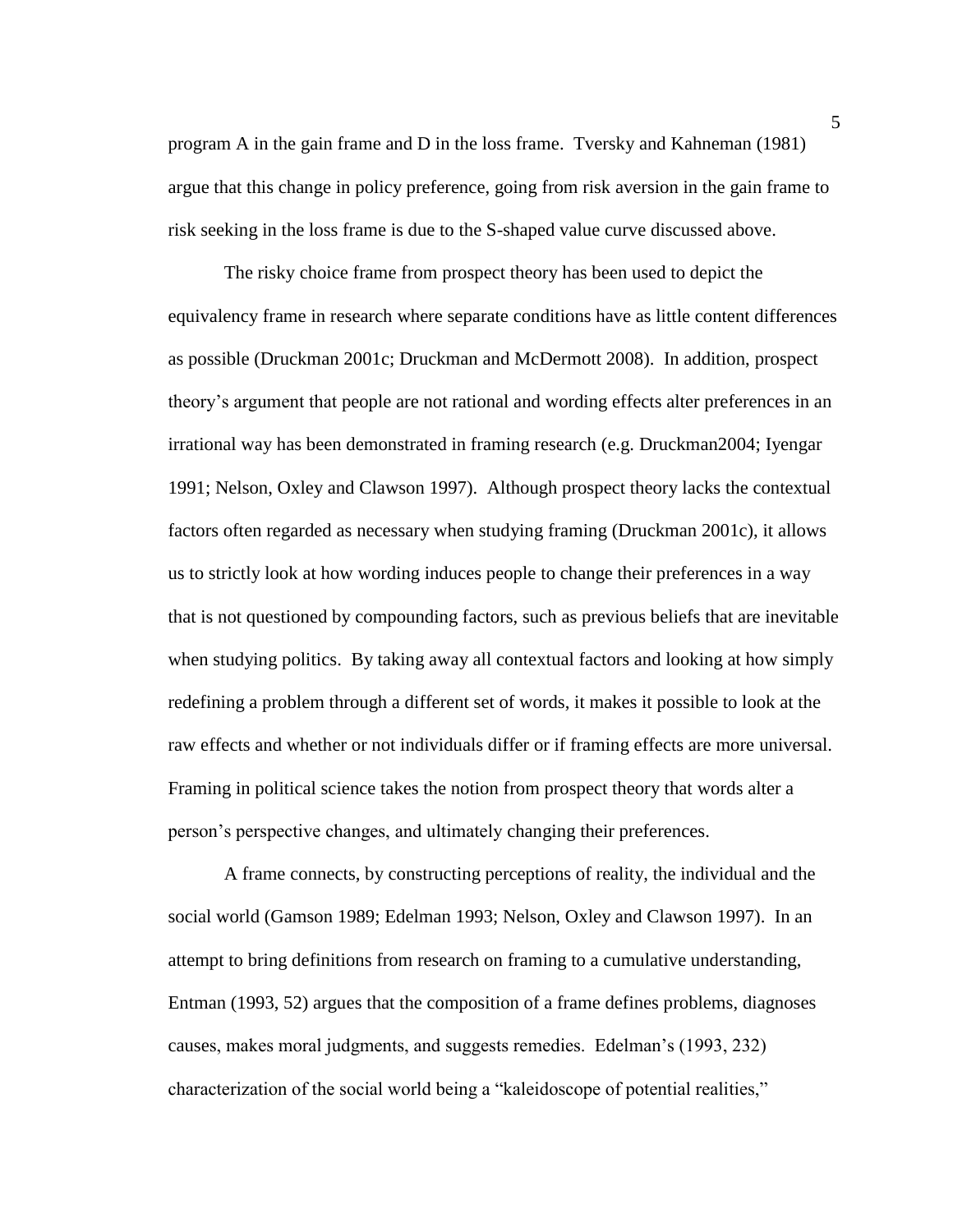program A in the gain frame and D in the loss frame. Tversky and Kahneman (1981) argue that this change in policy preference, going from risk aversion in the gain frame to risk seeking in the loss frame is due to the S-shaped value curve discussed above.

The risky choice frame from prospect theory has been used to depict the equivalency frame in research where separate conditions have as little content differences as possible (Druckman 2001c; Druckman and McDermott 2008). In addition, prospect theory's argument that people are not rational and wording effects alter preferences in an irrational way has been demonstrated in framing research (e.g. Druckman2004; Iyengar 1991; Nelson, Oxley and Clawson 1997). Although prospect theory lacks the contextual factors often regarded as necessary when studying framing (Druckman 2001c), it allows us to strictly look at how wording induces people to change their preferences in a way that is not questioned by compounding factors, such as previous beliefs that are inevitable when studying politics. By taking away all contextual factors and looking at how simply redefining a problem through a different set of words, it makes it possible to look at the raw effects and whether or not individuals differ or if framing effects are more universal. Framing in political science takes the notion from prospect theory that words alter a person's perspective changes, and ultimately changing their preferences.

A frame connects, by constructing perceptions of reality, the individual and the social world (Gamson 1989; Edelman 1993; Nelson, Oxley and Clawson 1997). In an attempt to bring definitions from research on framing to a cumulative understanding, Entman (1993, 52) argues that the composition of a frame defines problems, diagnoses causes, makes moral judgments, and suggests remedies. Edelman's (1993, 232) characterization of the social world being a "kaleidoscope of potential realities,"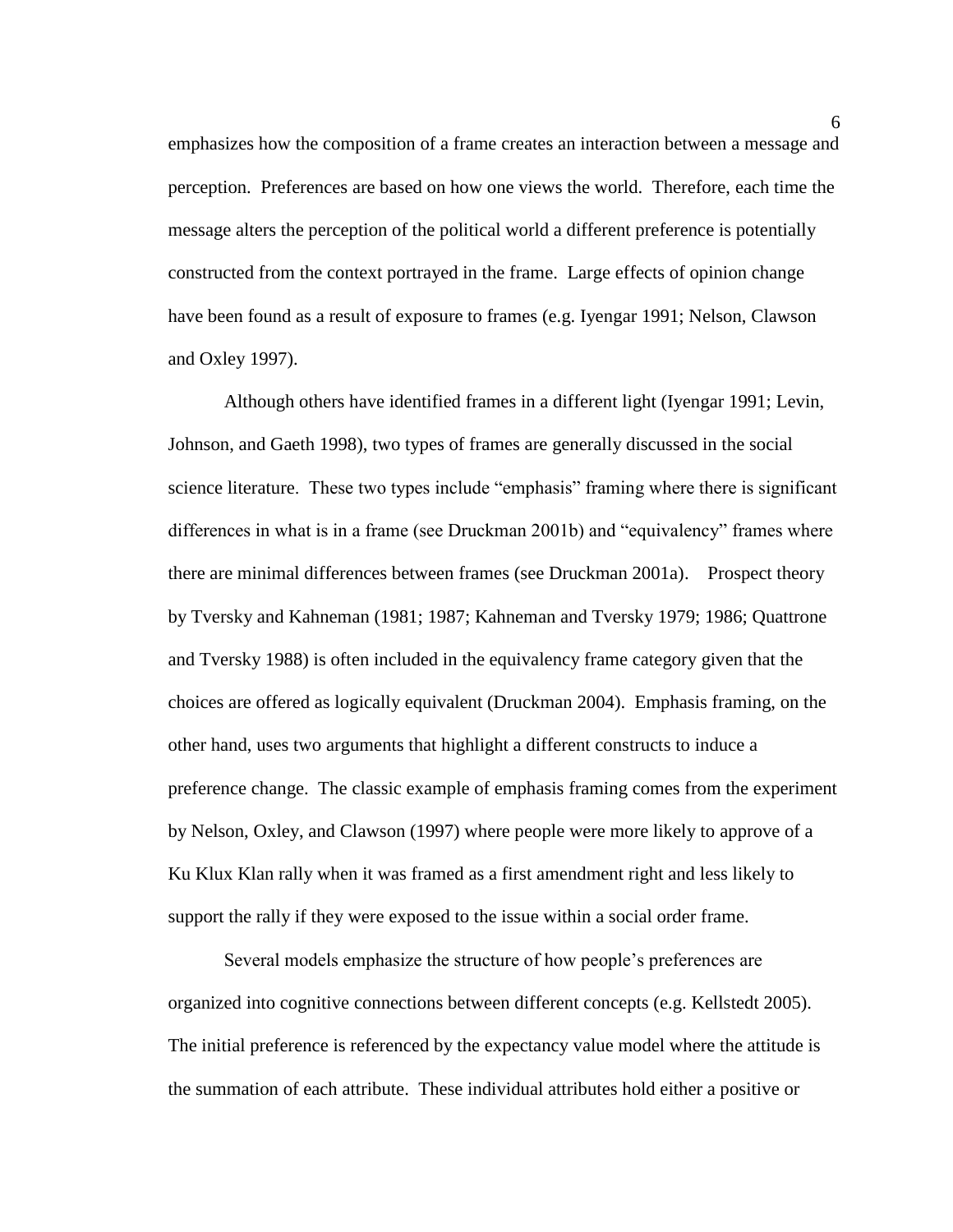emphasizes how the composition of a frame creates an interaction between a message and perception. Preferences are based on how one views the world. Therefore, each time the message alters the perception of the political world a different preference is potentially constructed from the context portrayed in the frame. Large effects of opinion change have been found as a result of exposure to frames (e.g. Iyengar 1991; Nelson, Clawson and Oxley 1997).

Although others have identified frames in a different light (Iyengar 1991; Levin, Johnson, and Gaeth 1998), two types of frames are generally discussed in the social science literature. These two types include "emphasis" framing where there is significant differences in what is in a frame (see Druckman 2001b) and "equivalency" frames where there are minimal differences between frames (see Druckman 2001a). Prospect theory by Tversky and Kahneman (1981; 1987; Kahneman and Tversky 1979; 1986; Quattrone and Tversky 1988) is often included in the equivalency frame category given that the choices are offered as logically equivalent (Druckman 2004). Emphasis framing, on the other hand, uses two arguments that highlight a different constructs to induce a preference change. The classic example of emphasis framing comes from the experiment by Nelson, Oxley, and Clawson (1997) where people were more likely to approve of a Ku Klux Klan rally when it was framed as a first amendment right and less likely to support the rally if they were exposed to the issue within a social order frame.

Several models emphasize the structure of how people's preferences are organized into cognitive connections between different concepts (e.g. Kellstedt 2005). The initial preference is referenced by the expectancy value model where the attitude is the summation of each attribute. These individual attributes hold either a positive or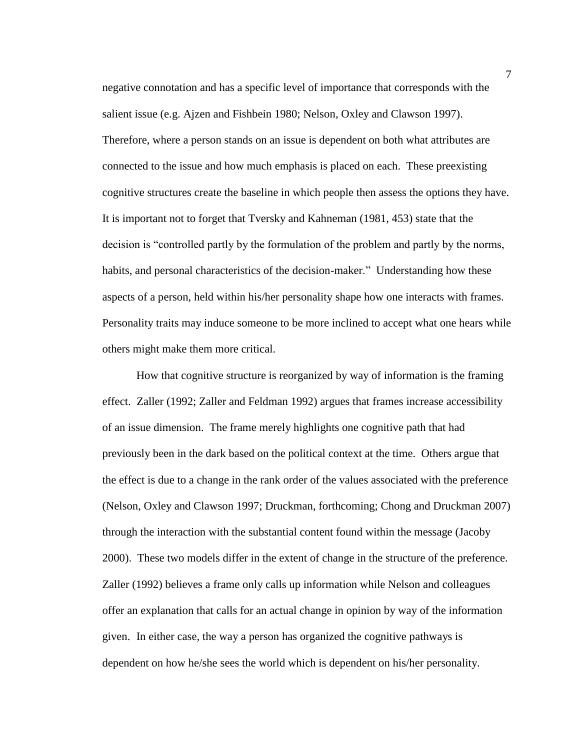negative connotation and has a specific level of importance that corresponds with the salient issue (e.g. Ajzen and Fishbein 1980; Nelson, Oxley and Clawson 1997). Therefore, where a person stands on an issue is dependent on both what attributes are connected to the issue and how much emphasis is placed on each. These preexisting cognitive structures create the baseline in which people then assess the options they have. It is important not to forget that Tversky and Kahneman (1981, 453) state that the decision is "controlled partly by the formulation of the problem and partly by the norms, habits, and personal characteristics of the decision-maker." Understanding how these aspects of a person, held within his/her personality shape how one interacts with frames. Personality traits may induce someone to be more inclined to accept what one hears while others might make them more critical.

How that cognitive structure is reorganized by way of information is the framing effect. Zaller (1992; Zaller and Feldman 1992) argues that frames increase accessibility of an issue dimension. The frame merely highlights one cognitive path that had previously been in the dark based on the political context at the time. Others argue that the effect is due to a change in the rank order of the values associated with the preference (Nelson, Oxley and Clawson 1997; Druckman, forthcoming; Chong and Druckman 2007) through the interaction with the substantial content found within the message (Jacoby 2000). These two models differ in the extent of change in the structure of the preference. Zaller (1992) believes a frame only calls up information while Nelson and colleagues offer an explanation that calls for an actual change in opinion by way of the information given. In either case, the way a person has organized the cognitive pathways is dependent on how he/she sees the world which is dependent on his/her personality.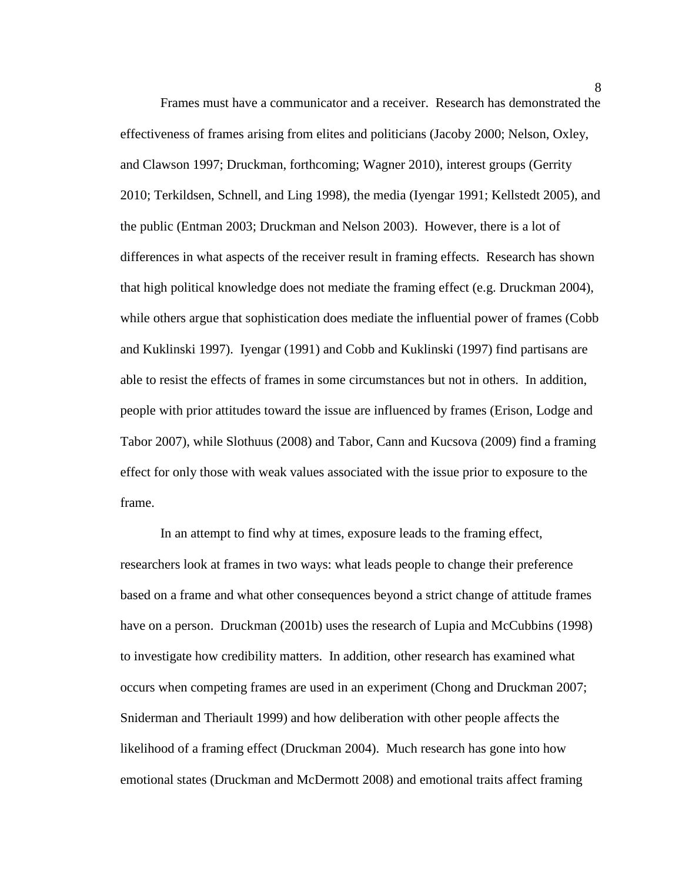Frames must have a communicator and a receiver. Research has demonstrated the effectiveness of frames arising from elites and politicians (Jacoby 2000; Nelson, Oxley, and Clawson 1997; Druckman, forthcoming; Wagner 2010), interest groups (Gerrity 2010; Terkildsen, Schnell, and Ling 1998), the media (Iyengar 1991; Kellstedt 2005), and the public (Entman 2003; Druckman and Nelson 2003). However, there is a lot of differences in what aspects of the receiver result in framing effects. Research has shown that high political knowledge does not mediate the framing effect (e.g. Druckman 2004), while others argue that sophistication does mediate the influential power of frames (Cobb and Kuklinski 1997). Iyengar (1991) and Cobb and Kuklinski (1997) find partisans are able to resist the effects of frames in some circumstances but not in others. In addition, people with prior attitudes toward the issue are influenced by frames (Erison, Lodge and Tabor 2007), while Slothuus (2008) and Tabor, Cann and Kucsova (2009) find a framing effect for only those with weak values associated with the issue prior to exposure to the frame.

In an attempt to find why at times, exposure leads to the framing effect, researchers look at frames in two ways: what leads people to change their preference based on a frame and what other consequences beyond a strict change of attitude frames have on a person. Druckman (2001b) uses the research of Lupia and McCubbins (1998) to investigate how credibility matters. In addition, other research has examined what occurs when competing frames are used in an experiment (Chong and Druckman 2007; Sniderman and Theriault 1999) and how deliberation with other people affects the likelihood of a framing effect (Druckman 2004). Much research has gone into how emotional states (Druckman and McDermott 2008) and emotional traits affect framing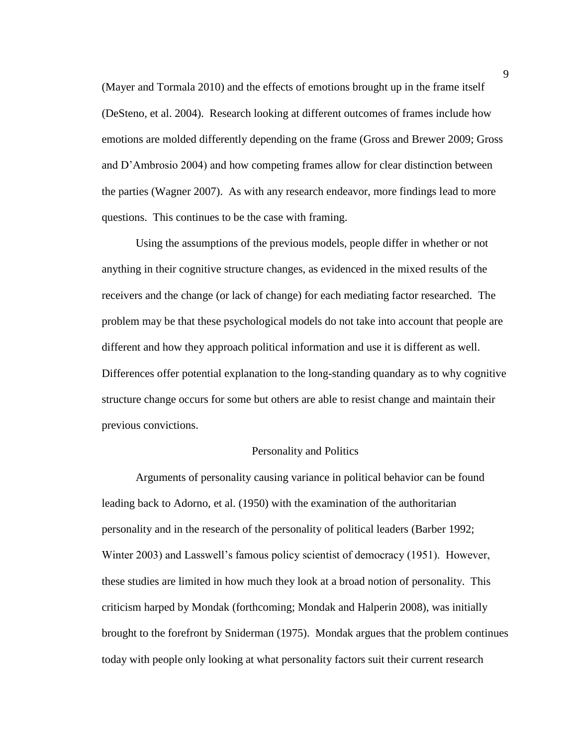(Mayer and Tormala 2010) and the effects of emotions brought up in the frame itself (DeSteno, et al. 2004). Research looking at different outcomes of frames include how emotions are molded differently depending on the frame (Gross and Brewer 2009; Gross and D'Ambrosio 2004) and how competing frames allow for clear distinction between the parties (Wagner 2007). As with any research endeavor, more findings lead to more questions. This continues to be the case with framing.

Using the assumptions of the previous models, people differ in whether or not anything in their cognitive structure changes, as evidenced in the mixed results of the receivers and the change (or lack of change) for each mediating factor researched. The problem may be that these psychological models do not take into account that people are different and how they approach political information and use it is different as well. Differences offer potential explanation to the long-standing quandary as to why cognitive structure change occurs for some but others are able to resist change and maintain their previous convictions.

## Personality and Politics

Arguments of personality causing variance in political behavior can be found leading back to Adorno, et al. (1950) with the examination of the authoritarian personality and in the research of the personality of political leaders (Barber 1992; Winter 2003) and Lasswell's famous policy scientist of democracy (1951). However, these studies are limited in how much they look at a broad notion of personality. This criticism harped by Mondak (forthcoming; Mondak and Halperin 2008), was initially brought to the forefront by Sniderman (1975). Mondak argues that the problem continues today with people only looking at what personality factors suit their current research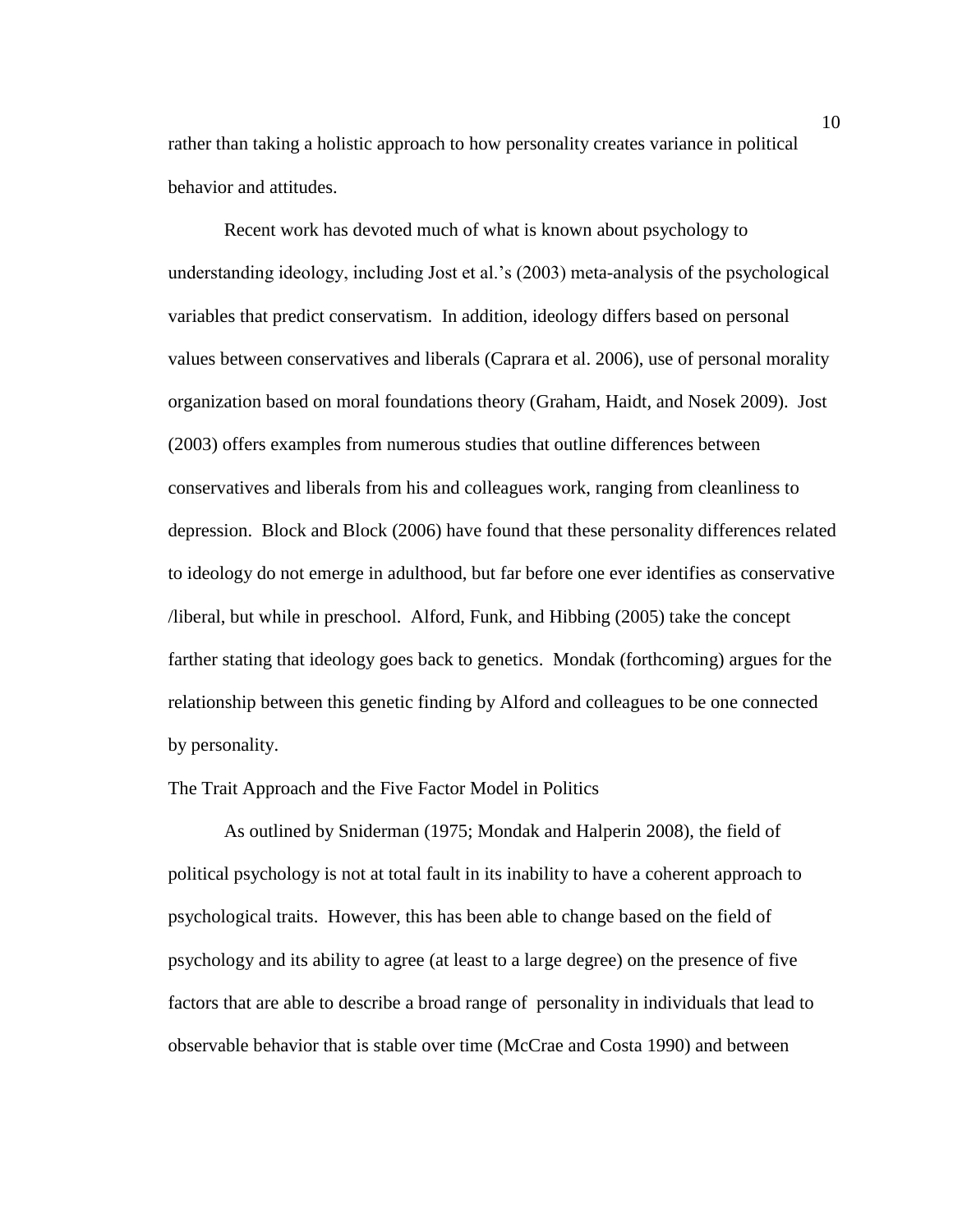rather than taking a holistic approach to how personality creates variance in political behavior and attitudes.

Recent work has devoted much of what is known about psychology to understanding ideology, including Jost et al.'s (2003) meta-analysis of the psychological variables that predict conservatism. In addition, ideology differs based on personal values between conservatives and liberals (Caprara et al. 2006), use of personal morality organization based on moral foundations theory (Graham, Haidt, and Nosek 2009). Jost (2003) offers examples from numerous studies that outline differences between conservatives and liberals from his and colleagues work, ranging from cleanliness to depression. Block and Block (2006) have found that these personality differences related to ideology do not emerge in adulthood, but far before one ever identifies as conservative /liberal, but while in preschool. Alford, Funk, and Hibbing (2005) take the concept farther stating that ideology goes back to genetics. Mondak (forthcoming) argues for the relationship between this genetic finding by Alford and colleagues to be one connected by personality.

## The Trait Approach and the Five Factor Model in Politics

As outlined by Sniderman (1975; Mondak and Halperin 2008), the field of political psychology is not at total fault in its inability to have a coherent approach to psychological traits. However, this has been able to change based on the field of psychology and its ability to agree (at least to a large degree) on the presence of five factors that are able to describe a broad range of personality in individuals that lead to observable behavior that is stable over time (McCrae and Costa 1990) and between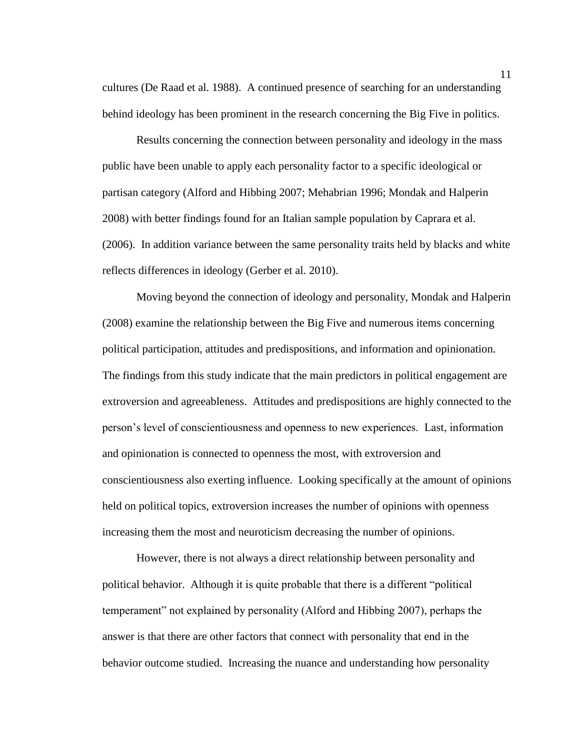cultures (De Raad et al. 1988). A continued presence of searching for an understanding behind ideology has been prominent in the research concerning the Big Five in politics.

Results concerning the connection between personality and ideology in the mass public have been unable to apply each personality factor to a specific ideological or partisan category (Alford and Hibbing 2007; Mehabrian 1996; Mondak and Halperin 2008) with better findings found for an Italian sample population by Caprara et al. (2006). In addition variance between the same personality traits held by blacks and white reflects differences in ideology (Gerber et al. 2010).

Moving beyond the connection of ideology and personality, Mondak and Halperin (2008) examine the relationship between the Big Five and numerous items concerning political participation, attitudes and predispositions, and information and opinionation. The findings from this study indicate that the main predictors in political engagement are extroversion and agreeableness. Attitudes and predispositions are highly connected to the person's level of conscientiousness and openness to new experiences. Last, information and opinionation is connected to openness the most, with extroversion and conscientiousness also exerting influence. Looking specifically at the amount of opinions held on political topics, extroversion increases the number of opinions with openness increasing them the most and neuroticism decreasing the number of opinions.

However, there is not always a direct relationship between personality and political behavior. Although it is quite probable that there is a different "political temperament" not explained by personality (Alford and Hibbing 2007), perhaps the answer is that there are other factors that connect with personality that end in the behavior outcome studied. Increasing the nuance and understanding how personality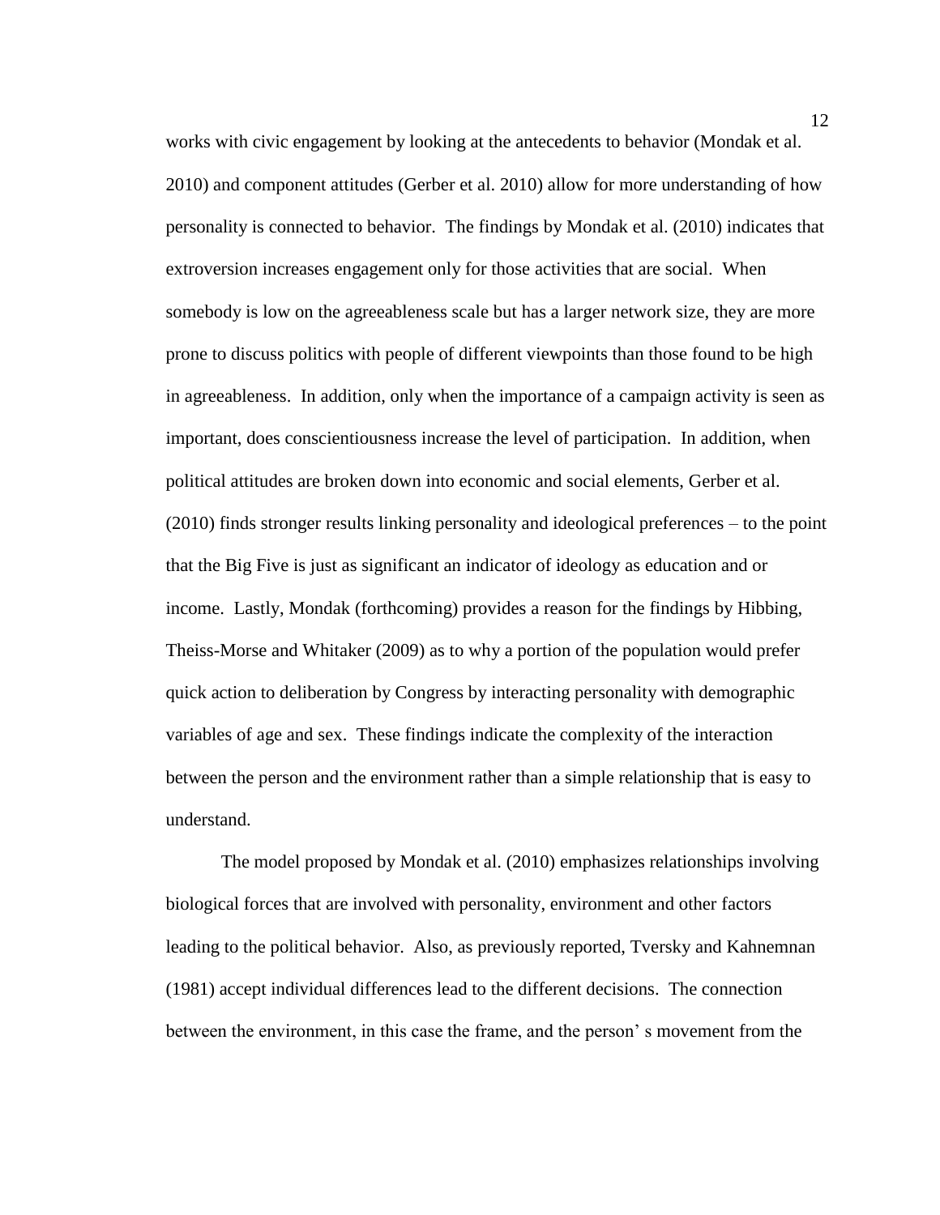works with civic engagement by looking at the antecedents to behavior (Mondak et al. 2010) and component attitudes (Gerber et al. 2010) allow for more understanding of how personality is connected to behavior. The findings by Mondak et al. (2010) indicates that extroversion increases engagement only for those activities that are social. When somebody is low on the agreeableness scale but has a larger network size, they are more prone to discuss politics with people of different viewpoints than those found to be high in agreeableness. In addition, only when the importance of a campaign activity is seen as important, does conscientiousness increase the level of participation. In addition, when political attitudes are broken down into economic and social elements, Gerber et al. (2010) finds stronger results linking personality and ideological preferences – to the point that the Big Five is just as significant an indicator of ideology as education and or income. Lastly, Mondak (forthcoming) provides a reason for the findings by Hibbing, Theiss-Morse and Whitaker (2009) as to why a portion of the population would prefer quick action to deliberation by Congress by interacting personality with demographic variables of age and sex. These findings indicate the complexity of the interaction between the person and the environment rather than a simple relationship that is easy to understand.

The model proposed by Mondak et al. (2010) emphasizes relationships involving biological forces that are involved with personality, environment and other factors leading to the political behavior. Also, as previously reported, Tversky and Kahnemnan (1981) accept individual differences lead to the different decisions. The connection between the environment, in this case the frame, and the person' s movement from the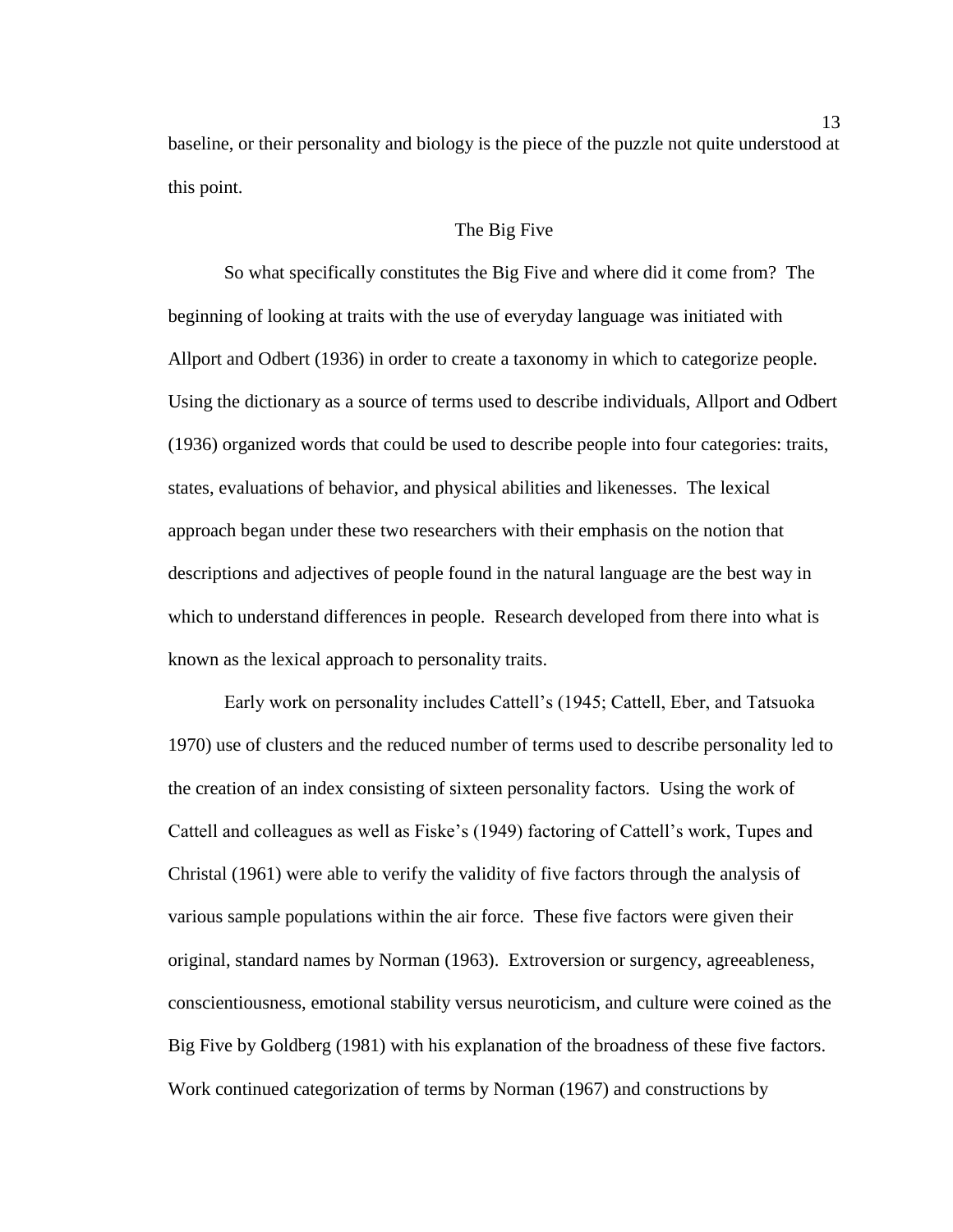baseline, or their personality and biology is the piece of the puzzle not quite understood at this point.

## The Big Five

So what specifically constitutes the Big Five and where did it come from? The beginning of looking at traits with the use of everyday language was initiated with Allport and Odbert (1936) in order to create a taxonomy in which to categorize people. Using the dictionary as a source of terms used to describe individuals, Allport and Odbert (1936) organized words that could be used to describe people into four categories: traits, states, evaluations of behavior, and physical abilities and likenesses. The lexical approach began under these two researchers with their emphasis on the notion that descriptions and adjectives of people found in the natural language are the best way in which to understand differences in people. Research developed from there into what is known as the lexical approach to personality traits.

Early work on personality includes Cattell's (1945; Cattell, Eber, and Tatsuoka 1970) use of clusters and the reduced number of terms used to describe personality led to the creation of an index consisting of sixteen personality factors. Using the work of Cattell and colleagues as well as Fiske's (1949) factoring of Cattell's work, Tupes and Christal (1961) were able to verify the validity of five factors through the analysis of various sample populations within the air force. These five factors were given their original, standard names by Norman (1963). Extroversion or surgency, agreeableness, conscientiousness, emotional stability versus neuroticism, and culture were coined as the Big Five by Goldberg (1981) with his explanation of the broadness of these five factors. Work continued categorization of terms by Norman (1967) and constructions by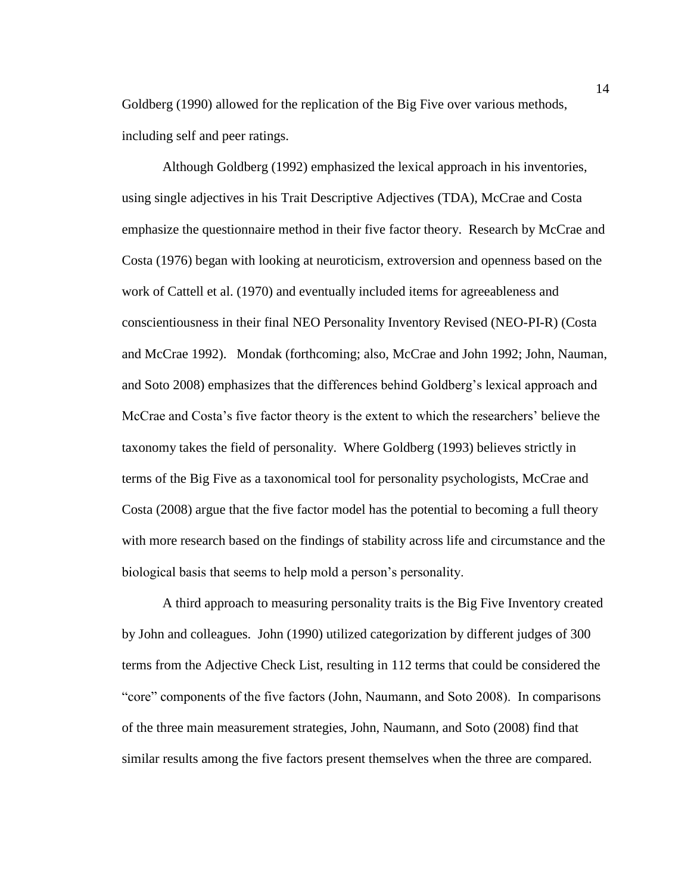Goldberg (1990) allowed for the replication of the Big Five over various methods, including self and peer ratings.

Although Goldberg (1992) emphasized the lexical approach in his inventories, using single adjectives in his Trait Descriptive Adjectives (TDA), McCrae and Costa emphasize the questionnaire method in their five factor theory. Research by McCrae and Costa (1976) began with looking at neuroticism, extroversion and openness based on the work of Cattell et al. (1970) and eventually included items for agreeableness and conscientiousness in their final NEO Personality Inventory Revised (NEO-PI-R) (Costa and McCrae 1992). Mondak (forthcoming; also, McCrae and John 1992; John, Nauman, and Soto 2008) emphasizes that the differences behind Goldberg's lexical approach and McCrae and Costa's five factor theory is the extent to which the researchers' believe the taxonomy takes the field of personality. Where Goldberg (1993) believes strictly in terms of the Big Five as a taxonomical tool for personality psychologists, McCrae and Costa (2008) argue that the five factor model has the potential to becoming a full theory with more research based on the findings of stability across life and circumstance and the biological basis that seems to help mold a person's personality.

A third approach to measuring personality traits is the Big Five Inventory created by John and colleagues. John (1990) utilized categorization by different judges of 300 terms from the Adjective Check List, resulting in 112 terms that could be considered the "core" components of the five factors (John, Naumann, and Soto 2008). In comparisons of the three main measurement strategies, John, Naumann, and Soto (2008) find that similar results among the five factors present themselves when the three are compared.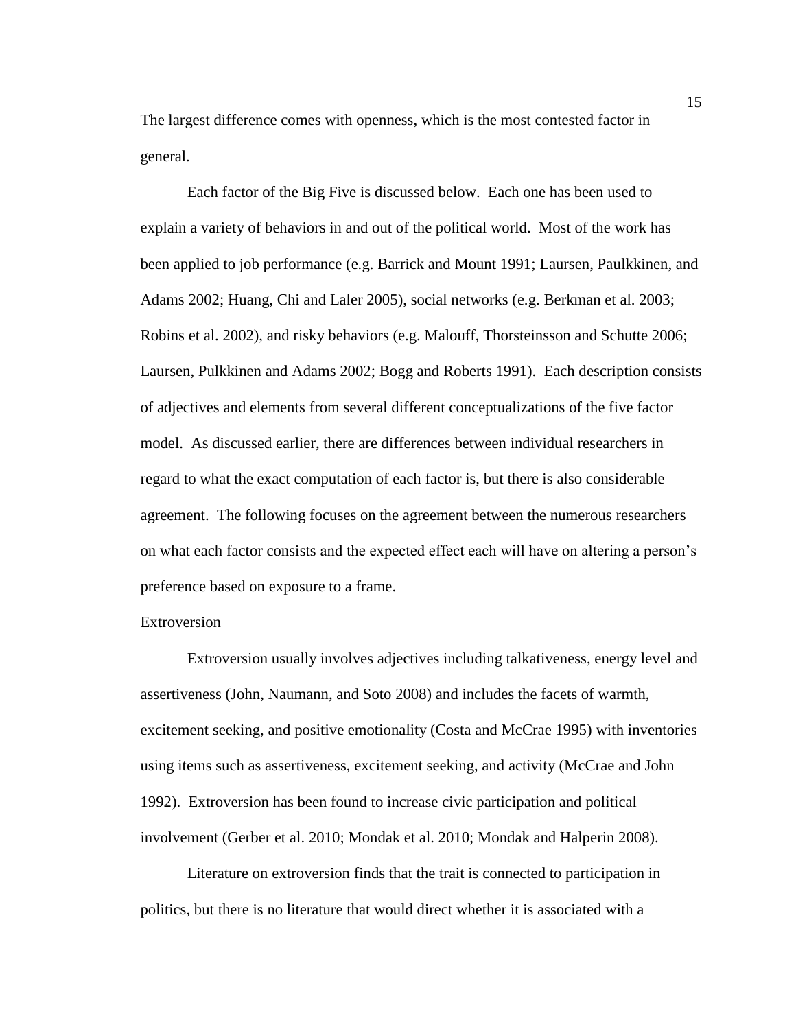The largest difference comes with openness, which is the most contested factor in general.

Each factor of the Big Five is discussed below. Each one has been used to explain a variety of behaviors in and out of the political world. Most of the work has been applied to job performance (e.g. Barrick and Mount 1991; Laursen, Paulkkinen, and Adams 2002; Huang, Chi and Laler 2005), social networks (e.g. Berkman et al. 2003; Robins et al. 2002), and risky behaviors (e.g. Malouff, Thorsteinsson and Schutte 2006; Laursen, Pulkkinen and Adams 2002; Bogg and Roberts 1991). Each description consists of adjectives and elements from several different conceptualizations of the five factor model. As discussed earlier, there are differences between individual researchers in regard to what the exact computation of each factor is, but there is also considerable agreement. The following focuses on the agreement between the numerous researchers on what each factor consists and the expected effect each will have on altering a person's preference based on exposure to a frame.

## Extroversion

Extroversion usually involves adjectives including talkativeness, energy level and assertiveness (John, Naumann, and Soto 2008) and includes the facets of warmth, excitement seeking, and positive emotionality (Costa and McCrae 1995) with inventories using items such as assertiveness, excitement seeking, and activity (McCrae and John 1992). Extroversion has been found to increase civic participation and political involvement (Gerber et al. 2010; Mondak et al. 2010; Mondak and Halperin 2008).

Literature on extroversion finds that the trait is connected to participation in politics, but there is no literature that would direct whether it is associated with a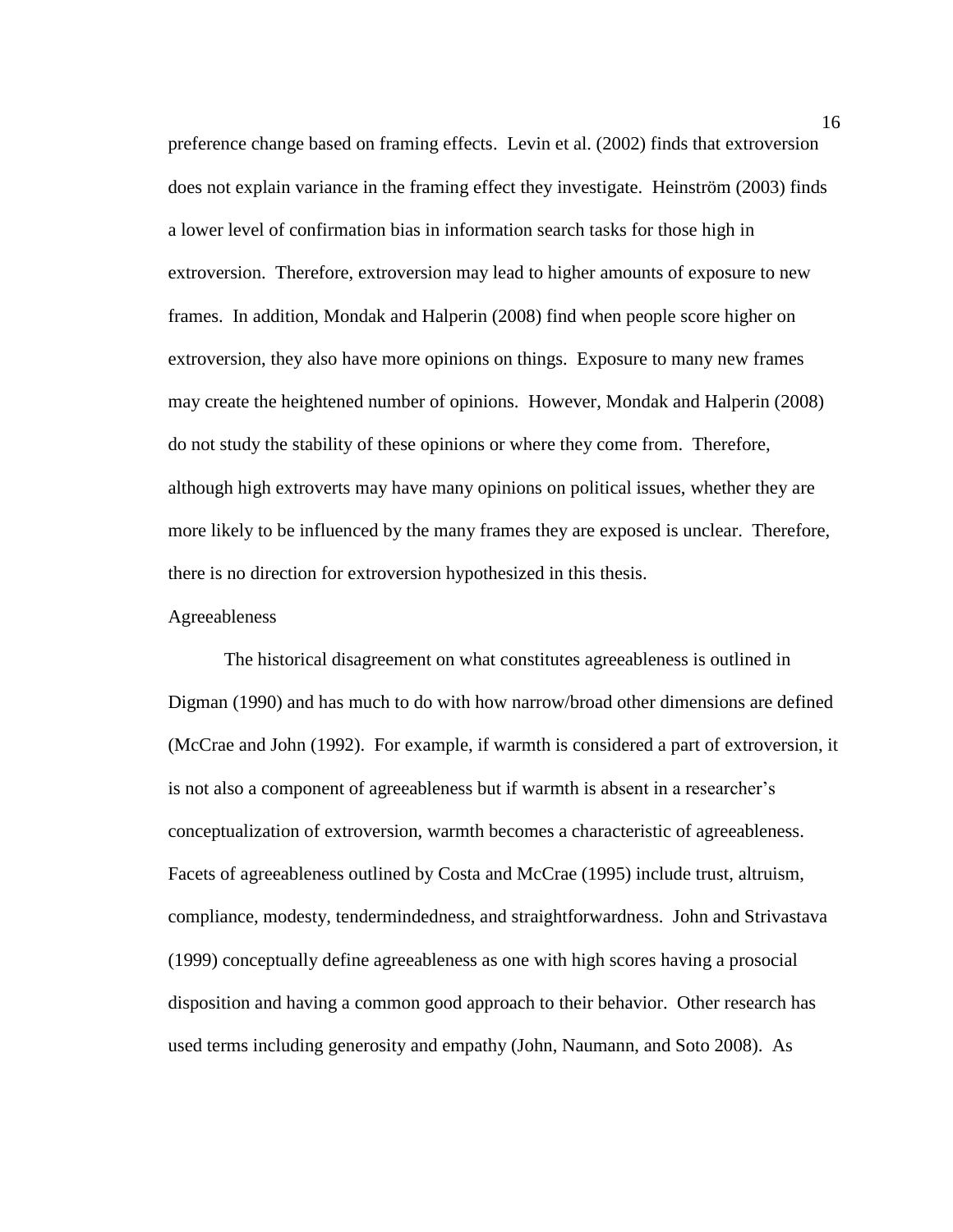preference change based on framing effects. Levin et al. (2002) finds that extroversion does not explain variance in the framing effect they investigate. Heinström (2003) finds a lower level of confirmation bias in information search tasks for those high in extroversion. Therefore, extroversion may lead to higher amounts of exposure to new frames. In addition, Mondak and Halperin (2008) find when people score higher on extroversion, they also have more opinions on things. Exposure to many new frames may create the heightened number of opinions. However, Mondak and Halperin (2008) do not study the stability of these opinions or where they come from. Therefore, although high extroverts may have many opinions on political issues, whether they are more likely to be influenced by the many frames they are exposed is unclear. Therefore, there is no direction for extroversion hypothesized in this thesis.

### Agreeableness

The historical disagreement on what constitutes agreeableness is outlined in Digman (1990) and has much to do with how narrow/broad other dimensions are defined (McCrae and John (1992). For example, if warmth is considered a part of extroversion, it is not also a component of agreeableness but if warmth is absent in a researcher's conceptualization of extroversion, warmth becomes a characteristic of agreeableness. Facets of agreeableness outlined by Costa and McCrae (1995) include trust, altruism, compliance, modesty, tendermindedness, and straightforwardness. John and Strivastava (1999) conceptually define agreeableness as one with high scores having a prosocial disposition and having a common good approach to their behavior. Other research has used terms including generosity and empathy (John, Naumann, and Soto 2008). As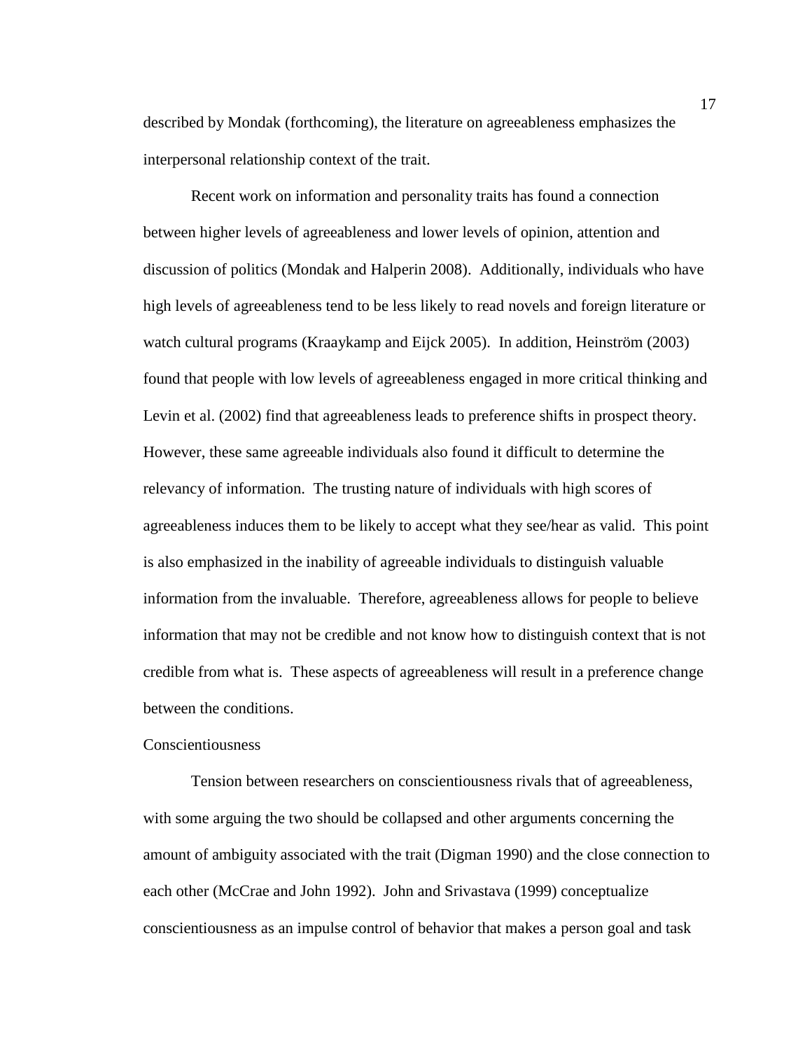described by Mondak (forthcoming), the literature on agreeableness emphasizes the interpersonal relationship context of the trait.

Recent work on information and personality traits has found a connection between higher levels of agreeableness and lower levels of opinion, attention and discussion of politics (Mondak and Halperin 2008). Additionally, individuals who have high levels of agreeableness tend to be less likely to read novels and foreign literature or watch cultural programs (Kraaykamp and Eijck 2005). In addition, Heinström (2003) found that people with low levels of agreeableness engaged in more critical thinking and Levin et al. (2002) find that agreeableness leads to preference shifts in prospect theory. However, these same agreeable individuals also found it difficult to determine the relevancy of information. The trusting nature of individuals with high scores of agreeableness induces them to be likely to accept what they see/hear as valid. This point is also emphasized in the inability of agreeable individuals to distinguish valuable information from the invaluable. Therefore, agreeableness allows for people to believe information that may not be credible and not know how to distinguish context that is not credible from what is. These aspects of agreeableness will result in a preference change between the conditions.

### Conscientiousness

Tension between researchers on conscientiousness rivals that of agreeableness, with some arguing the two should be collapsed and other arguments concerning the amount of ambiguity associated with the trait (Digman 1990) and the close connection to each other (McCrae and John 1992). John and Srivastava (1999) conceptualize conscientiousness as an impulse control of behavior that makes a person goal and task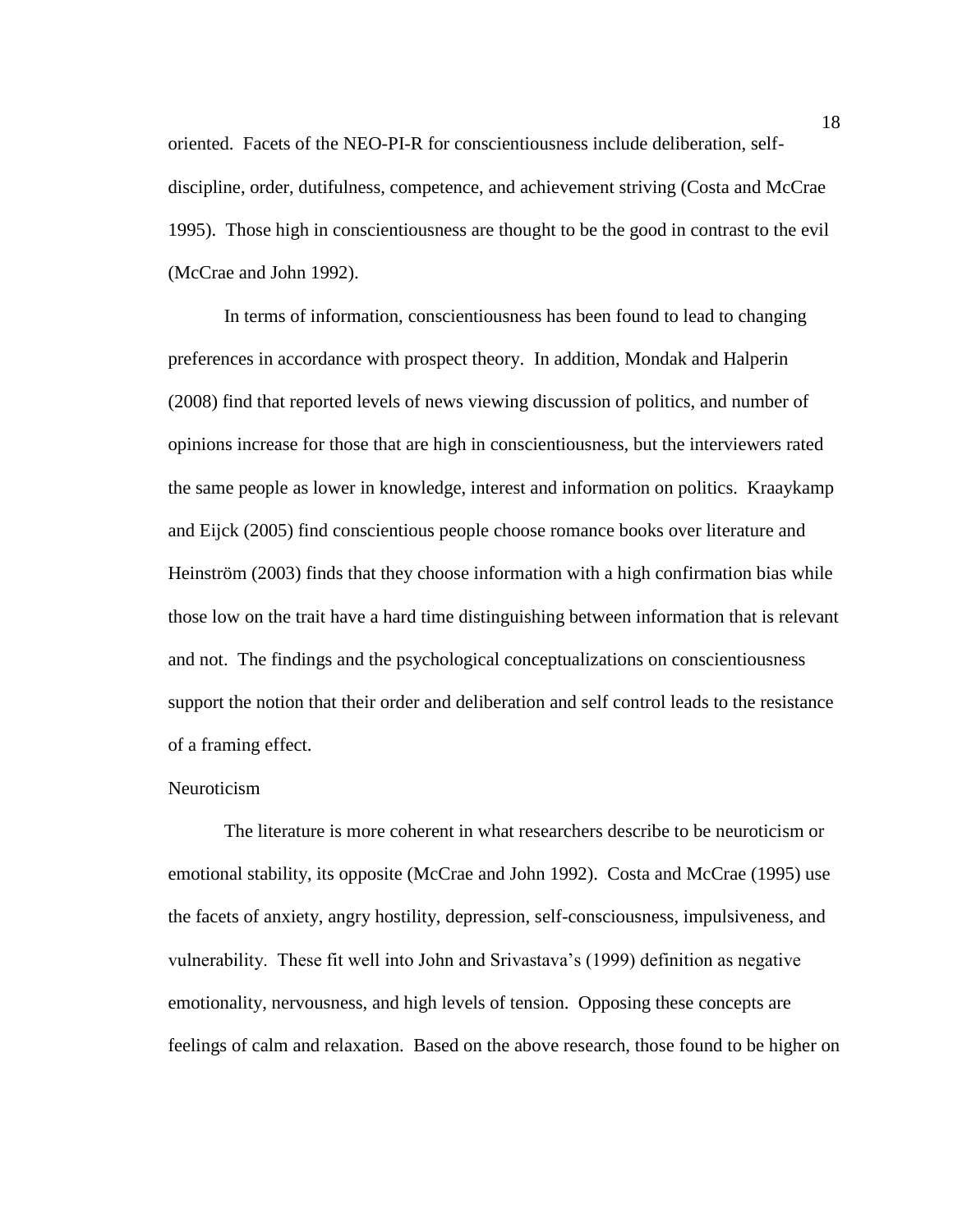oriented. Facets of the NEO-PI-R for conscientiousness include deliberation, self-discipline, order, dutifulness, competence, and achievement striving (Costa and McCrae 1995). Those high in conscientiousness are thought to be the good in contrast to the evil (McCrae and John 1992).

In terms of information, conscientiousness has been found to lead to changing preferences in accordance with prospect theory. In addition, Mondak and Halperin (2008) find that reported levels of news viewing discussion of politics, and number of opinions increase for those that are high in conscientiousness, but the interviewers rated the same people as lower in knowledge, interest and information on politics. Kraaykamp and Eijck (2005) find conscientious people choose romance books over literature and Heinström (2003) finds that they choose information with a high confirmation bias while those low on the trait have a hard time distinguishing between information that is relevant and not. The findings and the psychological conceptualizations on conscientiousness support the notion that their order and deliberation and self control leads to the resistance of a framing effect.

Neuroticism

The literature is more coherent in what researchers describe to be neuroticism or emotional stability, its opposite (McCrae and John 1992). Costa and McCrae (1995) use the facets of anxiety, angry hostility, depression, self-consciousness, impulsiveness, and vulnerability. These fit well into John and Srivastava's (1999) definition as negative emotionality, nervousness, and high levels of tension. Opposing these concepts are feelings of calm and relaxation. Based on the above research, those found to be higher on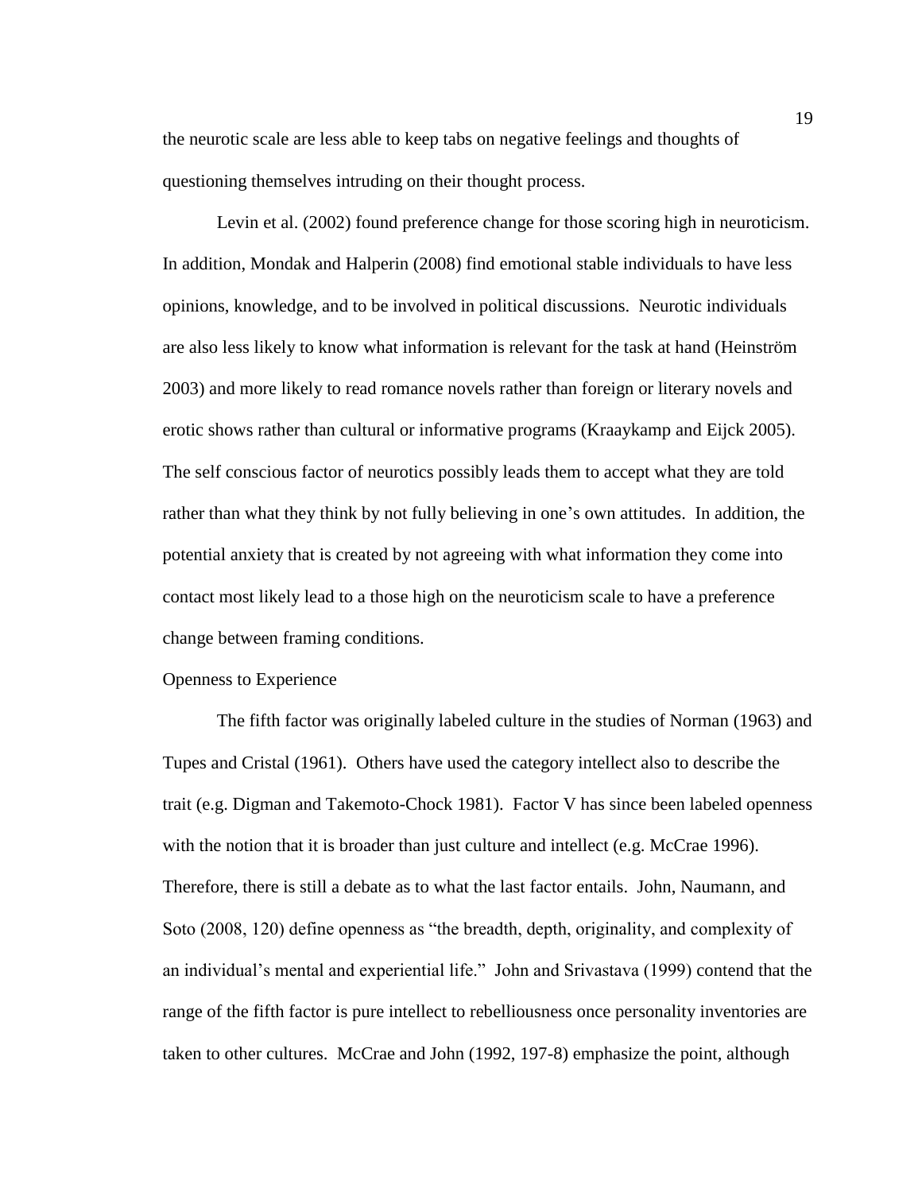the neurotic scale are less able to keep tabs on negative feelings and thoughts of questioning themselves intruding on their thought process.

Levin et al. (2002) found preference change for those scoring high in neuroticism. In addition, Mondak and Halperin (2008) find emotional stable individuals to have less opinions, knowledge, and to be involved in political discussions. Neurotic individuals are also less likely to know what information is relevant for the task at hand (Heinström 2003) and more likely to read romance novels rather than foreign or literary novels and erotic shows rather than cultural or informative programs (Kraaykamp and Eijck 2005). The self conscious factor of neurotics possibly leads them to accept what they are told rather than what they think by not fully believing in one's own attitudes. In addition, the potential anxiety that is created by not agreeing with what information they come into contact most likely lead to a those high on the neuroticism scale to have a preference change between framing conditions.

### Openness to Experience

The fifth factor was originally labeled culture in the studies of Norman (1963) and Tupes and Cristal (1961). Others have used the category intellect also to describe the trait (e.g. Digman and Takemoto-Chock 1981). Factor V has since been labeled openness with the notion that it is broader than just culture and intellect (e.g. McCrae 1996). Therefore, there is still a debate as to what the last factor entails. John, Naumann, and Soto (2008, 120) define openness as "the breadth, depth, originality, and complexity of an individual's mental and experiential life." John and Srivastava (1999) contend that the range of the fifth factor is pure intellect to rebelliousness once personality inventories are taken to other cultures. McCrae and John (1992, 197-8) emphasize the point, although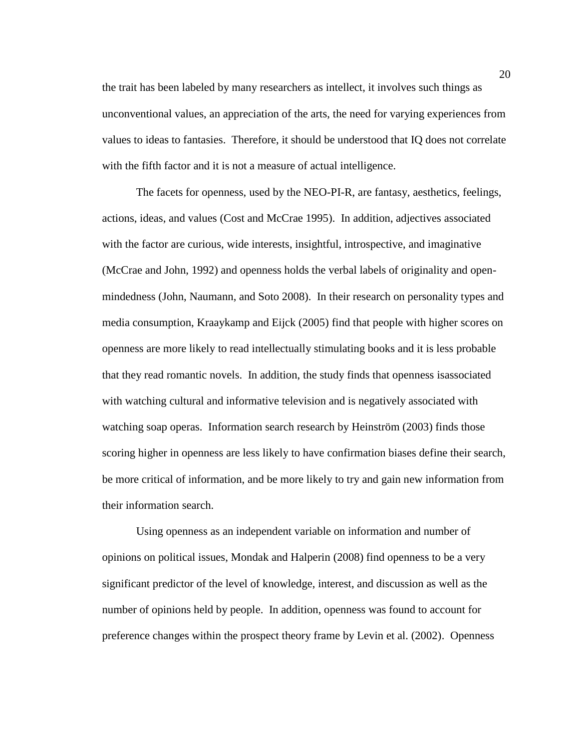the trait has been labeled by many researchers as intellect, it involves such things as unconventional values, an appreciation of the arts, the need for varying experiences from values to ideas to fantasies. Therefore, it should be understood that IQ does not correlate with the fifth factor and it is not a measure of actual intelligence.

The facets for openness, used by the NEO-PI-R, are fantasy, aesthetics, feelings, actions, ideas, and values (Cost and McCrae 1995). In addition, adjectives associated with the factor are curious, wide interests, insightful, introspective, and imaginative (McCrae and John, 1992) and openness holds the verbal labels of originality and open-mindedness (John, Naumann, and Soto 2008). In their research on personality types and media consumption, Kraaykamp and Eijck (2005) find that people with higher scores on openness are more likely to read intellectually stimulating books and it is less probable that they read romantic novels. In addition, the study finds that openness isassociated with watching cultural and informative television and is negatively associated with watching soap operas. Information search research by Heinström (2003) finds those scoring higher in openness are less likely to have confirmation biases define their search, be more critical of information, and be more likely to try and gain new information from their information search.

Using openness as an independent variable on information and number of opinions on political issues, Mondak and Halperin (2008) find openness to be a very significant predictor of the level of knowledge, interest, and discussion as well as the number of opinions held by people. In addition, openness was found to account for preference changes within the prospect theory frame by Levin et al. (2002). Openness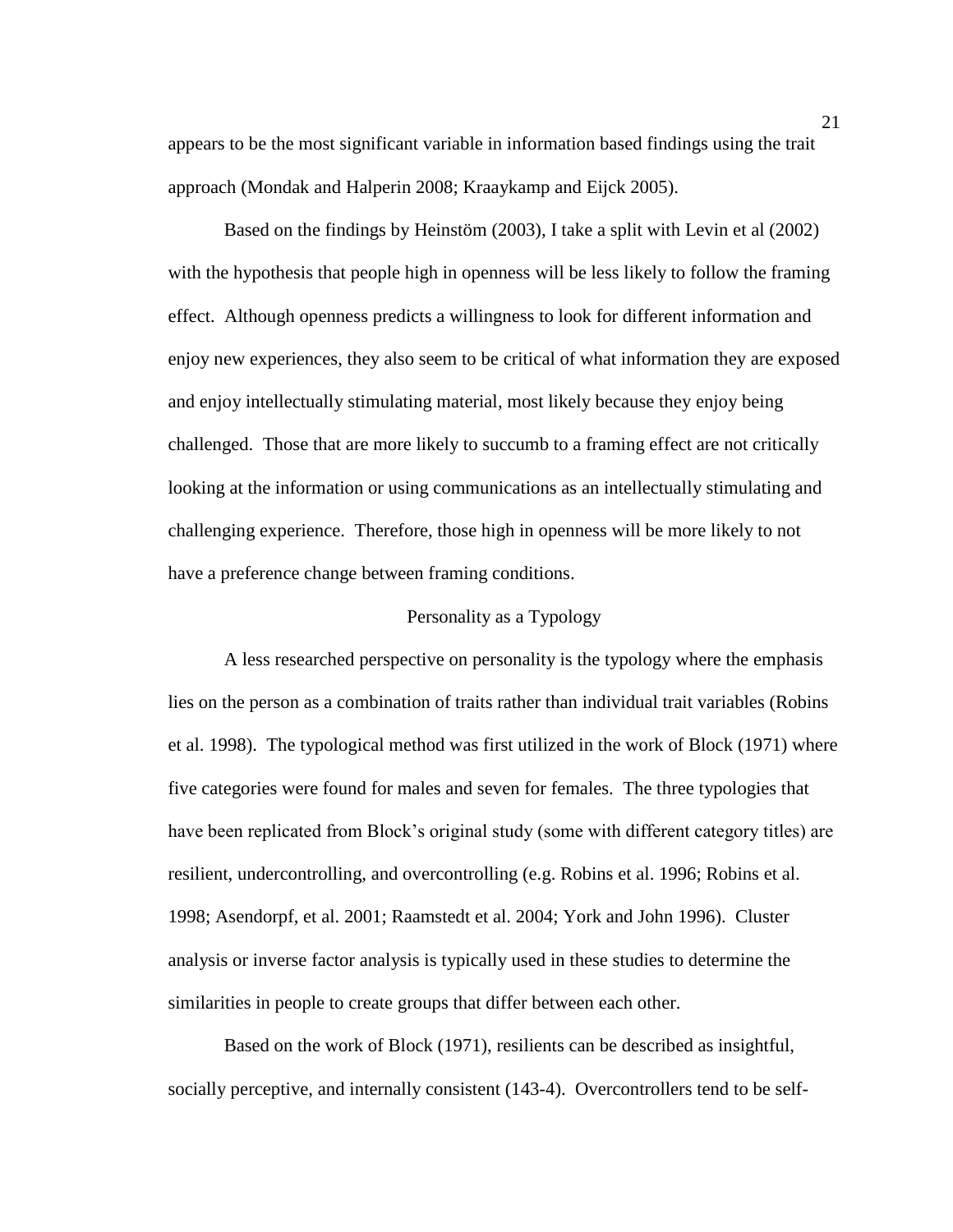appears to be the most significant variable in information based findings using the trait approach (Mondak and Halperin 2008; Kraaykamp and Eijck 2005).

Based on the findings by Heinstöm (2003), I take a split with Levin et al (2002) with the hypothesis that people high in openness will be less likely to follow the framing effect. Although openness predicts a willingness to look for different information and enjoy new experiences, they also seem to be critical of what information they are exposed and enjoy intellectually stimulating material, most likely because they enjoy being challenged. Those that are more likely to succumb to a framing effect are not critically looking at the information or using communications as an intellectually stimulating and challenging experience. Therefore, those high in openness will be more likely to not have a preference change between framing conditions.

## Personality as a Typology

A less researched perspective on personality is the typology where the emphasis lies on the person as a combination of traits rather than individual trait variables (Robins et al. 1998). The typological method was first utilized in the work of Block (1971) where five categories were found for males and seven for females. The three typologies that have been replicated from Block's original study (some with different category titles) are resilient, undercontrolling, and overcontrolling (e.g. Robins et al. 1996; Robins et al. 1998; Asendorpf, et al. 2001; Raamstedt et al. 2004; York and John 1996). Cluster analysis or inverse factor analysis is typically used in these studies to determine the similarities in people to create groups that differ between each other.

Based on the work of Block (1971), resilients can be described as insightful, socially perceptive, and internally consistent (143-4). Overcontrollers tend to be self-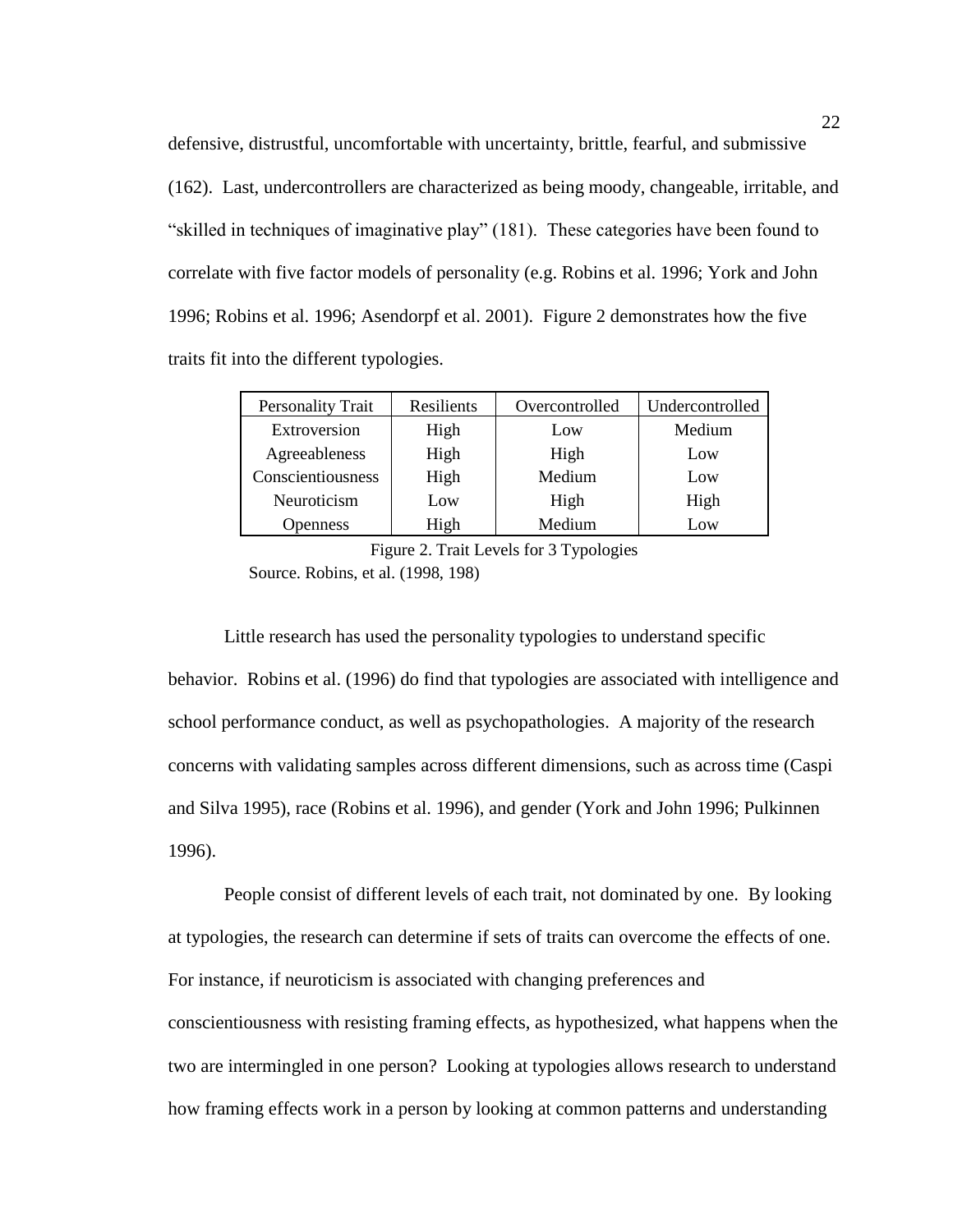defensive, distrustful, uncomfortable with uncertainty, brittle, fearful, and submissive (162). Last, undercontrollers are characterized as being moody, changeable, irritable, and "skilled in techniques of imaginative play" (181). These categories have been found to correlate with five factor models of personality (e.g. Robins et al. 1996; York and John 1996; Robins et al. 1996; Asendorpf et al. 2001). Figure 2 demonstrates how the five traits fit into the different typologies.

| Personality Trait | Resilients | Overcontrolled | Undercontrolled |
|---|---|---|---|
| Extroversion | High | Low | Medium |
| Agreeableness | High | High | Low |
| Conscientiousness | High | Medium | Low |
| Neuroticism | Low | High | High |
| Openness | High | Medium | Low |

Figure 2. Trait Levels for 3 Typologies

Source. Robins, et al. (1998, 198)

Little research has used the personality typologies to understand specific behavior. Robins et al. (1996) do find that typologies are associated with intelligence and school performance conduct, as well as psychopathologies. A majority of the research concerns with validating samples across different dimensions, such as across time (Caspi and Silva 1995), race (Robins et al. 1996), and gender (York and John 1996; Pulkinnen 1996).

People consist of different levels of each trait, not dominated by one. By looking at typologies, the research can determine if sets of traits can overcome the effects of one. For instance, if neuroticism is associated with changing preferences and conscientiousness with resisting framing effects, as hypothesized, what happens when the two are intermingled in one person? Looking at typologies allows research to understand how framing effects work in a person by looking at common patterns and understanding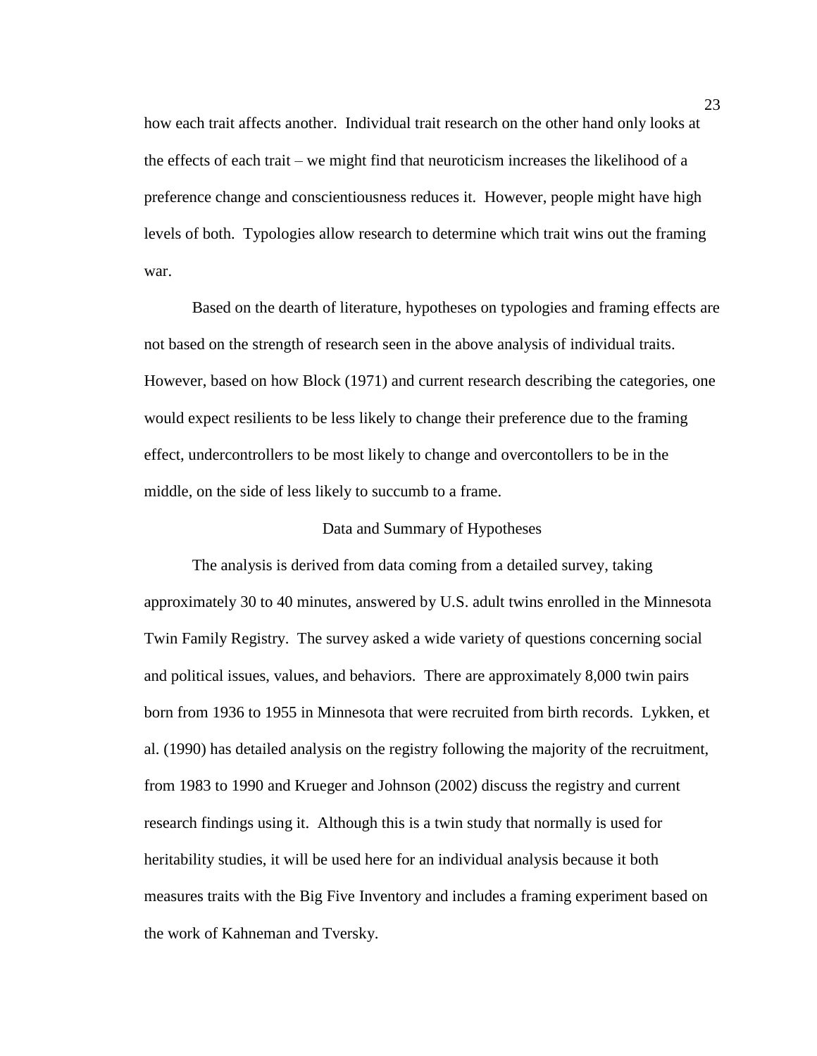how each trait affects another. Individual trait research on the other hand only looks at the effects of each trait – we might find that neuroticism increases the likelihood of a preference change and conscientiousness reduces it. However, people might have high levels of both. Typologies allow research to determine which trait wins out the framing war.

Based on the dearth of literature, hypotheses on typologies and framing effects are not based on the strength of research seen in the above analysis of individual traits. However, based on how Block (1971) and current research describing the categories, one would expect resilients to be less likely to change their preference due to the framing effect, undercontrollers to be most likely to change and overcontollers to be in the middle, on the side of less likely to succumb to a frame.

## Data and Summary of Hypotheses

The analysis is derived from data coming from a detailed survey, taking approximately 30 to 40 minutes, answered by U.S. adult twins enrolled in the Minnesota Twin Family Registry. The survey asked a wide variety of questions concerning social and political issues, values, and behaviors. There are approximately 8,000 twin pairs born from 1936 to 1955 in Minnesota that were recruited from birth records. Lykken, et al. (1990) has detailed analysis on the registry following the majority of the recruitment, from 1983 to 1990 and Krueger and Johnson (2002) discuss the registry and current research findings using it. Although this is a twin study that normally is used for heritability studies, it will be used here for an individual analysis because it both measures traits with the Big Five Inventory and includes a framing experiment based on the work of Kahneman and Tversky.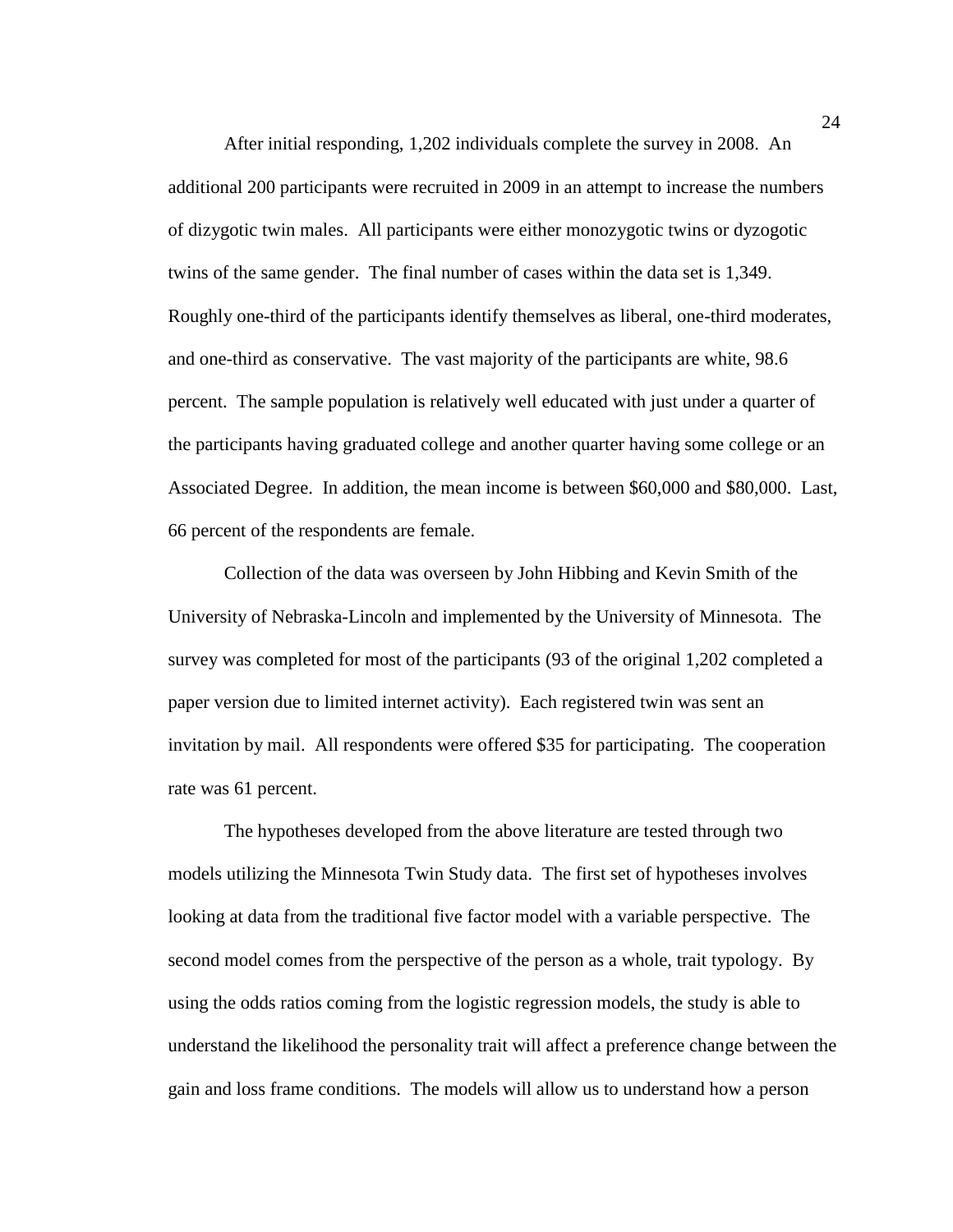After initial responding, 1,202 individuals complete the survey in 2008. An additional 200 participants were recruited in 2009 in an attempt to increase the numbers of dizygotic twin males. All participants were either monozygotic twins or dyzogotic twins of the same gender. The final number of cases within the data set is 1,349. Roughly one-third of the participants identify themselves as liberal, one-third moderates, and one-third as conservative. The vast majority of the participants are white, 98.6 percent. The sample population is relatively well educated with just under a quarter of the participants having graduated college and another quarter having some college or an Associated Degree. In addition, the mean income is between $60,000 and $80,000. Last, 66 percent of the respondents are female.

Collection of the data was overseen by John Hibbing and Kevin Smith of the University of Nebraska-Lincoln and implemented by the University of Minnesota. The survey was completed for most of the participants (93 of the original 1,202 completed a paper version due to limited internet activity). Each registered twin was sent an invitation by mail. All respondents were offered $35 for participating. The cooperation rate was 61 percent.

The hypotheses developed from the above literature are tested through two models utilizing the Minnesota Twin Study data. The first set of hypotheses involves looking at data from the traditional five factor model with a variable perspective. The second model comes from the perspective of the person as a whole, trait typology. By using the odds ratios coming from the logistic regression models, the study is able to understand the likelihood the personality trait will affect a preference change between the gain and loss frame conditions. The models will allow us to understand how a person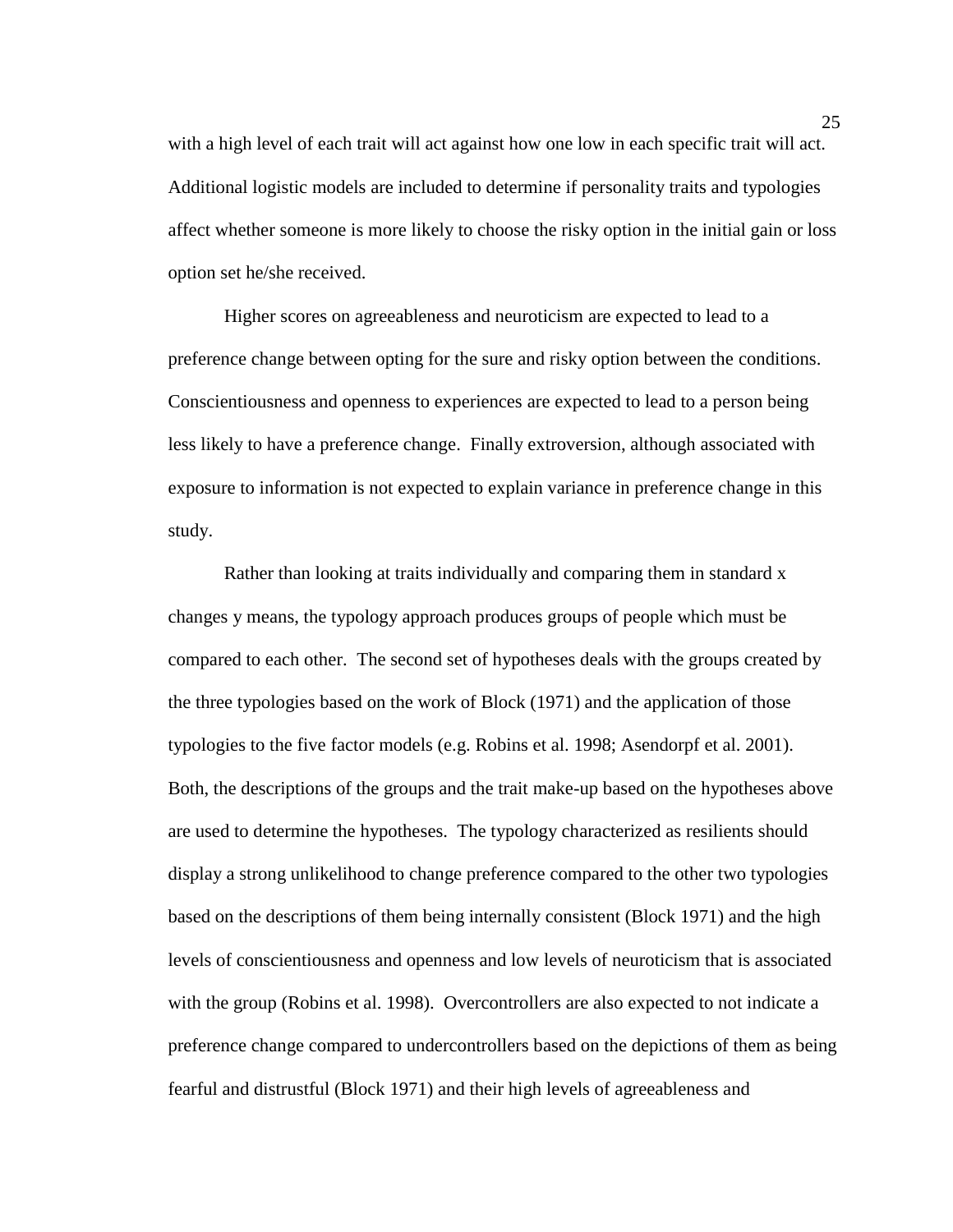with a high level of each trait will act against how one low in each specific trait will act. Additional logistic models are included to determine if personality traits and typologies affect whether someone is more likely to choose the risky option in the initial gain or loss option set he/she received.

Higher scores on agreeableness and neuroticism are expected to lead to a preference change between opting for the sure and risky option between the conditions. Conscientiousness and openness to experiences are expected to lead to a person being less likely to have a preference change. Finally extroversion, although associated with exposure to information is not expected to explain variance in preference change in this study.

Rather than looking at traits individually and comparing them in standard x changes y means, the typology approach produces groups of people which must be compared to each other. The second set of hypotheses deals with the groups created by the three typologies based on the work of Block (1971) and the application of those typologies to the five factor models (e.g. Robins et al. 1998; Asendorpf et al. 2001). Both, the descriptions of the groups and the trait make-up based on the hypotheses above are used to determine the hypotheses. The typology characterized as resilients should display a strong unlikelihood to change preference compared to the other two typologies based on the descriptions of them being internally consistent (Block 1971) and the high levels of conscientiousness and openness and low levels of neuroticism that is associated with the group (Robins et al. 1998). Overcontrollers are also expected to not indicate a preference change compared to undercontrollers based on the depictions of them as being fearful and distrustful (Block 1971) and their high levels of agreeableness and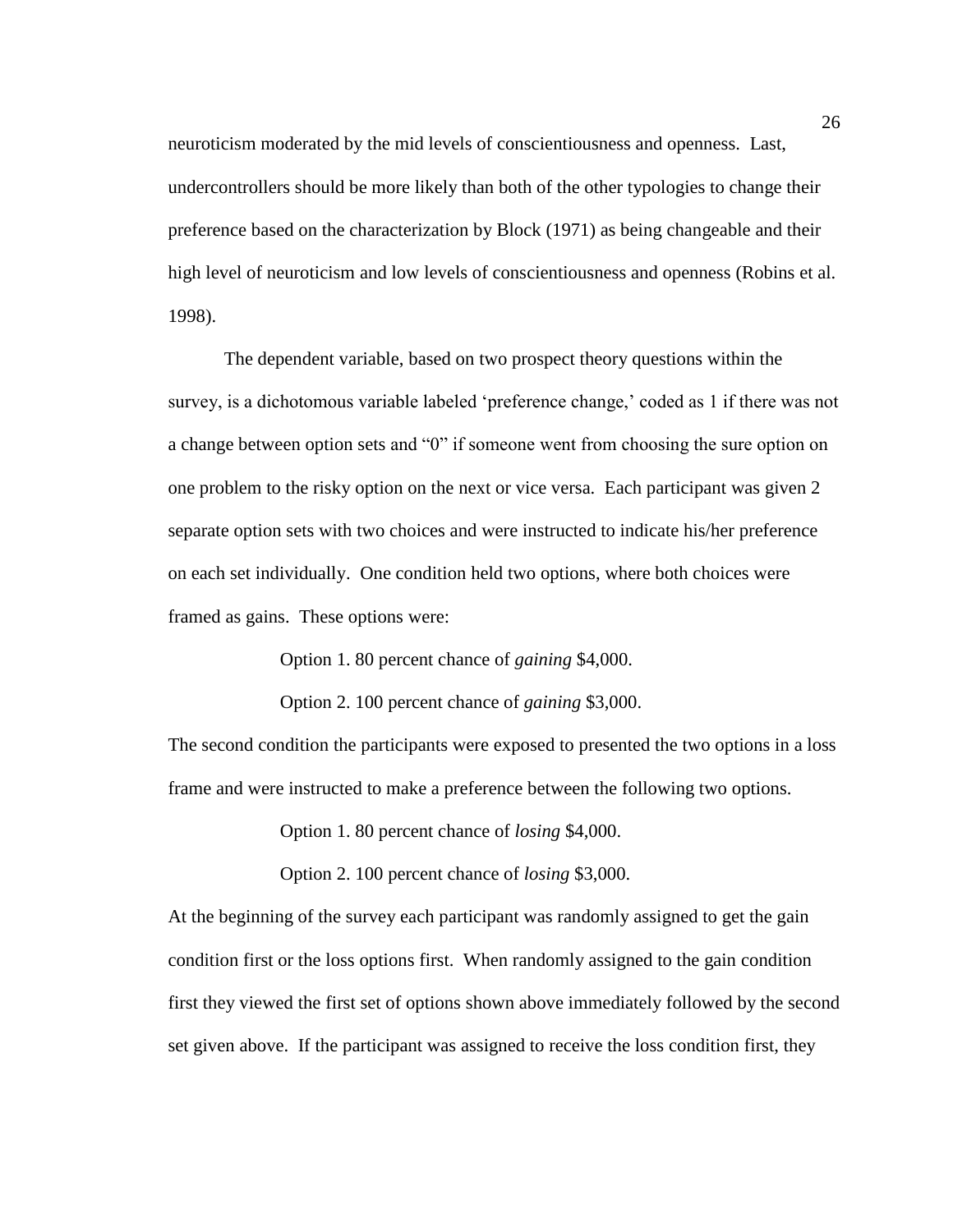neuroticism moderated by the mid levels of conscientiousness and openness. Last, undercontrollers should be more likely than both of the other typologies to change their preference based on the characterization by Block (1971) as being changeable and their high level of neuroticism and low levels of conscientiousness and openness (Robins et al. 1998).

The dependent variable, based on two prospect theory questions within the survey, is a dichotomous variable labeled 'preference change,' coded as 1 if there was not a change between option sets and "0" if someone went from choosing the sure option on one problem to the risky option on the next or vice versa. Each participant was given 2 separate option sets with two choices and were instructed to indicate his/her preference on each set individually. One condition held two options, where both choices were framed as gains. These options were:

Option 1. 80 percent chance of *gaining* $4,000.

Option 2. 100 percent chance of *gaining* $3,000.

The second condition the participants were exposed to presented the two options in a loss frame and were instructed to make a preference between the following two options.

Option 1. 80 percent chance of *losing* $4,000.

Option 2. 100 percent chance of *losing* $3,000.

At the beginning of the survey each participant was randomly assigned to get the gain condition first or the loss options first. When randomly assigned to the gain condition first they viewed the first set of options shown above immediately followed by the second set given above. If the participant was assigned to receive the loss condition first, they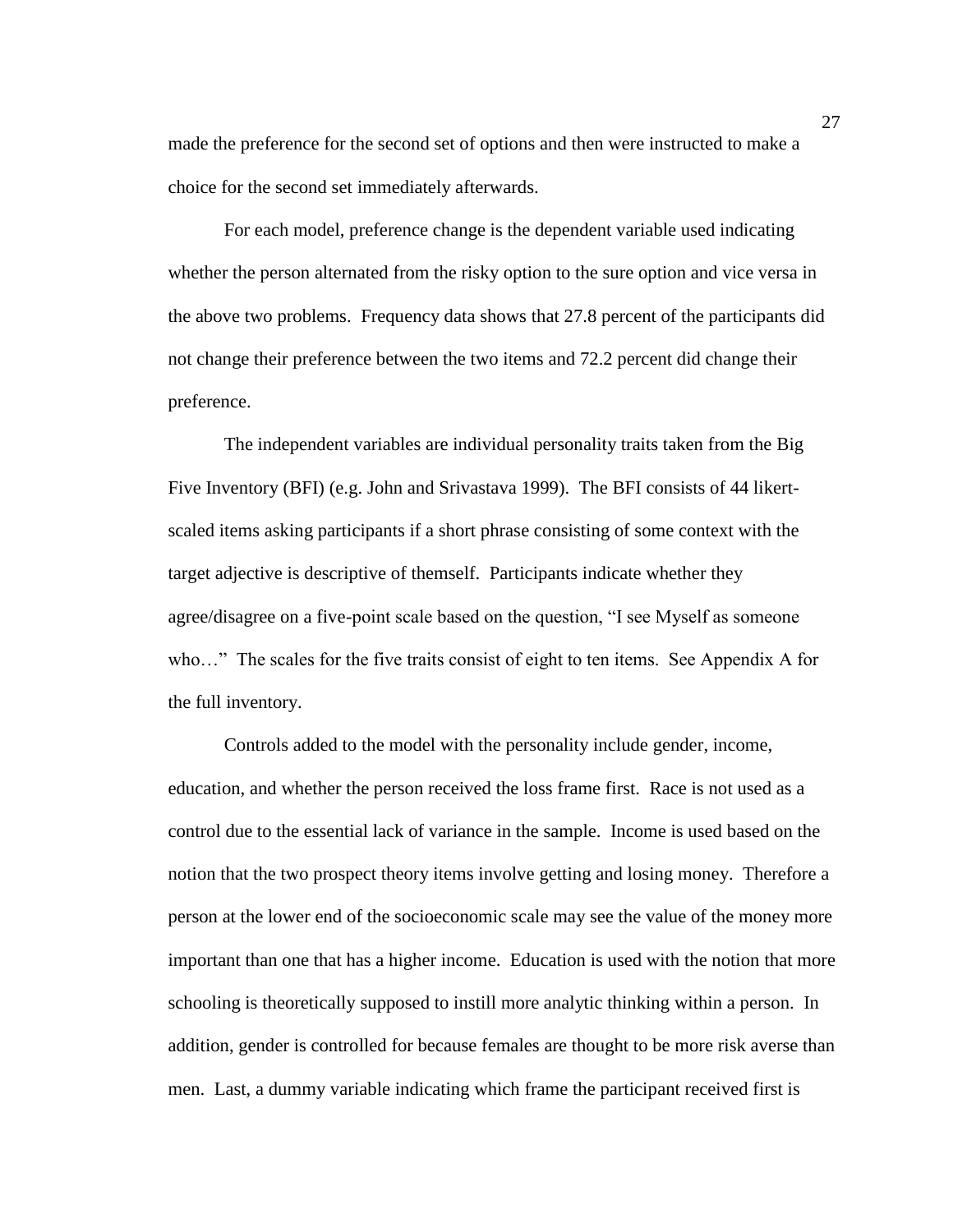made the preference for the second set of options and then were instructed to make a choice for the second set immediately afterwards.

For each model, preference change is the dependent variable used indicating whether the person alternated from the risky option to the sure option and vice versa in the above two problems. Frequency data shows that 27.8 percent of the participants did not change their preference between the two items and 72.2 percent did change their preference.

The independent variables are individual personality traits taken from the Big Five Inventory (BFI) (e.g. John and Srivastava 1999). The BFI consists of 44 likert-scaled items asking participants if a short phrase consisting of some context with the target adjective is descriptive of themself. Participants indicate whether they agree/disagree on a five-point scale based on the question, "I see Myself as someone who…" The scales for the five traits consist of eight to ten items. See Appendix A for the full inventory.

Controls added to the model with the personality include gender, income, education, and whether the person received the loss frame first. Race is not used as a control due to the essential lack of variance in the sample. Income is used based on the notion that the two prospect theory items involve getting and losing money. Therefore a person at the lower end of the socioeconomic scale may see the value of the money more important than one that has a higher income. Education is used with the notion that more schooling is theoretically supposed to instill more analytic thinking within a person. In addition, gender is controlled for because females are thought to be more risk averse than men. Last, a dummy variable indicating which frame the participant received first is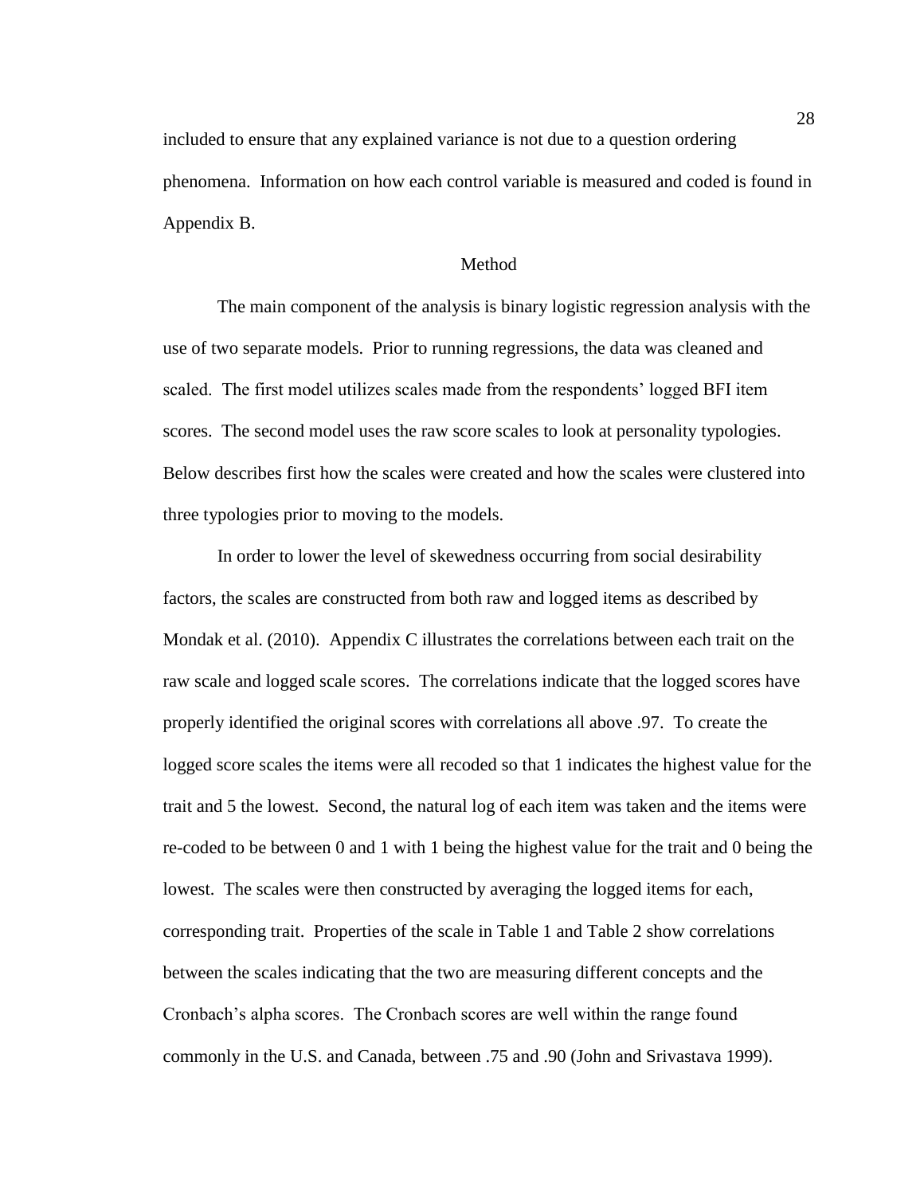included to ensure that any explained variance is not due to a question ordering phenomena. Information on how each control variable is measured and coded is found in Appendix B.

## Method

The main component of the analysis is binary logistic regression analysis with the use of two separate models. Prior to running regressions, the data was cleaned and scaled. The first model utilizes scales made from the respondents' logged BFI item scores. The second model uses the raw score scales to look at personality typologies. Below describes first how the scales were created and how the scales were clustered into three typologies prior to moving to the models.

In order to lower the level of skewedness occurring from social desirability factors, the scales are constructed from both raw and logged items as described by Mondak et al. (2010). Appendix C illustrates the correlations between each trait on the raw scale and logged scale scores. The correlations indicate that the logged scores have properly identified the original scores with correlations all above .97. To create the logged score scales the items were all recoded so that 1 indicates the highest value for the trait and 5 the lowest. Second, the natural log of each item was taken and the items were re-coded to be between 0 and 1 with 1 being the highest value for the trait and 0 being the lowest. The scales were then constructed by averaging the logged items for each, corresponding trait. Properties of the scale in Table 1 and Table 2 show correlations between the scales indicating that the two are measuring different concepts and the Cronbach's alpha scores. The Cronbach scores are well within the range found commonly in the U.S. and Canada, between .75 and .90 (John and Srivastava 1999).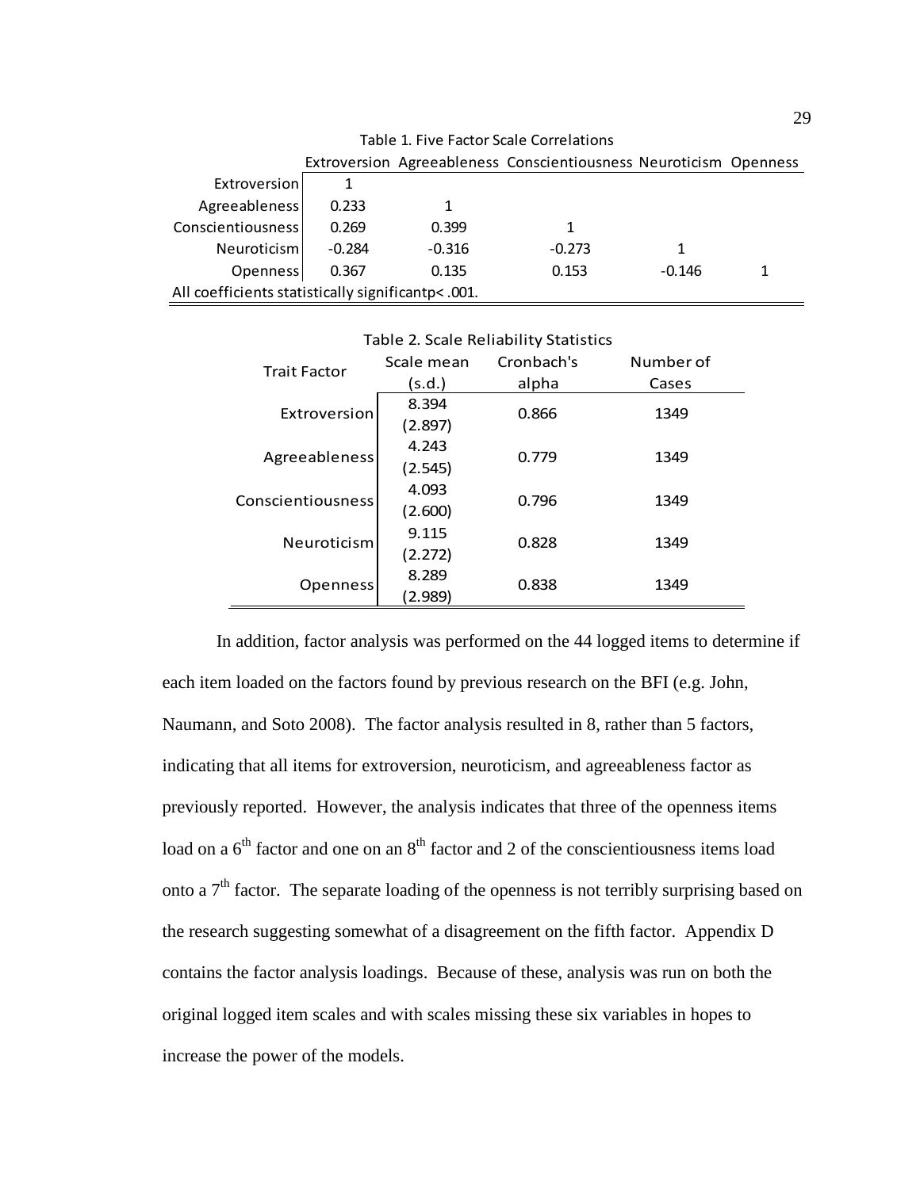Table 1. Five Factor Scale Correlations

| | Extroversion | Agreeableness | Conscientiousness | Neuroticism | Openness |
|---|---|---|---|---|---|
| Extroversion | 1 | | | | |
| Agreeableness | 0.233 | 1 | | | |
| Conscientiousness | 0.269 | 0.399 | 1 | | |
| Neuroticism | -0.284 | -0.316 | -0.273 | 1 | |
| Openness | 0.367 | 0.135 | 0.153 | -0.146 | 1 |

All coefficients statistically significantp< .001.

Table 2. Scale Reliability Statistics

| Trait Factor | Scale mean (s.d.) | Cronbach's alpha | Number of Cases |
|---|---|---|---|
| Extroversion | 8.394 (2.897) | 0.866 | 1349 |
| Agreeableness | 4.243 (2.545) | 0.779 | 1349 |
| Conscientiousness | 4.093 (2.600) | 0.796 | 1349 |
| Neuroticism | 9.115 (2.272) | 0.828 | 1349 |
| Openness | 8.289 (2.989) | 0.838 | 1349 |

In addition, factor analysis was performed on the 44 logged items to determine if each item loaded on the factors found by previous research on the BFI (e.g. John, Naumann, and Soto 2008). The factor analysis resulted in 8, rather than 5 factors, indicating that all items for extroversion, neuroticism, and agreeableness factor as previously reported. However, the analysis indicates that three of the openness items load on a 6th factor and one on an 8th factor and 2 of the conscientiousness items load onto a 7th factor. The separate loading of the openness is not terribly surprising based on the research suggesting somewhat of a disagreement on the fifth factor. Appendix D contains the factor analysis loadings. Because of these, analysis was run on both the original logged item scales and with scales missing these six variables in hopes to increase the power of the models.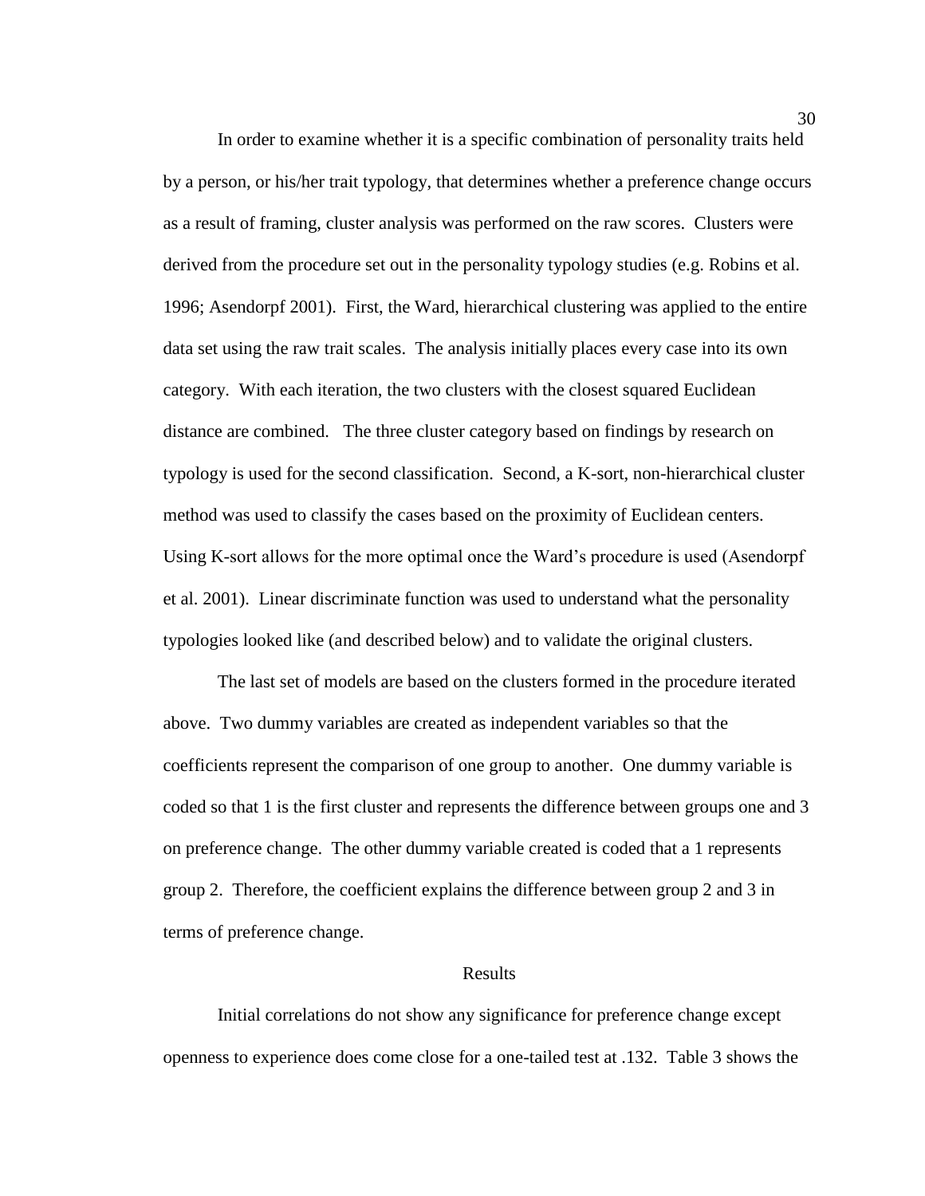In order to examine whether it is a specific combination of personality traits held by a person, or his/her trait typology, that determines whether a preference change occurs as a result of framing, cluster analysis was performed on the raw scores. Clusters were derived from the procedure set out in the personality typology studies (e.g. Robins et al. 1996; Asendorpf 2001). First, the Ward, hierarchical clustering was applied to the entire data set using the raw trait scales. The analysis initially places every case into its own category. With each iteration, the two clusters with the closest squared Euclidean distance are combined. The three cluster category based on findings by research on typology is used for the second classification. Second, a K-sort, non-hierarchical cluster method was used to classify the cases based on the proximity of Euclidean centers. Using K-sort allows for the more optimal once the Ward's procedure is used (Asendorpf et al. 2001). Linear discriminate function was used to understand what the personality typologies looked like (and described below) and to validate the original clusters.

The last set of models are based on the clusters formed in the procedure iterated above. Two dummy variables are created as independent variables so that the coefficients represent the comparison of one group to another. One dummy variable is coded so that 1 is the first cluster and represents the difference between groups one and 3 on preference change. The other dummy variable created is coded that a 1 represents group 2. Therefore, the coefficient explains the difference between group 2 and 3 in terms of preference change.

## Results

Initial correlations do not show any significance for preference change except openness to experience does come close for a one-tailed test at .132. Table 3 shows the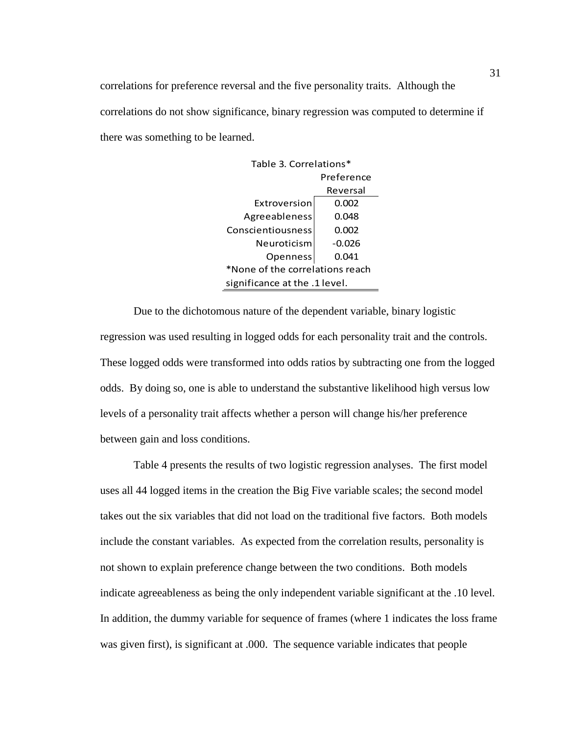correlations for preference reversal and the five personality traits. Although the correlations do not show significance, binary regression was computed to determine if there was something to be learned.

Table 3. Correlations*

| | Preference Reversal |
|---|---|
| Extroversion | 0.002 |
| Agreeableness | 0.048 |
| Conscientiousness | 0.002 |
| Neuroticism | -0.026 |
| Openness | 0.041 |

*None of the correlations reach significance at the .1 level.

Due to the dichotomous nature of the dependent variable, binary logistic regression was used resulting in logged odds for each personality trait and the controls. These logged odds were transformed into odds ratios by subtracting one from the logged odds. By doing so, one is able to understand the substantive likelihood high versus low levels of a personality trait affects whether a person will change his/her preference between gain and loss conditions.

Table 4 presents the results of two logistic regression analyses. The first model uses all 44 logged items in the creation the Big Five variable scales; the second model takes out the six variables that did not load on the traditional five factors. Both models include the constant variables. As expected from the correlation results, personality is not shown to explain preference change between the two conditions. Both models indicate agreeableness as being the only independent variable significant at the .10 level. In addition, the dummy variable for sequence of frames (where 1 indicates the loss frame was given first), is significant at .000. The sequence variable indicates that people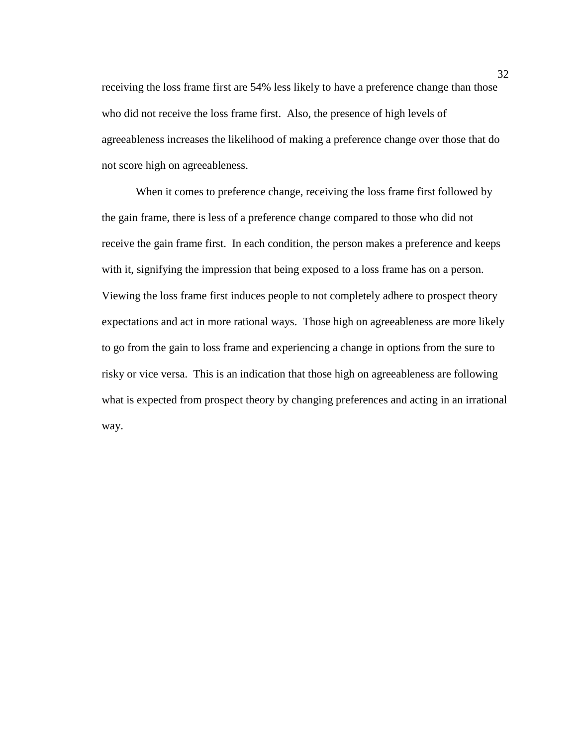receiving the loss frame first are 54% less likely to have a preference change than those who did not receive the loss frame first. Also, the presence of high levels of agreeableness increases the likelihood of making a preference change over those that do not score high on agreeableness.

When it comes to preference change, receiving the loss frame first followed by the gain frame, there is less of a preference change compared to those who did not receive the gain frame first. In each condition, the person makes a preference and keeps with it, signifying the impression that being exposed to a loss frame has on a person. Viewing the loss frame first induces people to not completely adhere to prospect theory expectations and act in more rational ways. Those high on agreeableness are more likely to go from the gain to loss frame and experiencing a change in options from the sure to risky or vice versa. This is an indication that those high on agreeableness are following what is expected from prospect theory by changing preferences and acting in an irrational way.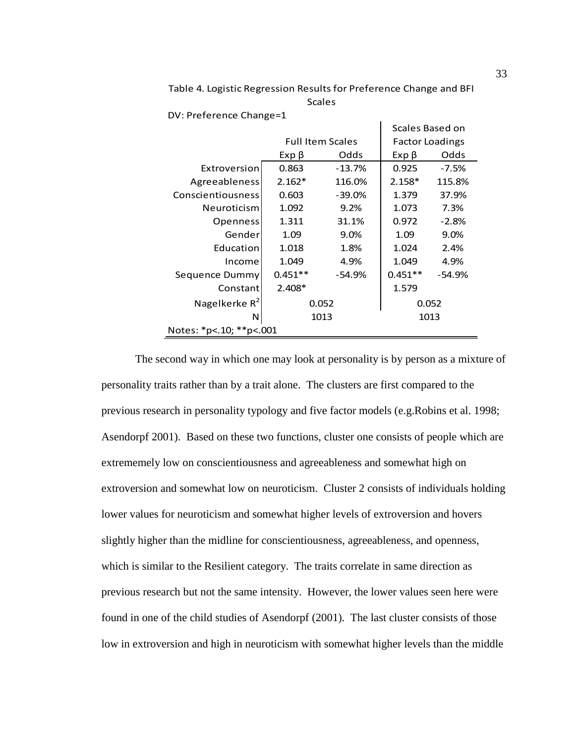Table 4. Logistic Regression Results for Preference Change and BFI Scales

DV: Preference Change=1

| | Full Item Scales | | Scales Based on Factor Loadings | |
|---|---|---|---|---|
| | Exp β | Odds | Exp β | Odds |
| Extroversion | 0.863 | -13.7% | 0.925 | -7.5% |
| Agreeableness | 2.162* | 116.0% | 2.158* | 115.8% |
| Conscientiousness | 0.603 | -39.0% | 1.379 | 37.9% |
| Neuroticism | 1.092 | 9.2% | 1.073 | 7.3% |
| Openness | 1.311 | 31.1% | 0.972 | -2.8% |
| Gender | 1.09 | 9.0% | 1.09 | 9.0% |
| Education | 1.018 | 1.8% | 1.024 | 2.4% |
| Income | 1.049 | 4.9% | 1.049 | 4.9% |
| Sequence Dummy | 0.451** | -54.9% | 0.451** | -54.9% |
| Constant | 2.408* | | 1.579 | |
| Nagelkerke $R^2$ | 0.052 | | 0.052 | |
| N | 1013 | | 1013 | |

Notes: *p<.10; **p<.001

The second way in which one may look at personality is by person as a mixture of personality traits rather than by a trait alone. The clusters are first compared to the previous research in personality typology and five factor models (e.g.Robins et al. 1998; Asendorpf 2001). Based on these two functions, cluster one consists of people which are extrememely low on conscientiousness and agreeableness and somewhat high on extroversion and somewhat low on neuroticism. Cluster 2 consists of individuals holding lower values for neuroticism and somewhat higher levels of extroversion and hovers slightly higher than the midline for conscientiousness, agreeableness, and openness, which is similar to the Resilient category. The traits correlate in same direction as previous research but not the same intensity. However, the lower values seen here were found in one of the child studies of Asendorpf (2001). The last cluster consists of those low in extroversion and high in neuroticism with somewhat higher levels than the middle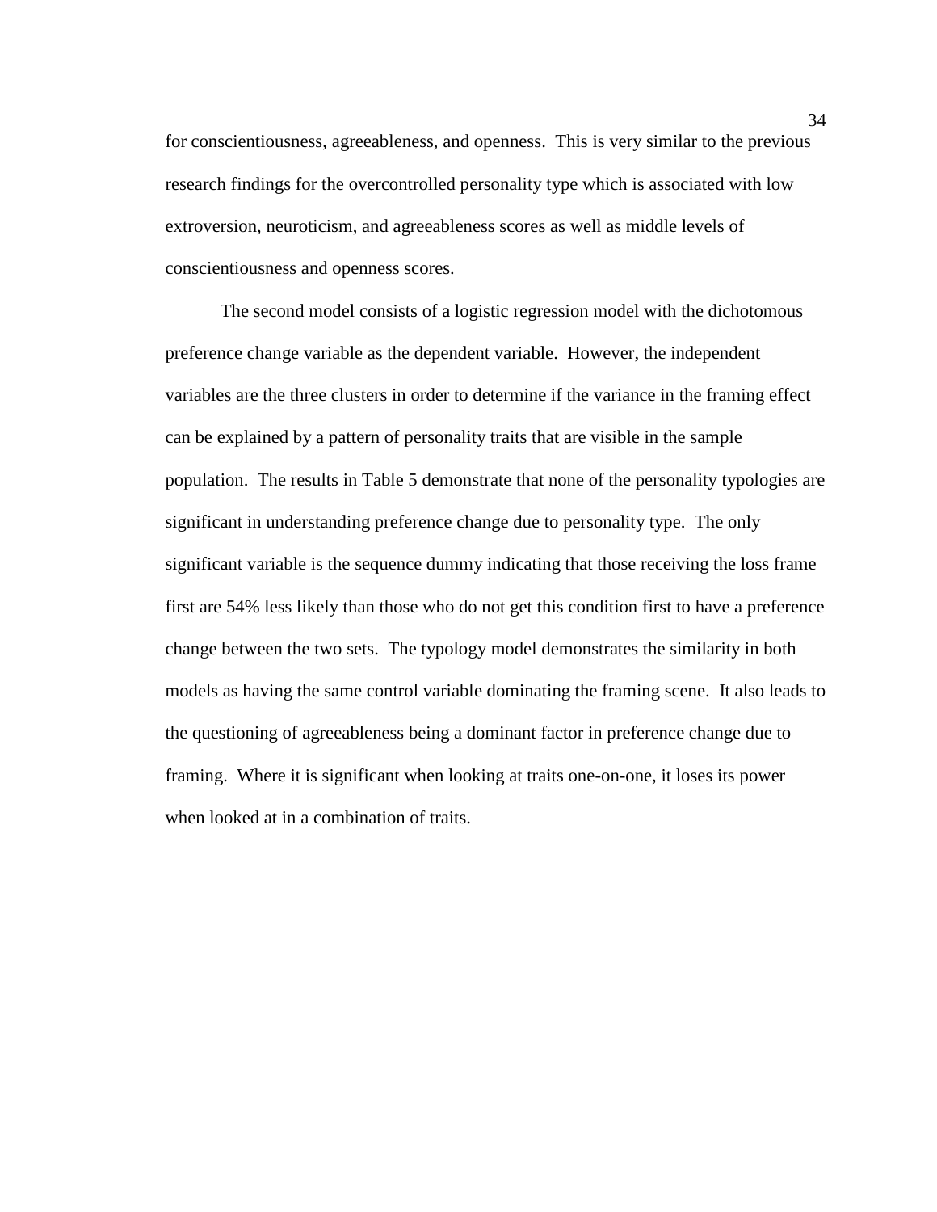for conscientiousness, agreeableness, and openness. This is very similar to the previous research findings for the overcontrolled personality type which is associated with low extroversion, neuroticism, and agreeableness scores as well as middle levels of conscientiousness and openness scores.

The second model consists of a logistic regression model with the dichotomous preference change variable as the dependent variable. However, the independent variables are the three clusters in order to determine if the variance in the framing effect can be explained by a pattern of personality traits that are visible in the sample population. The results in Table 5 demonstrate that none of the personality typologies are significant in understanding preference change due to personality type. The only significant variable is the sequence dummy indicating that those receiving the loss frame first are 54% less likely than those who do not get this condition first to have a preference change between the two sets. The typology model demonstrates the similarity in both models as having the same control variable dominating the framing scene. It also leads to the questioning of agreeableness being a dominant factor in preference change due to framing. Where it is significant when looking at traits one-on-one, it loses its power when looked at in a combination of traits.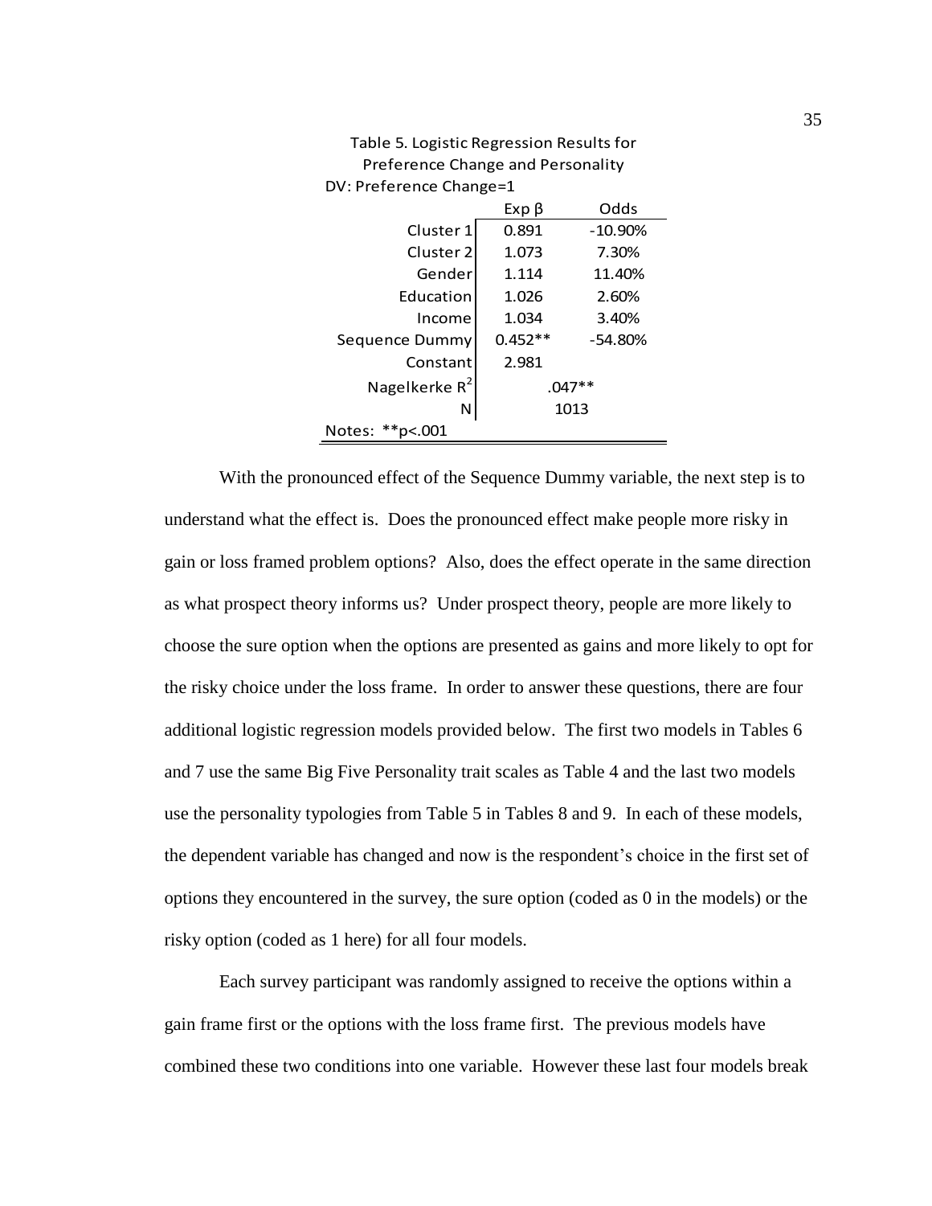Table 5. Logistic Regression Results for Preference Change and Personality

DV: Preference Change=1

| | Exp β | Odds |
|---|---|---|
| Cluster 1 | 0.891 | -10.90% |
| Cluster 2 | 1.073 | 7.30% |
| Gender | 1.114 | 11.40% |
| Education | 1.026 | 2.60% |
| Income | 1.034 | 3.40% |
| Sequence Dummy | 0.452** | -54.80% |
| Constant | 2.981 | |
| Nagelkerke $R^2$ | .047** | |
| N | 1013 | |

Notes: **p<.001

With the pronounced effect of the Sequence Dummy variable, the next step is to understand what the effect is. Does the pronounced effect make people more risky in gain or loss framed problem options? Also, does the effect operate in the same direction as what prospect theory informs us? Under prospect theory, people are more likely to choose the sure option when the options are presented as gains and more likely to opt for the risky choice under the loss frame. In order to answer these questions, there are four additional logistic regression models provided below. The first two models in Tables 6 and 7 use the same Big Five Personality trait scales as Table 4 and the last two models use the personality typologies from Table 5 in Tables 8 and 9. In each of these models, the dependent variable has changed and now is the respondent's choice in the first set of options they encountered in the survey, the sure option (coded as 0 in the models) or the risky option (coded as 1 here) for all four models.

Each survey participant was randomly assigned to receive the options within a gain frame first or the options with the loss frame first. The previous models have combined these two conditions into one variable. However these last four models break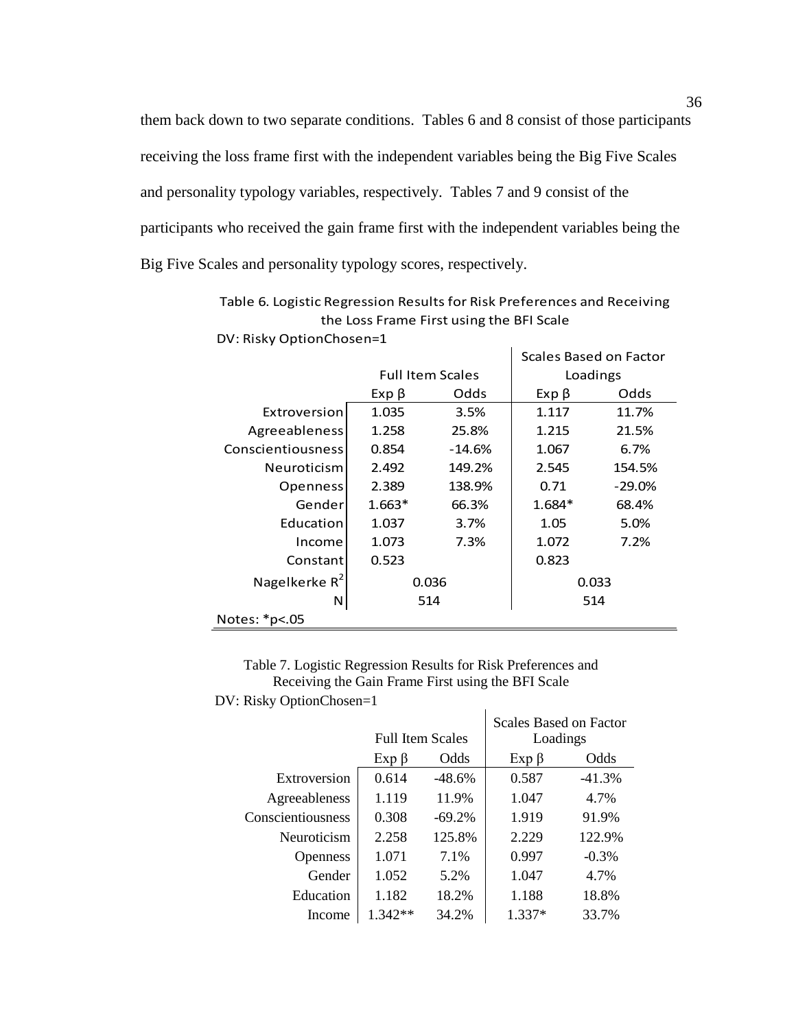them back down to two separate conditions. Tables 6 and 8 consist of those participants receiving the loss frame first with the independent variables being the Big Five Scales and personality typology variables, respectively. Tables 7 and 9 consist of the participants who received the gain frame first with the independent variables being the Big Five Scales and personality typology scores, respectively.

Table 6. Logistic Regression Results for Risk Preferences and Receiving the Loss Frame First using the BFI Scale

DV: Risky OptionChosen=1

| | Full Item Scales | | Scales Based on Factor Loadings | |
|---|---|---|---|---|
| | Exp β | Odds | Exp β | Odds |
| Extroversion | 1.035 | 3.5% | 1.117 | 11.7% |
| Agreeableness | 1.258 | 25.8% | 1.215 | 21.5% |
| Conscientiousness | 0.854 | -14.6% | 1.067 | 6.7% |
| Neuroticism | 2.492 | 149.2% | 2.545 | 154.5% |
| Openness | 2.389 | 138.9% | 0.71 | -29.0% |
| Gender | 1.663* | 66.3% | 1.684* | 68.4% |
| Education | 1.037 | 3.7% | 1.05 | 5.0% |
| Income | 1.073 | 7.3% | 1.072 | 7.2% |
| Constant | 0.523 | | 0.823 | |
| Nagelkerke $R^2$ | 0.036 | | 0.033 | |
| N | 514 | | 514 | |

Notes: *p<.05

Table 7. Logistic Regression Results for Risk Preferences and Receiving the Gain Frame First using the BFI Scale

DV: Risky OptionChosen=1

| | Full Item Scales | | Scales Based on Factor Loadings | |
|---|---|---|---|---|
| | Exp β | Odds | Exp β | Odds |
| Extroversion | 0.614 | -48.6% | 0.587 | -41.3% |
| Agreeableness | 1.119 | 11.9% | 1.047 | 4.7% |
| Conscientiousness | 0.308 | -69.2% | 1.919 | 91.9% |
| Neuroticism | 2.258 | 125.8% | 2.229 | 122.9% |
| Openness | 1.071 | 7.1% | 0.997 | -0.3% |
| Gender | 1.052 | 5.2% | 1.047 | 4.7% |
| Education | 1.182 | 18.2% | 1.188 | 18.8% |
| Income | 1.342** | 34.2% | 1.337* | 33.7% |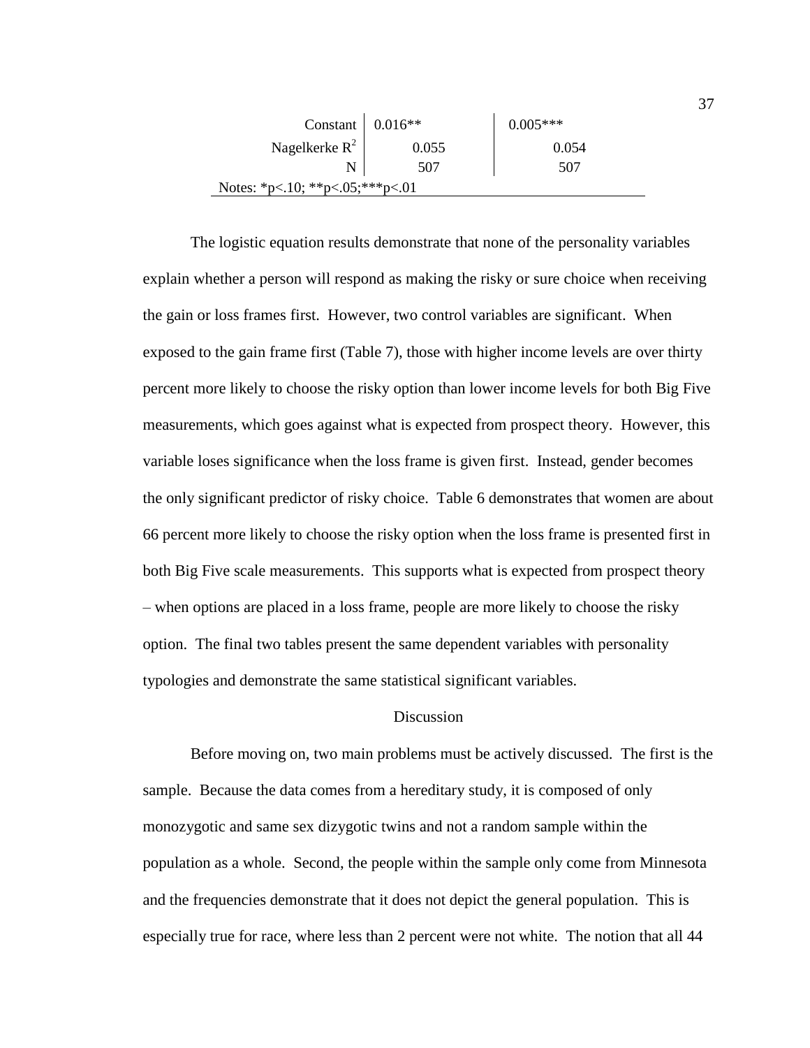| | | |
|---|---|---|
| Constant | 0.016** | 0.005*** |
| Nagelkerke $R^2$ | 0.055 | 0.054 |
| N | 507 | 507 |

Notes: *p<.10; **p<.05;***p<.01

The logistic equation results demonstrate that none of the personality variables explain whether a person will respond as making the risky or sure choice when receiving the gain or loss frames first. However, two control variables are significant. When exposed to the gain frame first (Table 7), those with higher income levels are over thirty percent more likely to choose the risky option than lower income levels for both Big Five measurements, which goes against what is expected from prospect theory. However, this variable loses significance when the loss frame is given first. Instead, gender becomes the only significant predictor of risky choice. Table 6 demonstrates that women are about 66 percent more likely to choose the risky option when the loss frame is presented first in both Big Five scale measurements. This supports what is expected from prospect theory – when options are placed in a loss frame, people are more likely to choose the risky option. The final two tables present the same dependent variables with personality typologies and demonstrate the same statistical significant variables.

## Discussion

Before moving on, two main problems must be actively discussed. The first is the sample. Because the data comes from a hereditary study, it is composed of only monozygotic and same sex dizygotic twins and not a random sample within the population as a whole. Second, the people within the sample only come from Minnesota and the frequencies demonstrate that it does not depict the general population. This is especially true for race, where less than 2 percent were not white. The notion that all 44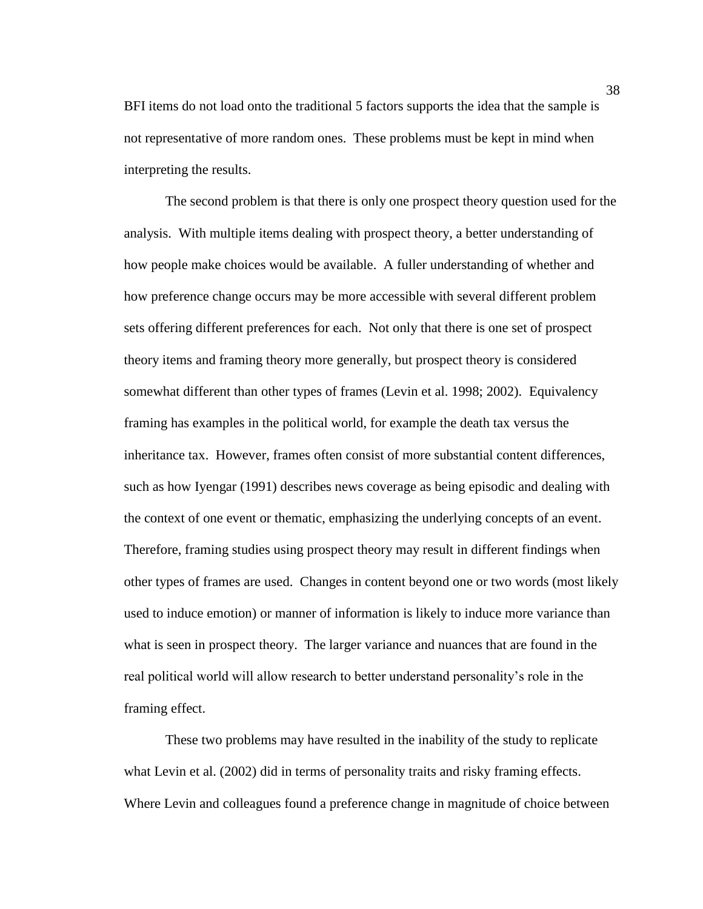BFI items do not load onto the traditional 5 factors supports the idea that the sample is not representative of more random ones. These problems must be kept in mind when interpreting the results.

The second problem is that there is only one prospect theory question used for the analysis. With multiple items dealing with prospect theory, a better understanding of how people make choices would be available. A fuller understanding of whether and how preference change occurs may be more accessible with several different problem sets offering different preferences for each. Not only that there is one set of prospect theory items and framing theory more generally, but prospect theory is considered somewhat different than other types of frames (Levin et al. 1998; 2002). Equivalency framing has examples in the political world, for example the death tax versus the inheritance tax. However, frames often consist of more substantial content differences, such as how Iyengar (1991) describes news coverage as being episodic and dealing with the context of one event or thematic, emphasizing the underlying concepts of an event. Therefore, framing studies using prospect theory may result in different findings when other types of frames are used. Changes in content beyond one or two words (most likely used to induce emotion) or manner of information is likely to induce more variance than what is seen in prospect theory. The larger variance and nuances that are found in the real political world will allow research to better understand personality's role in the framing effect.

These two problems may have resulted in the inability of the study to replicate what Levin et al. (2002) did in terms of personality traits and risky framing effects. Where Levin and colleagues found a preference change in magnitude of choice between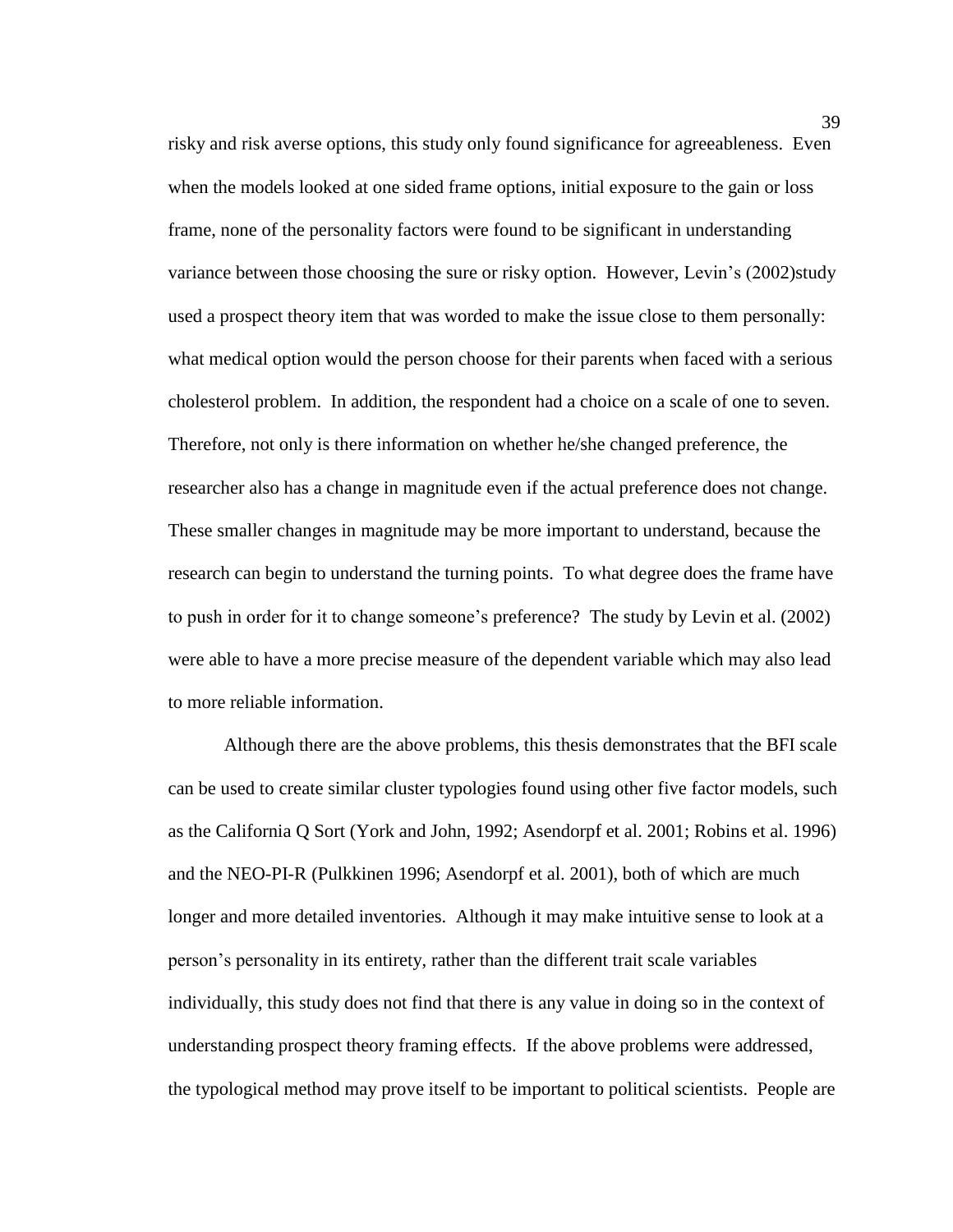risky and risk averse options, this study only found significance for agreeableness. Even when the models looked at one sided frame options, initial exposure to the gain or loss frame, none of the personality factors were found to be significant in understanding variance between those choosing the sure or risky option. However, Levin's (2002)study used a prospect theory item that was worded to make the issue close to them personally: what medical option would the person choose for their parents when faced with a serious cholesterol problem. In addition, the respondent had a choice on a scale of one to seven. Therefore, not only is there information on whether he/she changed preference, the researcher also has a change in magnitude even if the actual preference does not change. These smaller changes in magnitude may be more important to understand, because the research can begin to understand the turning points. To what degree does the frame have to push in order for it to change someone's preference? The study by Levin et al. (2002) were able to have a more precise measure of the dependent variable which may also lead to more reliable information.

Although there are the above problems, this thesis demonstrates that the BFI scale can be used to create similar cluster typologies found using other five factor models, such as the California Q Sort (York and John, 1992; Asendorpf et al. 2001; Robins et al. 1996) and the NEO-PI-R (Pulkkinen 1996; Asendorpf et al. 2001), both of which are much longer and more detailed inventories. Although it may make intuitive sense to look at a person's personality in its entirety, rather than the different trait scale variables individually, this study does not find that there is any value in doing so in the context of understanding prospect theory framing effects. If the above problems were addressed, the typological method may prove itself to be important to political scientists. People are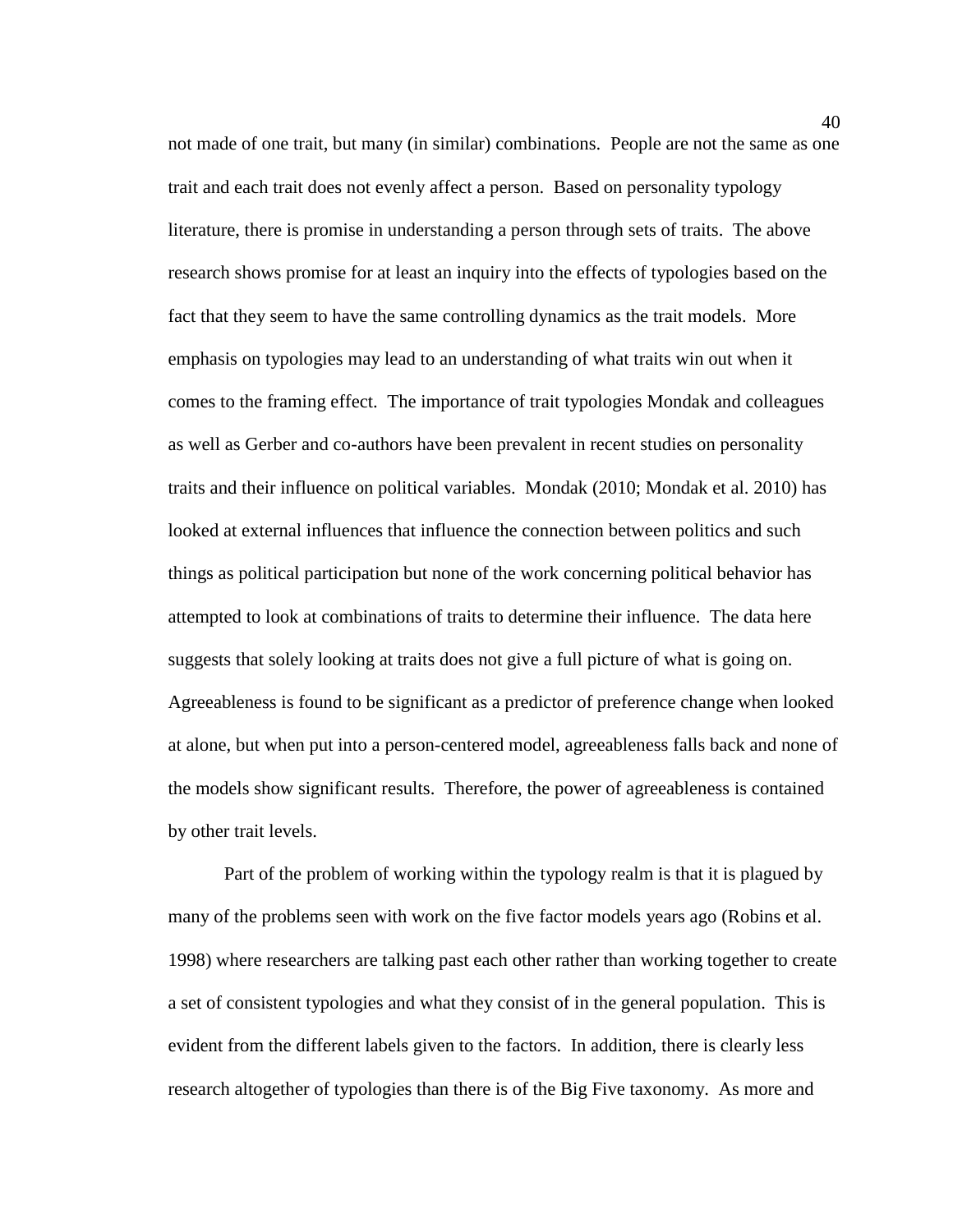not made of one trait, but many (in similar) combinations. People are not the same as one trait and each trait does not evenly affect a person. Based on personality typology literature, there is promise in understanding a person through sets of traits. The above research shows promise for at least an inquiry into the effects of typologies based on the fact that they seem to have the same controlling dynamics as the trait models. More emphasis on typologies may lead to an understanding of what traits win out when it comes to the framing effect. The importance of trait typologies Mondak and colleagues as well as Gerber and co-authors have been prevalent in recent studies on personality traits and their influence on political variables. Mondak (2010; Mondak et al. 2010) has looked at external influences that influence the connection between politics and such things as political participation but none of the work concerning political behavior has attempted to look at combinations of traits to determine their influence. The data here suggests that solely looking at traits does not give a full picture of what is going on. Agreeableness is found to be significant as a predictor of preference change when looked at alone, but when put into a person-centered model, agreeableness falls back and none of the models show significant results. Therefore, the power of agreeableness is contained by other trait levels.

Part of the problem of working within the typology realm is that it is plagued by many of the problems seen with work on the five factor models years ago (Robins et al. 1998) where researchers are talking past each other rather than working together to create a set of consistent typologies and what they consist of in the general population. This is evident from the different labels given to the factors. In addition, there is clearly less research altogether of typologies than there is of the Big Five taxonomy. As more and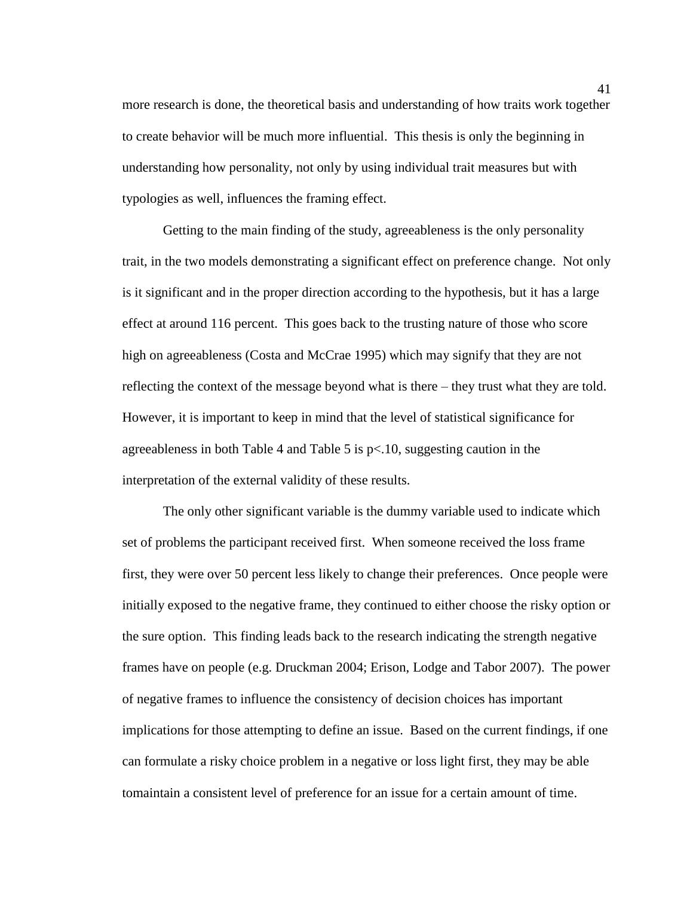more research is done, the theoretical basis and understanding of how traits work together to create behavior will be much more influential. This thesis is only the beginning in understanding how personality, not only by using individual trait measures but with typologies as well, influences the framing effect.

Getting to the main finding of the study, agreeableness is the only personality trait, in the two models demonstrating a significant effect on preference change. Not only is it significant and in the proper direction according to the hypothesis, but it has a large effect at around 116 percent. This goes back to the trusting nature of those who score high on agreeableness (Costa and McCrae 1995) which may signify that they are not reflecting the context of the message beyond what is there – they trust what they are told. However, it is important to keep in mind that the level of statistical significance for agreeableness in both Table 4 and Table 5 is $p<.10$, suggesting caution in the interpretation of the external validity of these results.

The only other significant variable is the dummy variable used to indicate which set of problems the participant received first. When someone received the loss frame first, they were over 50 percent less likely to change their preferences. Once people were initially exposed to the negative frame, they continued to either choose the risky option or the sure option. This finding leads back to the research indicating the strength negative frames have on people (e.g. Druckman 2004; Erison, Lodge and Tabor 2007). The power of negative frames to influence the consistency of decision choices has important implications for those attempting to define an issue. Based on the current findings, if one can formulate a risky choice problem in a negative or loss light first, they may be able tomaintain a consistent level of preference for an issue for a certain amount of time.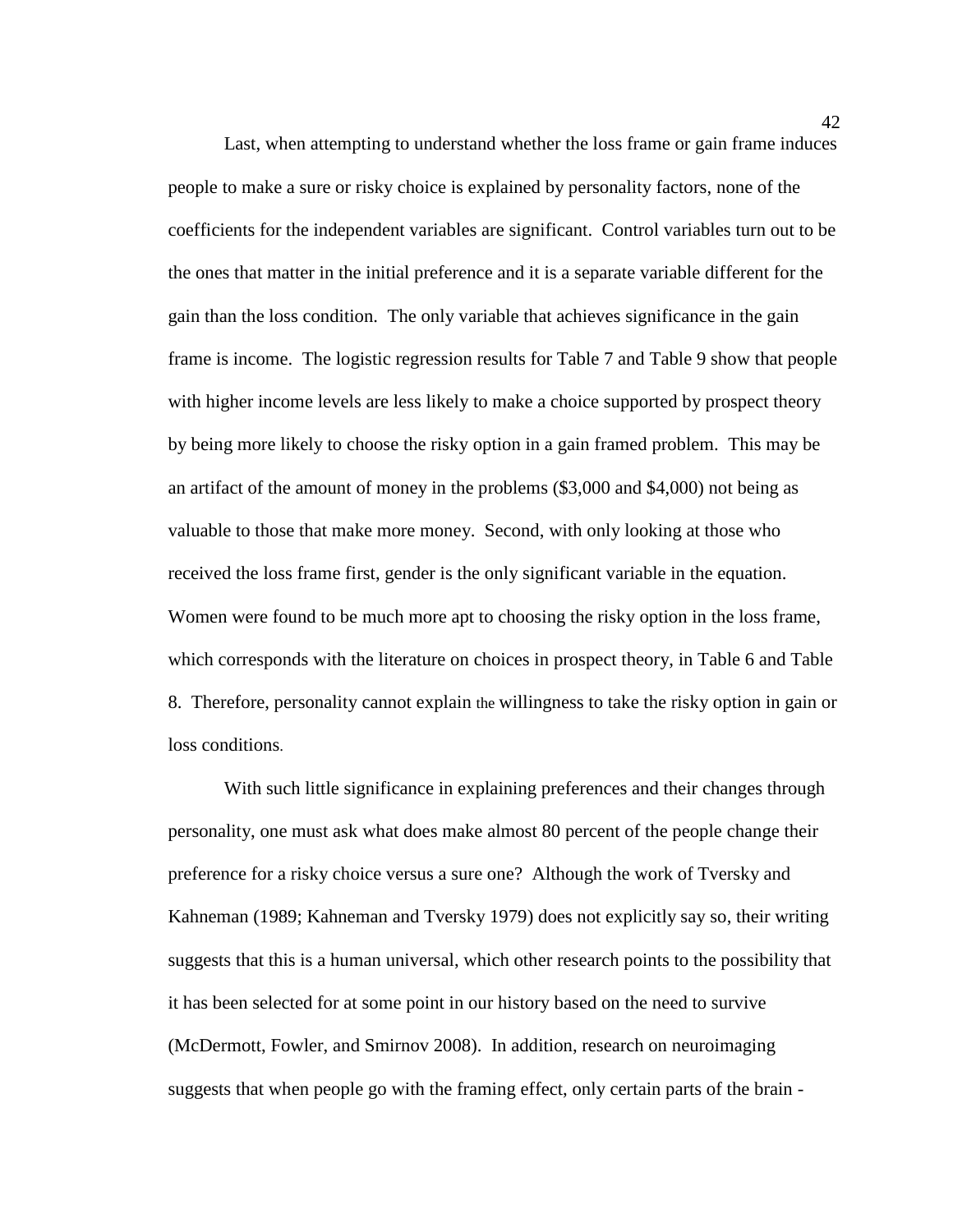Last, when attempting to understand whether the loss frame or gain frame induces people to make a sure or risky choice is explained by personality factors, none of the coefficients for the independent variables are significant. Control variables turn out to be the ones that matter in the initial preference and it is a separate variable different for the gain than the loss condition. The only variable that achieves significance in the gain frame is income. The logistic regression results for Table 7 and Table 9 show that people with higher income levels are less likely to make a choice supported by prospect theory by being more likely to choose the risky option in a gain framed problem. This may be an artifact of the amount of money in the problems ($3,000 and $4,000) not being as valuable to those that make more money. Second, with only looking at those who received the loss frame first, gender is the only significant variable in the equation. Women were found to be much more apt to choosing the risky option in the loss frame, which corresponds with the literature on choices in prospect theory, in Table 6 and Table 8. Therefore, personality cannot explain the willingness to take the risky option in gain or loss conditions.

With such little significance in explaining preferences and their changes through personality, one must ask what does make almost 80 percent of the people change their preference for a risky choice versus a sure one? Although the work of Tversky and Kahneman (1989; Kahneman and Tversky 1979) does not explicitly say so, their writing suggests that this is a human universal, which other research points to the possibility that it has been selected for at some point in our history based on the need to survive (McDermott, Fowler, and Smirnov 2008). In addition, research on neuroimaging suggests that when people go with the framing effect, only certain parts of the brain -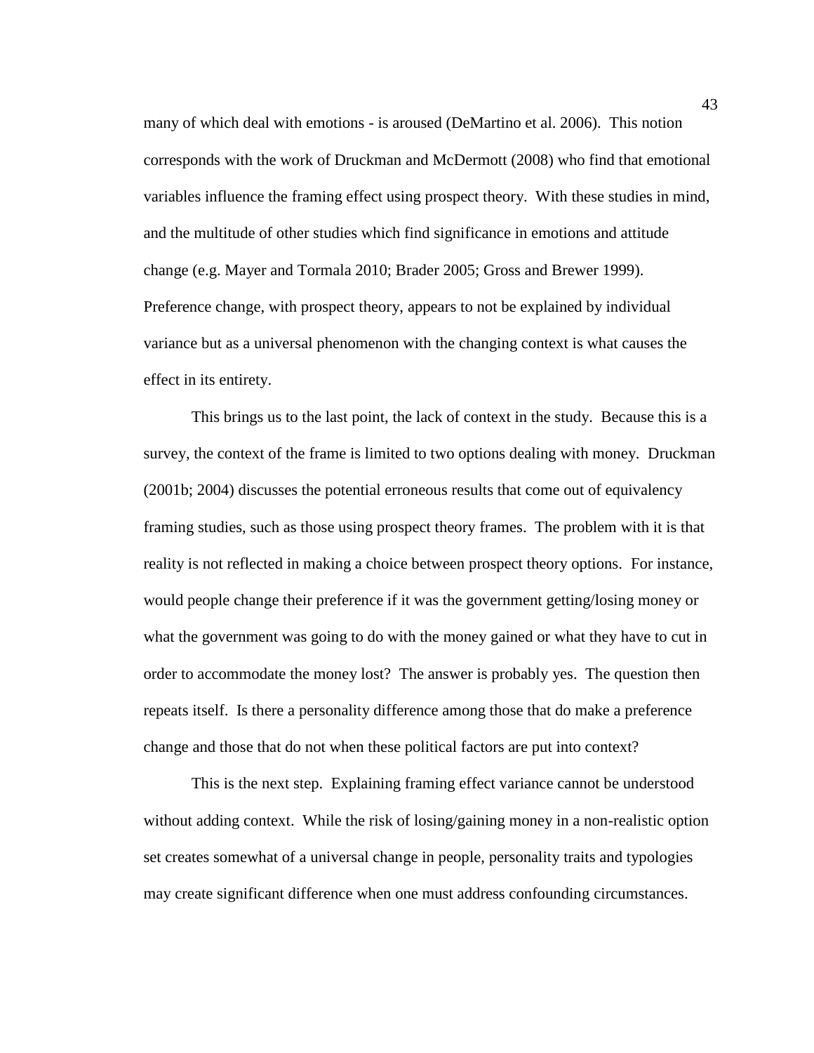many of which deal with emotions - is aroused (DeMartino et al. 2006). This notion corresponds with the work of Druckman and McDermott (2008) who find that emotional variables influence the framing effect using prospect theory. With these studies in mind, and the multitude of other studies which find significance in emotions and attitude change (e.g. Mayer and Tormala 2010; Brader 2005; Gross and Brewer 1999). Preference change, with prospect theory, appears to not be explained by individual variance but as a universal phenomenon with the changing context is what causes the effect in its entirety.

This brings us to the last point, the lack of context in the study. Because this is a survey, the context of the frame is limited to two options dealing with money. Druckman (2001b; 2004) discusses the potential erroneous results that come out of equivalency framing studies, such as those using prospect theory frames. The problem with it is that reality is not reflected in making a choice between prospect theory options. For instance, would people change their preference if it was the government getting/losing money or what the government was going to do with the money gained or what they have to cut in order to accommodate the money lost? The answer is probably yes. The question then repeats itself. Is there a personality difference among those that do make a preference change and those that do not when these political factors are put into context?

This is the next step. Explaining framing effect variance cannot be understood without adding context. While the risk of losing/gaining money in a non-realistic option set creates somewhat of a universal change in people, personality traits and typologies may create significant difference when one must address confounding circumstances.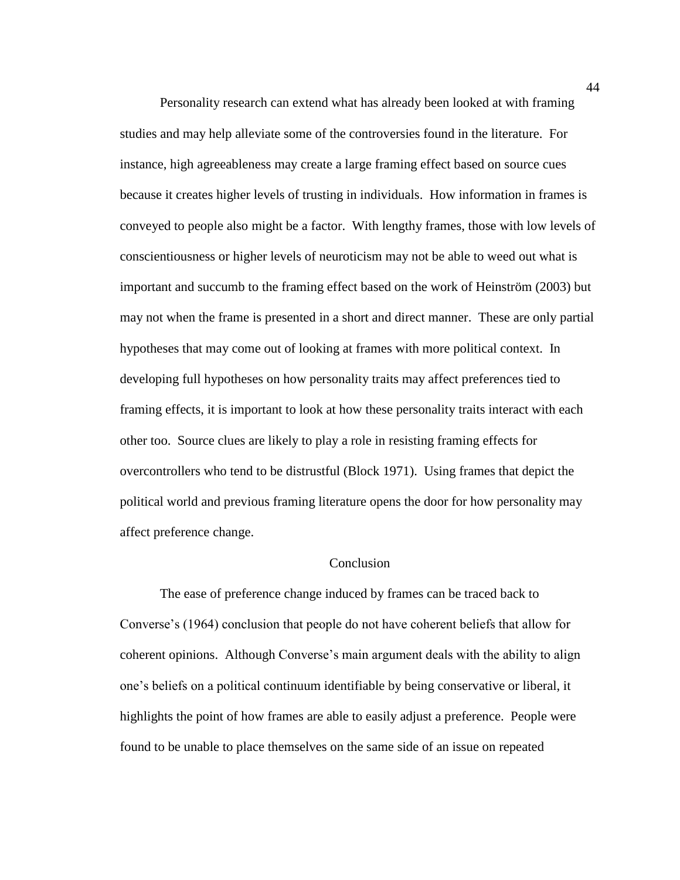Personality research can extend what has already been looked at with framing studies and may help alleviate some of the controversies found in the literature. For instance, high agreeableness may create a large framing effect based on source cues because it creates higher levels of trusting in individuals. How information in frames is conveyed to people also might be a factor. With lengthy frames, those with low levels of conscientiousness or higher levels of neuroticism may not be able to weed out what is important and succumb to the framing effect based on the work of Heinström (2003) but may not when the frame is presented in a short and direct manner. These are only partial hypotheses that may come out of looking at frames with more political context. In developing full hypotheses on how personality traits may affect preferences tied to framing effects, it is important to look at how these personality traits interact with each other too. Source clues are likely to play a role in resisting framing effects for overcontrollers who tend to be distrustful (Block 1971). Using frames that depict the political world and previous framing literature opens the door for how personality may affect preference change.

## Conclusion

The ease of preference change induced by frames can be traced back to Converse's (1964) conclusion that people do not have coherent beliefs that allow for coherent opinions. Although Converse's main argument deals with the ability to align one's beliefs on a political continuum identifiable by being conservative or liberal, it highlights the point of how frames are able to easily adjust a preference. People were found to be unable to place themselves on the same side of an issue on repeated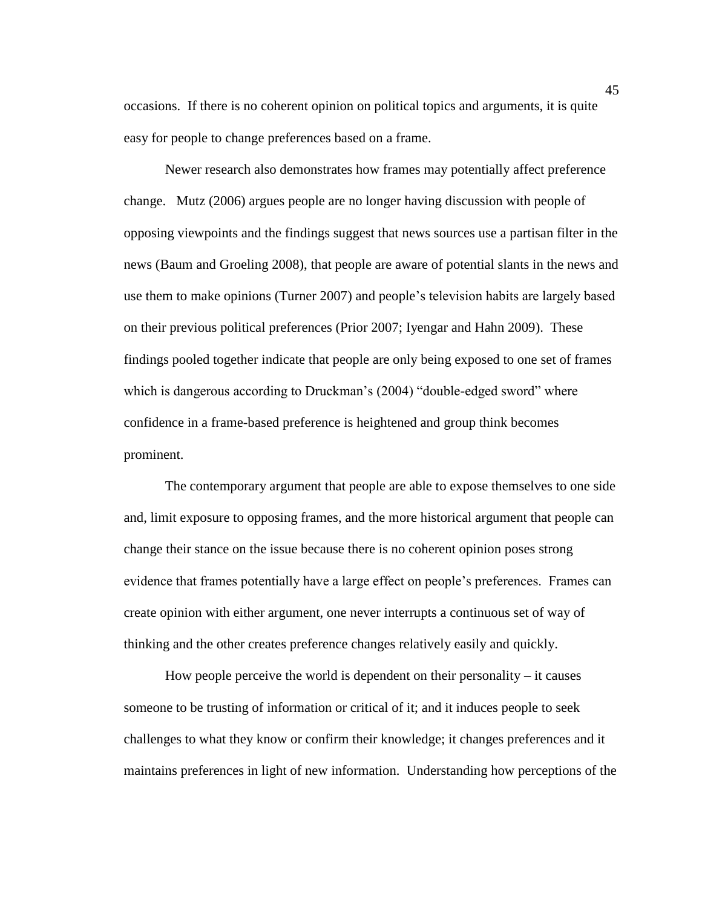occasions. If there is no coherent opinion on political topics and arguments, it is quite easy for people to change preferences based on a frame.

Newer research also demonstrates how frames may potentially affect preference change. Mutz (2006) argues people are no longer having discussion with people of opposing viewpoints and the findings suggest that news sources use a partisan filter in the news (Baum and Groeling 2008), that people are aware of potential slants in the news and use them to make opinions (Turner 2007) and people's television habits are largely based on their previous political preferences (Prior 2007; Iyengar and Hahn 2009). These findings pooled together indicate that people are only being exposed to one set of frames which is dangerous according to Druckman's (2004) "double-edged sword" where confidence in a frame-based preference is heightened and group think becomes prominent.

The contemporary argument that people are able to expose themselves to one side and, limit exposure to opposing frames, and the more historical argument that people can change their stance on the issue because there is no coherent opinion poses strong evidence that frames potentially have a large effect on people's preferences. Frames can create opinion with either argument, one never interrupts a continuous set of way of thinking and the other creates preference changes relatively easily and quickly.

How people perceive the world is dependent on their personality – it causes someone to be trusting of information or critical of it; and it induces people to seek challenges to what they know or confirm their knowledge; it changes preferences and it maintains preferences in light of new information. Understanding how perceptions of the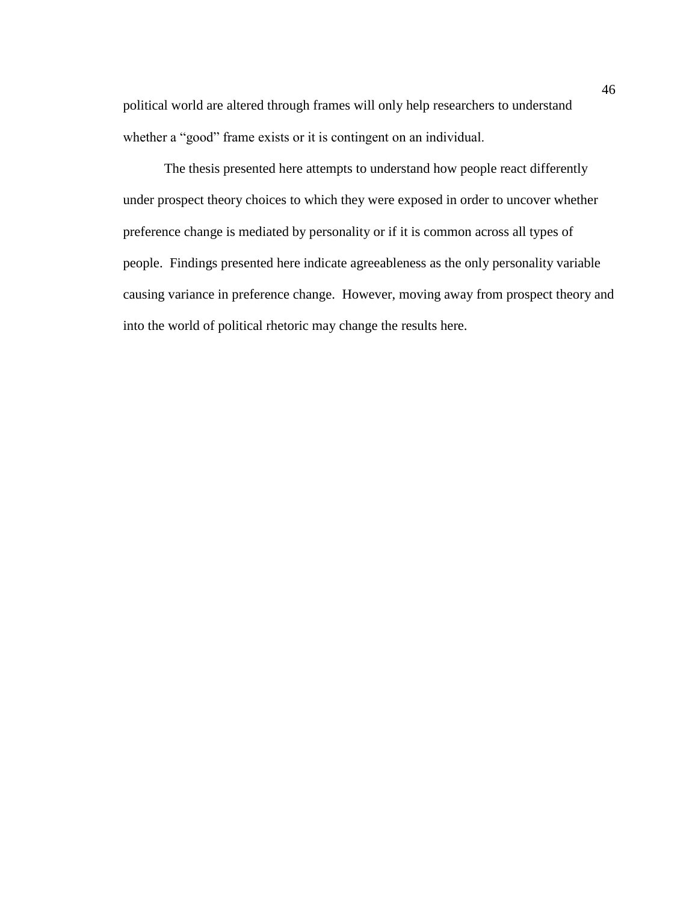political world are altered through frames will only help researchers to understand whether a "good" frame exists or it is contingent on an individual.

The thesis presented here attempts to understand how people react differently under prospect theory choices to which they were exposed in order to uncover whether preference change is mediated by personality or if it is common across all types of people. Findings presented here indicate agreeableness as the only personality variable causing variance in preference change. However, moving away from prospect theory and into the world of political rhetoric may change the results here.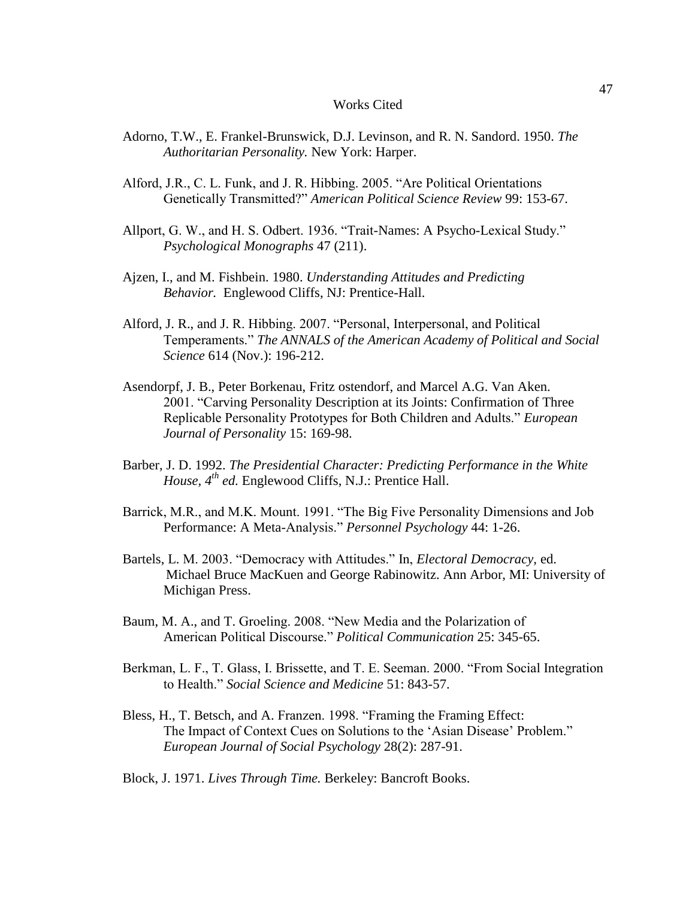# Works Cited

Adorno, T.W., E. Frankel-Brunswick, D.J. Levinson, and R. N. Sandord. 1950. *The Authoritarian Personality.* New York: Harper.

Alford, J.R., C. L. Funk, and J. R. Hibbing. 2005. "Are Political Orientations Genetically Transmitted?" *American Political Science Review* 99: 153-67.

Allport, G. W., and H. S. Odbert. 1936. "Trait-Names: A Psycho-Lexical Study." *Psychological Monographs* 47 (211).

Ajzen, I., and M. Fishbein. 1980. *Understanding Attitudes and Predicting Behavior.* Englewood Cliffs, NJ: Prentice-Hall.

Alford, J. R., and J. R. Hibbing. 2007. "Personal, Interpersonal, and Political Temperaments." *The ANNALS of the American Academy of Political and Social Science* 614 (Nov.): 196-212.

Asendorpf, J. B., Peter Borkenau, Fritz ostendorf, and Marcel A.G. Van Aken. 2001. "Carving Personality Description at its Joints: Confirmation of Three Replicable Personality Prototypes for Both Children and Adults." *European Journal of Personality* 15: 169-98.

Barber, J. D. 1992. *The Presidential Character: Predicting Performance in the White House, 4th ed.* Englewood Cliffs, N.J.: Prentice Hall.

Barrick, M.R., and M.K. Mount. 1991. "The Big Five Personality Dimensions and Job Performance: A Meta-Analysis." *Personnel Psychology* 44: 1-26.

Bartels, L. M. 2003. "Democracy with Attitudes." In, *Electoral Democracy,* ed. Michael Bruce MacKuen and George Rabinowitz. Ann Arbor, MI: University of Michigan Press.

Baum, M. A., and T. Groeling. 2008. "New Media and the Polarization of American Political Discourse." *Political Communication* 25: 345-65.

Berkman, L. F., T. Glass, I. Brissette, and T. E. Seeman. 2000. "From Social Integration to Health." *Social Science and Medicine* 51: 843-57.

Bless, H., T. Betsch, and A. Franzen. 1998. "Framing the Framing Effect: The Impact of Context Cues on Solutions to the 'Asian Disease' Problem." *European Journal of Social Psychology* 28(2): 287-91.

Block, J. 1971. *Lives Through Time.* Berkeley: Bancroft Books.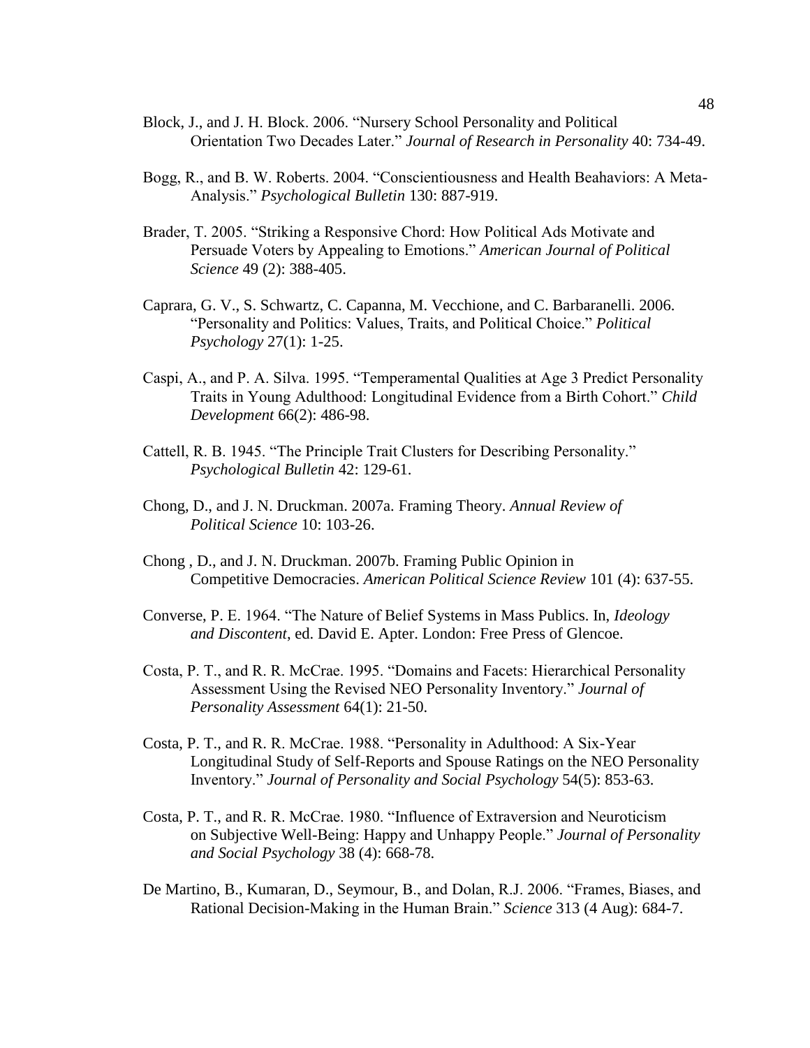Block, J., and J. H. Block. 2006. "Nursery School Personality and Political Orientation Two Decades Later." *Journal of Research in Personality* 40: 734-49.

Bogg, R., and B. W. Roberts. 2004. "Conscientiousness and Health Beahaviors: A Meta-Analysis." *Psychological Bulletin* 130: 887-919.

Brader, T. 2005. "Striking a Responsive Chord: How Political Ads Motivate and Persuade Voters by Appealing to Emotions." *American Journal of Political Science* 49 (2): 388-405.

Caprara, G. V., S. Schwartz, C. Capanna, M. Vecchione, and C. Barbaranelli. 2006. "Personality and Politics: Values, Traits, and Political Choice." *Political Psychology* 27(1): 1-25.

Caspi, A., and P. A. Silva. 1995. "Temperamental Qualities at Age 3 Predict Personality Traits in Young Adulthood: Longitudinal Evidence from a Birth Cohort." *Child Development* 66(2): 486-98.

Cattell, R. B. 1945. "The Principle Trait Clusters for Describing Personality." *Psychological Bulletin* 42: 129-61.

Chong, D., and J. N. Druckman. 2007a. Framing Theory. *Annual Review of Political Science* 10: 103-26.

Chong , D., and J. N. Druckman. 2007b. Framing Public Opinion in Competitive Democracies. *American Political Science Review* 101 (4): 637-55.

Converse, P. E. 1964. "The Nature of Belief Systems in Mass Publics. In, *Ideology and Discontent*, ed. David E. Apter. London: Free Press of Glencoe.

Costa, P. T., and R. R. McCrae. 1995. "Domains and Facets: Hierarchical Personality Assessment Using the Revised NEO Personality Inventory." *Journal of Personality Assessment* 64(1): 21-50.

Costa, P. T., and R. R. McCrae. 1988. "Personality in Adulthood: A Six-Year Longitudinal Study of Self-Reports and Spouse Ratings on the NEO Personality Inventory." *Journal of Personality and Social Psychology* 54(5): 853-63.

Costa, P. T., and R. R. McCrae. 1980. "Influence of Extraversion and Neuroticism on Subjective Well-Being: Happy and Unhappy People." *Journal of Personality and Social Psychology* 38 (4): 668-78.

De Martino, B., Kumaran, D., Seymour, B., and Dolan, R.J. 2006. "Frames, Biases, and Rational Decision-Making in the Human Brain." *Science* 313 (4 Aug): 684-7.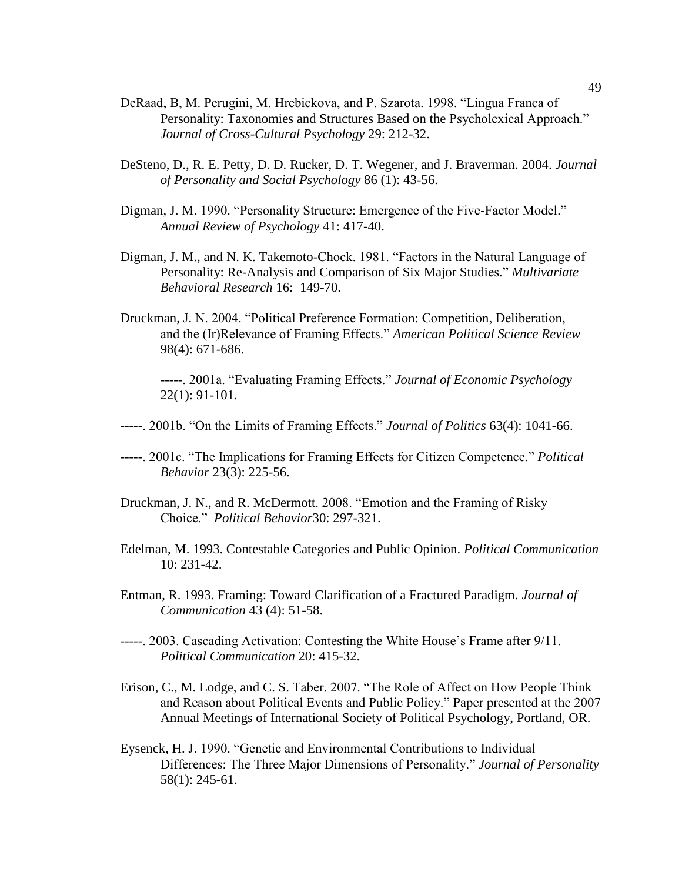DeRaad, B, M. Perugini, M. Hrebickova, and P. Szarota. 1998. "Lingua Franca of Personality: Taxonomies and Structures Based on the Psycholexical Approach." *Journal of Cross-Cultural Psychology* 29: 212-32.

DeSteno, D., R. E. Petty, D. D. Rucker, D. T. Wegener, and J. Braverman. 2004. *Journal of Personality and Social Psychology* 86 (1): 43-56.

Digman, J. M. 1990. "Personality Structure: Emergence of the Five-Factor Model." *Annual Review of Psychology* 41: 417-40.

Digman, J. M., and N. K. Takemoto-Chock. 1981. "Factors in the Natural Language of Personality: Re-Analysis and Comparison of Six Major Studies." *Multivariate Behavioral Research* 16: 149-70.

Druckman, J. N. 2004. "Political Preference Formation: Competition, Deliberation, and the (Ir)Relevance of Framing Effects." *American Political Science Review* 98(4): 671-686.

-----. 2001a. "Evaluating Framing Effects." *Journal of Economic Psychology* 22(1): 91-101.

-----. 2001b. "On the Limits of Framing Effects." *Journal of Politics* 63(4): 1041-66.

-----. 2001c. "The Implications for Framing Effects for Citizen Competence." *Political Behavior* 23(3): 225-56.

Druckman, J. N., and R. McDermott. 2008. "Emotion and the Framing of Risky Choice." *Political Behavior*30: 297-321.

Edelman, M. 1993. Contestable Categories and Public Opinion. *Political Communication* 10: 231-42.

Entman, R. 1993. Framing: Toward Clarification of a Fractured Paradigm. *Journal of Communication* 43 (4): 51-58.

-----. 2003. Cascading Activation: Contesting the White House's Frame after 9/11. *Political Communication* 20: 415-32.

Erison, C., M. Lodge, and C. S. Taber. 2007. "The Role of Affect on How People Think and Reason about Political Events and Public Policy." Paper presented at the 2007 Annual Meetings of International Society of Political Psychology, Portland, OR.

Eysenck, H. J. 1990. "Genetic and Environmental Contributions to Individual Differences: The Three Major Dimensions of Personality." *Journal of Personality* 58(1): 245-61.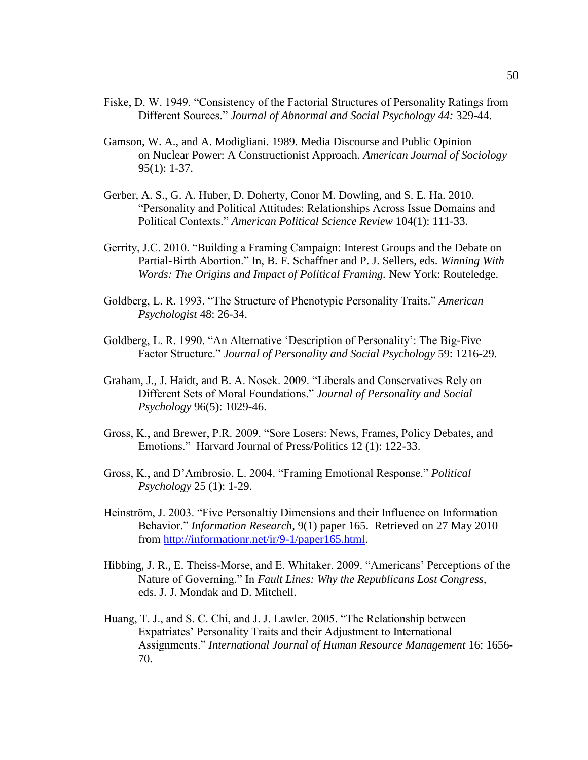Fiske, D. W. 1949. “Consistency of the Factorial Structures of Personality Ratings from Different Sources.” *Journal of Abnormal and Social Psychology 44:* 329-44.

Gamson, W. A., and A. Modigliani. 1989. Media Discourse and Public Opinion on Nuclear Power: A Constructionist Approach. *American Journal of Sociology* 95(1): 1-37.

Gerber, A. S., G. A. Huber, D. Doherty, Conor M. Dowling, and S. E. Ha. 2010. “Personality and Political Attitudes: Relationships Across Issue Domains and Political Contexts.” *American Political Science Review* 104(1): 111-33.

Gerrity, J.C. 2010. “Building a Framing Campaign: Interest Groups and the Debate on Partial-Birth Abortion.” In, B. F. Schaffner and P. J. Sellers, eds. *Winning With Words: The Origins and Impact of Political Framing.* New York: Routeledge.

Goldberg, L. R. 1993. “The Structure of Phenotypic Personality Traits.” *American Psychologist* 48: 26-34.

Goldberg, L. R. 1990. “An Alternative ‘Description of Personality’: The Big-Five Factor Structure.” *Journal of Personality and Social Psychology* 59: 1216-29.

Graham, J., J. Haidt, and B. A. Nosek. 2009. “Liberals and Conservatives Rely on Different Sets of Moral Foundations.” *Journal of Personality and Social Psychology* 96(5): 1029-46.

Gross, K., and Brewer, P.R. 2009. “Sore Losers: News, Frames, Policy Debates, and Emotions.” Harvard Journal of Press/Politics 12 (1): 122-33.

Gross, K., and D’Ambrosio, L. 2004. “Framing Emotional Response.” *Political Psychology* 25 (1): 1-29.

Heinström, J. 2003. “Five Personaltiy Dimensions and their Influence on Information Behavior.” *Information Research,* 9(1) paper 165. Retrieved on 27 May 2010 from http://informationr.net/ir/9-1/paper165.html.

Hibbing, J. R., E. Theiss-Morse, and E. Whitaker. 2009. “Americans’ Perceptions of the Nature of Governing.” In *Fault Lines: Why the Republicans Lost Congress,* eds. J. J. Mondak and D. Mitchell.

Huang, T. J., and S. C. Chi, and J. J. Lawler. 2005. “The Relationship between Expatriates’ Personality Traits and their Adjustment to International Assignments.” *International Journal of Human Resource Management* 16: 1656-70.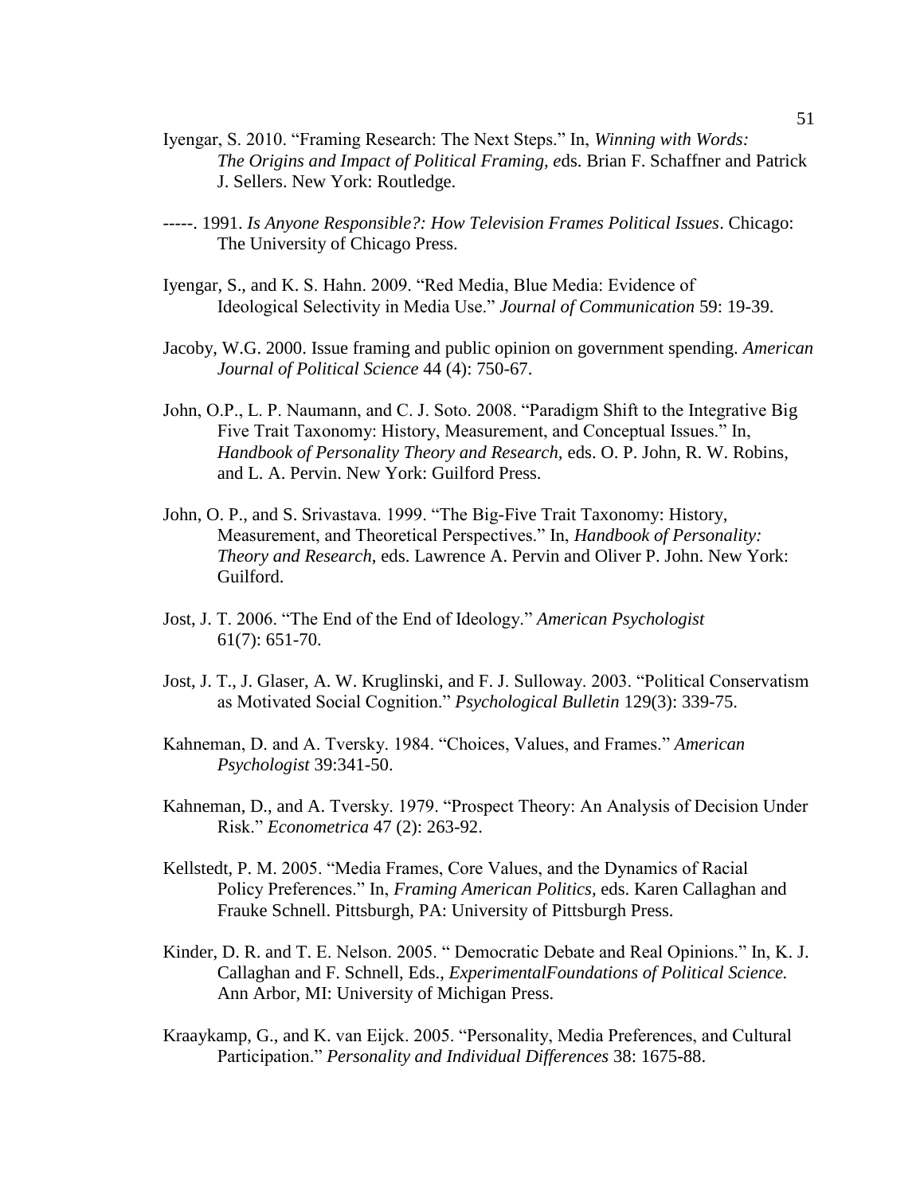Iyengar, S. 2010. "Framing Research: The Next Steps." In, *Winning with Words: The Origins and Impact of Political Framing, e*ds. Brian F. Schaffner and Patrick J. Sellers. New York: Routledge.

-----. 1991. *Is Anyone Responsible?: How Television Frames Political Issues*. Chicago: The University of Chicago Press.

Iyengar, S., and K. S. Hahn. 2009. "Red Media, Blue Media: Evidence of Ideological Selectivity in Media Use." *Journal of Communication* 59: 19-39.

Jacoby, W.G. 2000. Issue framing and public opinion on government spending. *American Journal of Political Science* 44 (4): 750-67.

John, O.P., L. P. Naumann, and C. J. Soto. 2008. "Paradigm Shift to the Integrative Big Five Trait Taxonomy: History, Measurement, and Conceptual Issues." In, *Handbook of Personality Theory and Research,* eds. O. P. John, R. W. Robins, and L. A. Pervin. New York: Guilford Press.

John, O. P., and S. Srivastava. 1999. "The Big-Five Trait Taxonomy: History, Measurement, and Theoretical Perspectives." In, *Handbook of Personality: Theory and Research*, eds. Lawrence A. Pervin and Oliver P. John. New York: Guilford.

Jost, J. T. 2006. "The End of the End of Ideology." *American Psychologist* 61(7): 651-70.

Jost, J. T., J. Glaser, A. W. Kruglinski, and F. J. Sulloway. 2003. "Political Conservatism as Motivated Social Cognition." *Psychological Bulletin* 129(3): 339-75.

Kahneman, D. and A. Tversky. 1984. "Choices, Values, and Frames." *American Psychologist* 39:341-50.

Kahneman, D., and A. Tversky. 1979. "Prospect Theory: An Analysis of Decision Under Risk." *Econometrica* 47 (2): 263-92.

Kellstedt, P. M. 2005. "Media Frames, Core Values, and the Dynamics of Racial Policy Preferences." In, *Framing American Politics,* eds. Karen Callaghan and Frauke Schnell. Pittsburgh, PA: University of Pittsburgh Press.

Kinder, D. R. and T. E. Nelson. 2005. " Democratic Debate and Real Opinions." In, K. J. Callaghan and F. Schnell, Eds., *ExperimentalFoundations of Political Science.* Ann Arbor, MI: University of Michigan Press.

Kraaykamp, G., and K. van Eijck. 2005. "Personality, Media Preferences, and Cultural Participation." *Personality and Individual Differences* 38: 1675-88.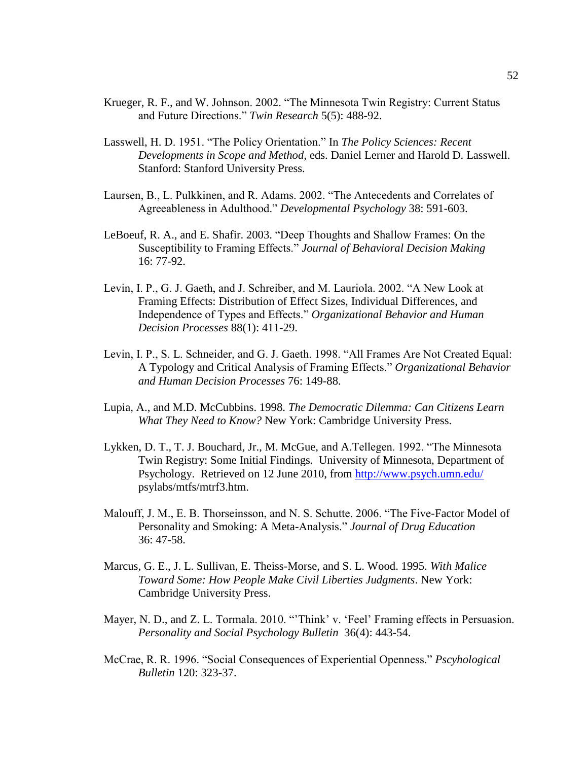Krueger, R. F., and W. Johnson. 2002. "The Minnesota Twin Registry: Current Status and Future Directions." *Twin Research* 5(5): 488-92.

Lasswell, H. D. 1951. "The Policy Orientation." In *The Policy Sciences: Recent Developments in Scope and Method*, eds. Daniel Lerner and Harold D. Lasswell. Stanford: Stanford University Press.

Laursen, B., L. Pulkkinen, and R. Adams. 2002. "The Antecedents and Correlates of Agreeableness in Adulthood." *Developmental Psychology* 38: 591-603.

LeBoeuf, R. A., and E. Shafir. 2003. "Deep Thoughts and Shallow Frames: On the Susceptibility to Framing Effects." *Journal of Behavioral Decision Making* 16: 77-92.

Levin, I. P., G. J. Gaeth, and J. Schreiber, and M. Lauriola. 2002. "A New Look at Framing Effects: Distribution of Effect Sizes, Individual Differences, and Independence of Types and Effects." *Organizational Behavior and Human Decision Processes* 88(1): 411-29.

Levin, I. P., S. L. Schneider, and G. J. Gaeth. 1998. "All Frames Are Not Created Equal: A Typology and Critical Analysis of Framing Effects." *Organizational Behavior and Human Decision Processes* 76: 149-88.

Lupia, A., and M.D. McCubbins. 1998. *The Democratic Dilemma: Can Citizens Learn What They Need to Know?* New York: Cambridge University Press.

Lykken, D. T., T. J. Bouchard, Jr., M. McGue, and A.Tellegen. 1992. "The Minnesota Twin Registry: Some Initial Findings. University of Minnesota, Department of Psychology. Retrieved on 12 June 2010, from http://www.psych.umn.edu/ psylabs/mtfs/mtrf3.htm.

Malouff, J. M., E. B. Thorseinsson, and N. S. Schutte. 2006. "The Five-Factor Model of Personality and Smoking: A Meta-Analysis." *Journal of Drug Education* 36: 47-58.

Marcus, G. E., J. L. Sullivan, E. Theiss-Morse, and S. L. Wood. 1995. *With Malice Toward Some: How People Make Civil Liberties Judgments*. New York: Cambridge University Press.

Mayer, N. D., and Z. L. Tormala. 2010. "'Think' v. 'Feel' Framing effects in Persuasion. *Personality and Social Psychology Bulletin* 36(4): 443-54.

McCrae, R. R. 1996. "Social Consequences of Experiential Openness." *Pscyhological Bulletin* 120: 323-37.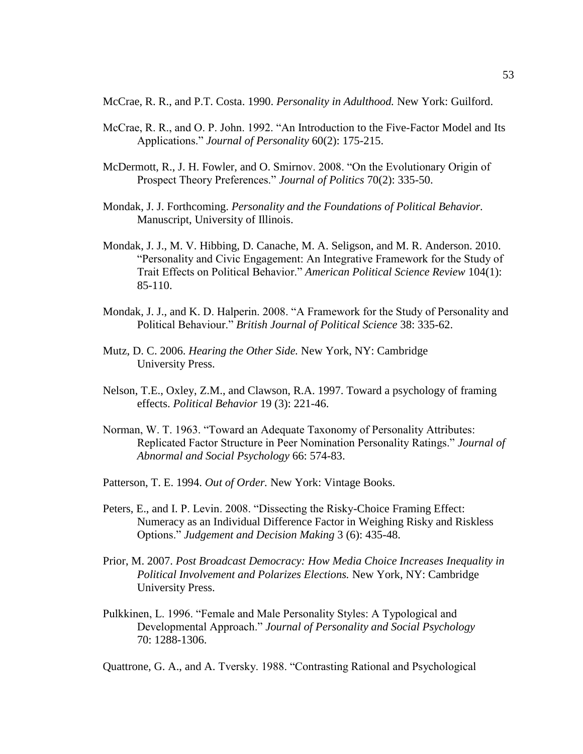McCrae, R. R., and P.T. Costa. 1990. *Personality in Adulthood.* New York: Guilford.

McCrae, R. R., and O. P. John. 1992. "An Introduction to the Five-Factor Model and Its Applications." *Journal of Personality* 60(2): 175-215.

McDermott, R., J. H. Fowler, and O. Smirnov. 2008. "On the Evolutionary Origin of Prospect Theory Preferences." *Journal of Politics* 70(2): 335-50.

Mondak, J. J. Forthcoming. *Personality and the Foundations of Political Behavior.* Manuscript, University of Illinois.

Mondak, J. J., M. V. Hibbing, D. Canache, M. A. Seligson, and M. R. Anderson. 2010. "Personality and Civic Engagement: An Integrative Framework for the Study of Trait Effects on Political Behavior." *American Political Science Review* 104(1): 85-110.

Mondak, J. J., and K. D. Halperin. 2008. "A Framework for the Study of Personality and Political Behaviour." *British Journal of Political Science* 38: 335-62.

Mutz, D. C. 2006. *Hearing the Other Side.* New York, NY: Cambridge University Press.

Nelson, T.E., Oxley, Z.M., and Clawson, R.A. 1997. Toward a psychology of framing effects. *Political Behavior* 19 (3): 221-46.

Norman, W. T. 1963. "Toward an Adequate Taxonomy of Personality Attributes: Replicated Factor Structure in Peer Nomination Personality Ratings." *Journal of Abnormal and Social Psychology* 66: 574-83.

Patterson, T. E. 1994. *Out of Order.* New York: Vintage Books.

Peters, E., and I. P. Levin. 2008. "Dissecting the Risky-Choice Framing Effect: Numeracy as an Individual Difference Factor in Weighing Risky and Riskless Options." *Judgement and Decision Making* 3 (6): 435-48.

Prior, M. 2007. *Post Broadcast Democracy: How Media Choice Increases Inequality in Political Involvement and Polarizes Elections.* New York, NY: Cambridge University Press.

Pulkkinen, L. 1996. "Female and Male Personality Styles: A Typological and Developmental Approach." *Journal of Personality and Social Psychology* 70: 1288-1306.

Quattrone, G. A., and A. Tversky. 1988. "Contrasting Rational and Psychological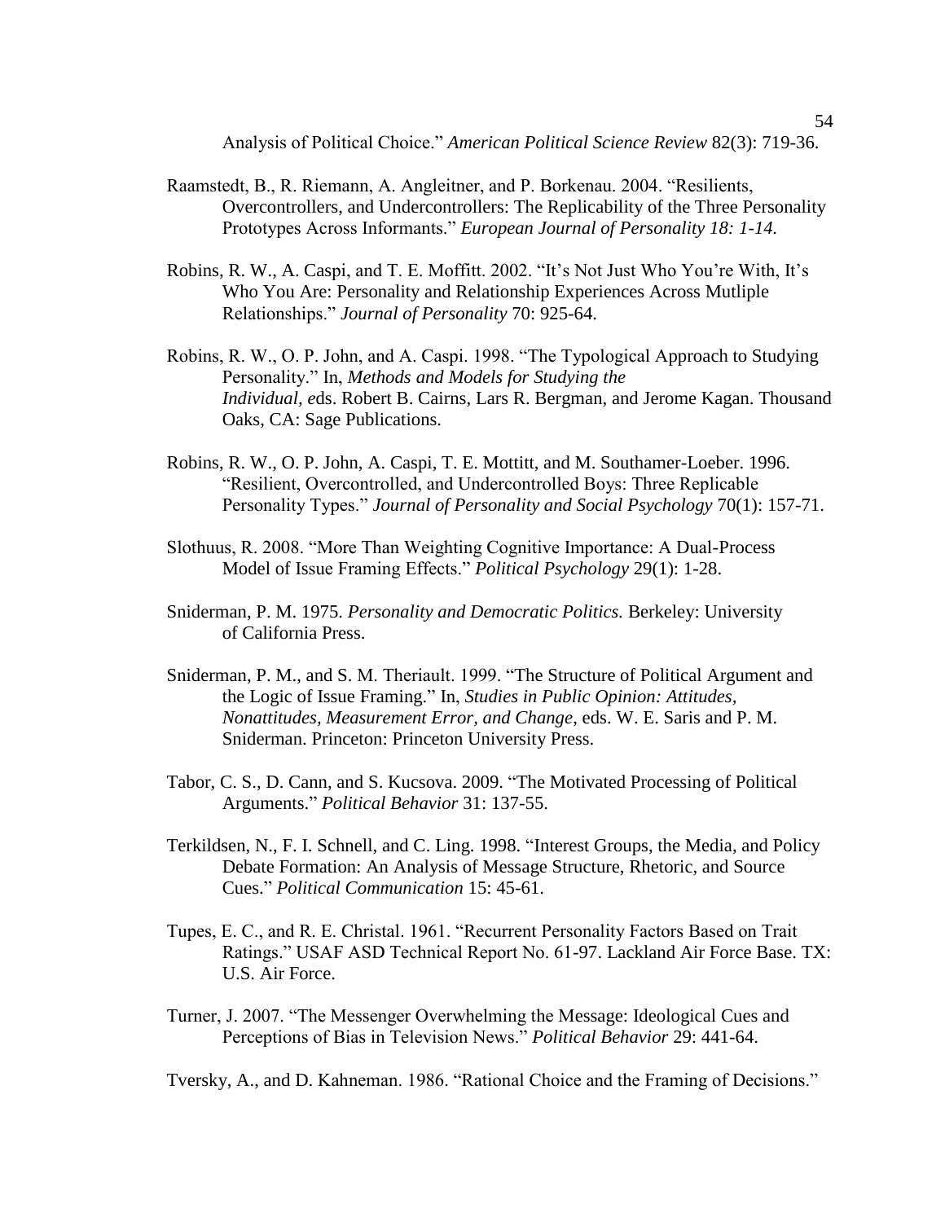Analysis of Political Choice." *American Political Science Review* 82(3): 719-36.

Raamstedt, B., R. Riemann, A. Angleitner, and P. Borkenau. 2004. "Resilients, Overcontrollers, and Undercontrollers: The Replicability of the Three Personality Prototypes Across Informants." *European Journal of Personality 18: 1-14.*

Robins, R. W., A. Caspi, and T. E. Moffitt. 2002. "It's Not Just Who You're With, It's Who You Are: Personality and Relationship Experiences Across Mutliple Relationships." *Journal of Personality* 70: 925-64.

Robins, R. W., O. P. John, and A. Caspi. 1998. "The Typological Approach to Studying Personality." In, *Methods and Models for Studying the Individual, e*ds. Robert B. Cairns, Lars R. Bergman, and Jerome Kagan. Thousand Oaks, CA: Sage Publications.

Robins, R. W., O. P. John, A. Caspi, T. E. Mottitt, and M. Southamer-Loeber. 1996. "Resilient, Overcontrolled, and Undercontrolled Boys: Three Replicable Personality Types." *Journal of Personality and Social Psychology* 70(1): 157-71.

Slothuus, R. 2008. "More Than Weighting Cognitive Importance: A Dual-Process Model of Issue Framing Effects." *Political Psychology* 29(1): 1-28.

Sniderman, P. M. 1975. *Personality and Democratic Politics.* Berkeley: University of California Press.

Sniderman, P. M., and S. M. Theriault. 1999. "The Structure of Political Argument and the Logic of Issue Framing." In, *Studies in Public Opinion: Attitudes, Nonattitudes, Measurement Error, and Change*, eds. W. E. Saris and P. M. Sniderman. Princeton: Princeton University Press.

Tabor, C. S., D. Cann, and S. Kucsova. 2009. "The Motivated Processing of Political Arguments." *Political Behavior* 31: 137-55.

Terkildsen, N., F. I. Schnell, and C. Ling. 1998. "Interest Groups, the Media, and Policy Debate Formation: An Analysis of Message Structure, Rhetoric, and Source Cues." *Political Communication* 15: 45-61.

Tupes, E. C., and R. E. Christal. 1961. "Recurrent Personality Factors Based on Trait Ratings." USAF ASD Technical Report No. 61-97. Lackland Air Force Base. TX: U.S. Air Force.

Turner, J. 2007. "The Messenger Overwhelming the Message: Ideological Cues and Perceptions of Bias in Television News." *Political Behavior* 29: 441-64.

Tversky, A., and D. Kahneman. 1986. "Rational Choice and the Framing of Decisions."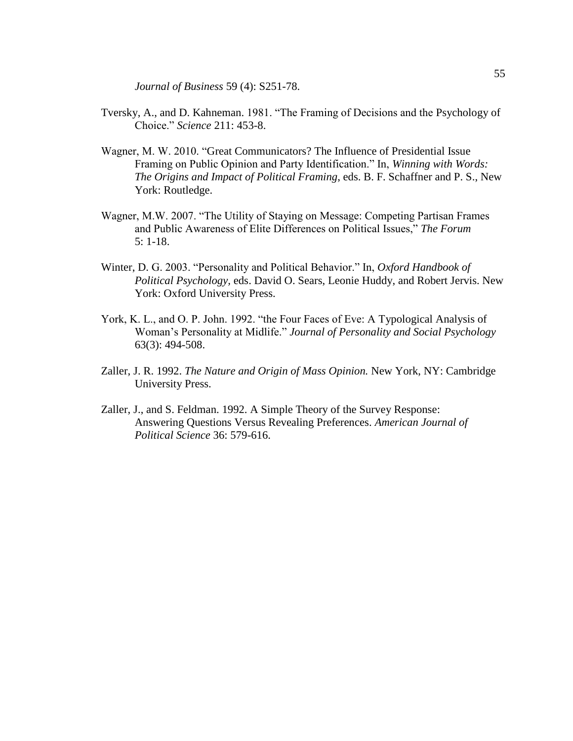*Journal of Business* 59 (4): S251-78.

Tversky, A., and D. Kahneman. 1981. "The Framing of Decisions and the Psychology of Choice." *Science* 211: 453-8.

Wagner, M. W. 2010. "Great Communicators? The Influence of Presidential Issue Framing on Public Opinion and Party Identification." In, *Winning with Words: The Origins and Impact of Political Framing*, eds. B. F. Schaffner and P. S., New York: Routledge.

Wagner, M.W. 2007. "The Utility of Staying on Message: Competing Partisan Frames and Public Awareness of Elite Differences on Political Issues," *The Forum* 5: 1-18.

Winter, D. G. 2003. "Personality and Political Behavior." In, *Oxford Handbook of Political Psychology,* eds. David O. Sears, Leonie Huddy, and Robert Jervis. New York: Oxford University Press.

York, K. L., and O. P. John. 1992. "the Four Faces of Eve: A Typological Analysis of Woman's Personality at Midlife." *Journal of Personality and Social Psychology* 63(3): 494-508.

Zaller, J. R. 1992. *The Nature and Origin of Mass Opinion.* New York, NY: Cambridge University Press.

Zaller, J., and S. Feldman. 1992. A Simple Theory of the Survey Response: Answering Questions Versus Revealing Preferences. *American Journal of Political Science* 36: 579-616.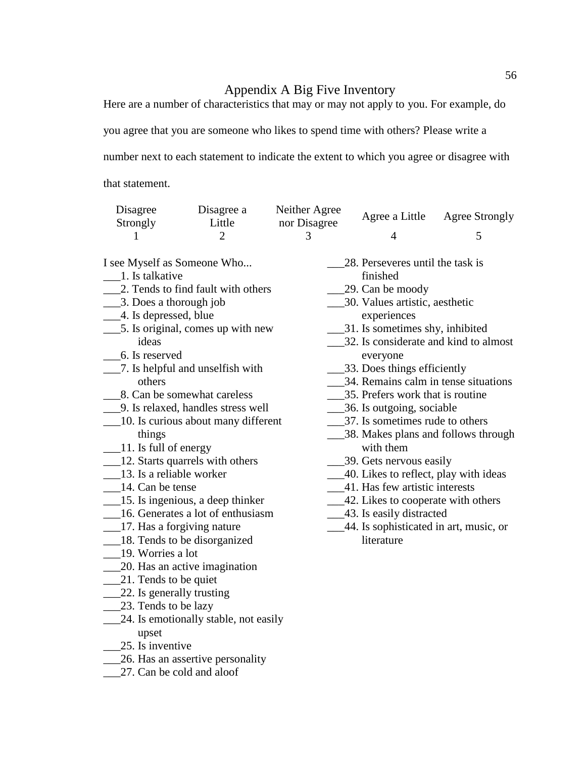# Appendix A Big Five Inventory

Here are a number of characteristics that may or may not apply to you. For example, do you agree that you are someone who likes to spend time with others? Please write a number next to each statement to indicate the extent to which you agree or disagree with that statement.

| Disagree Strongly | Disagree a Little | Neither Agree nor Disagree | Agree a Little | Agree Strongly |
|---|---|---|---|---|
| 1 | 2 | 3 | 4 | 5 |

I see Myself as Someone Who...

___1. Is talkative
___2. Tends to find fault with others
___3. Does a thorough job
___4. Is depressed, blue
___5. Is original, comes up with new ideas
___6. Is reserved
___7. Is helpful and unselfish with others
___8. Can be somewhat careless
___9. Is relaxed, handles stress well
___10. Is curious about many different things
___11. Is full of energy
___12. Starts quarrels with others
___13. Is a reliable worker
___14. Can be tense
___15. Is ingenious, a deep thinker
___16. Generates a lot of enthusiasm
___17. Has a forgiving nature
___18. Tends to be disorganized
___19. Worries a lot
___20. Has an active imagination
___21. Tends to be quiet
___22. Is generally trusting
___23. Tends to be lazy
___24. Is emotionally stable, not easily upset
___25. Is inventive
___26. Has an assertive personality
___27. Can be cold and aloof
___28. Perseveres until the task is finished
___29. Can be moody
___30. Values artistic, aesthetic experiences
___31. Is sometimes shy, inhibited
___32. Is considerate and kind to almost everyone
___33. Does things efficiently
___34. Remains calm in tense situations
___35. Prefers work that is routine
___36. Is outgoing, sociable
___37. Is sometimes rude to others
___38. Makes plans and follows through with them
___39. Gets nervous easily
___40. Likes to reflect, play with ideas
___41. Has few artistic interests
___42. Likes to cooperate with others
___43. Is easily distracted
___44. Is sophisticated in art, music, or literature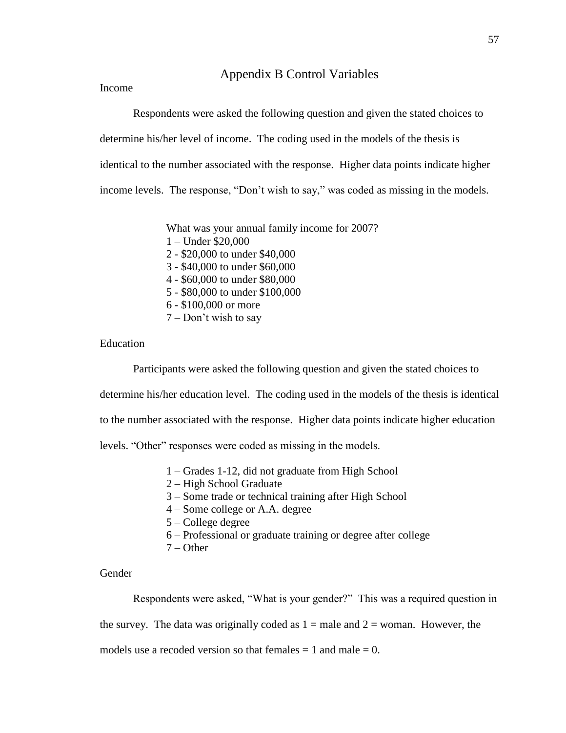# Appendix B Control Variables

## Income

Respondents were asked the following question and given the stated choices to determine his/her level of income. The coding used in the models of the thesis is identical to the number associated with the response. Higher data points indicate higher income levels. The response, "Don't wish to say," was coded as missing in the models.

What was your annual family income for 2007?
1 – Under $20,000
2 - $20,000 to under $40,000
3 - $40,000 to under $60,000
4 - $60,000 to under $80,000
5 - $80,000 to under $100,000
6 - $100,000 or more
7 – Don't wish to say

## Education

Participants were asked the following question and given the stated choices to determine his/her education level. The coding used in the models of the thesis is identical to the number associated with the response. Higher data points indicate higher education levels. "Other" responses were coded as missing in the models.

1 – Grades 1-12, did not graduate from High School
2 – High School Graduate
3 – Some trade or technical training after High School
4 – Some college or A.A. degree
5 – College degree
6 – Professional or graduate training or degree after college
7 – Other

## Gender

Respondents were asked, "What is your gender?" This was a required question in the survey. The data was originally coded as 1 = male and 2 = woman. However, the models use a recoded version so that females = 1 and male = 0.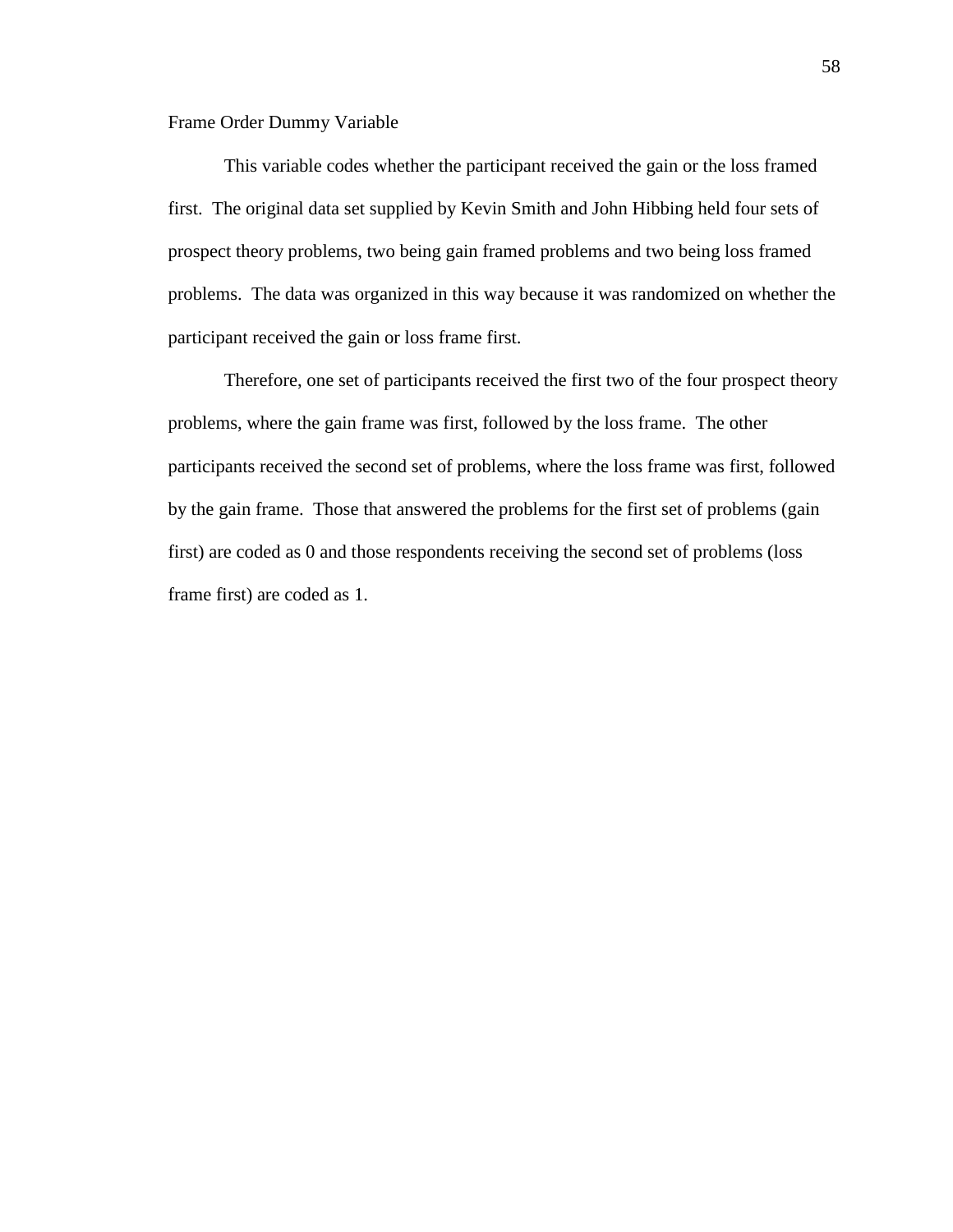Frame Order Dummy Variable

This variable codes whether the participant received the gain or the loss framed first. The original data set supplied by Kevin Smith and John Hibbing held four sets of prospect theory problems, two being gain framed problems and two being loss framed problems. The data was organized in this way because it was randomized on whether the participant received the gain or loss frame first.

Therefore, one set of participants received the first two of the four prospect theory problems, where the gain frame was first, followed by the loss frame. The other participants received the second set of problems, where the loss frame was first, followed by the gain frame. Those that answered the problems for the first set of problems (gain first) are coded as 0 and those respondents receiving the second set of problems (loss frame first) are coded as 1.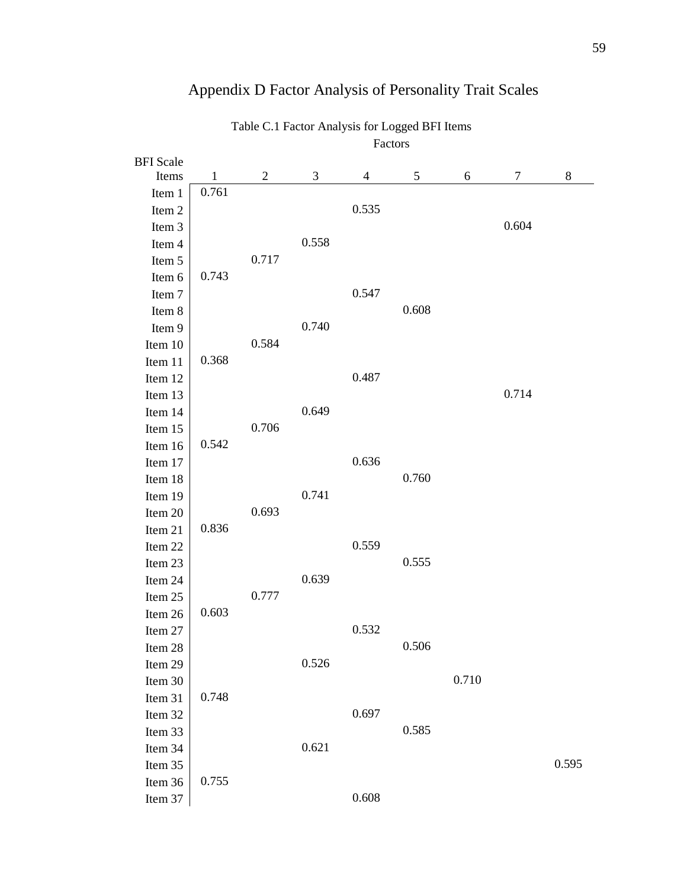# Appendix D Factor Analysis of Personality Trait Scales

Table C.1 Factor Analysis for Logged BFI Items

| BFI Scale Items | Factors 1 | 2 | 3 | 4 | 5 | 6 | 7 | 8 |
|---|---|---|---|---|---|---|---|---|
| Item 1 | 0.761 | | | | | | | |
| Item 2 | | | | 0.535 | | | | |
| Item 3 | | | | | | | 0.604 | |
| Item 4 | | | 0.558 | | | | | |
| Item 5 | | 0.717 | | | | | | |
| Item 6 | 0.743 | | | | | | | |
| Item 7 | | | | 0.547 | | | | |
| Item 8 | | | | | 0.608 | | | |
| Item 9 | | | 0.740 | | | | | |
| Item 10 | | 0.584 | | | | | | |
| Item 11 | 0.368 | | | | | | | |
| Item 12 | | | | 0.487 | | | | |
| Item 13 | | | | | | | 0.714 | |
| Item 14 | | | 0.649 | | | | | |
| Item 15 | | 0.706 | | | | | | |
| Item 16 | 0.542 | | | | | | | |
| Item 17 | | | | 0.636 | | | | |
| Item 18 | | | | | 0.760 | | | |
| Item 19 | | | 0.741 | | | | | |
| Item 20 | | 0.693 | | | | | | |
| Item 21 | 0.836 | | | | | | | |
| Item 22 | | | | 0.559 | | | | |
| Item 23 | | | | | 0.555 | | | |
| Item 24 | | | 0.639 | | | | | |
| Item 25 | | 0.777 | | | | | | |
| Item 26 | 0.603 | | | | | | | |
| Item 27 | | | | 0.532 | | | | |
| Item 28 | | | | | 0.506 | | | |
| Item 29 | | | 0.526 | | | | | |
| Item 30 | | | | | | 0.710 | | |
| Item 31 | 0.748 | | | | | | | |
| Item 32 | | | | 0.697 | | | | |
| Item 33 | | | | | 0.585 | | | |
| Item 34 | | | 0.621 | | | | | |
| Item 35 | | | | | | | | 0.595 |
| Item 36 | 0.755 | | | | | | | |
| Item 37 | | | | 0.608 | | | | |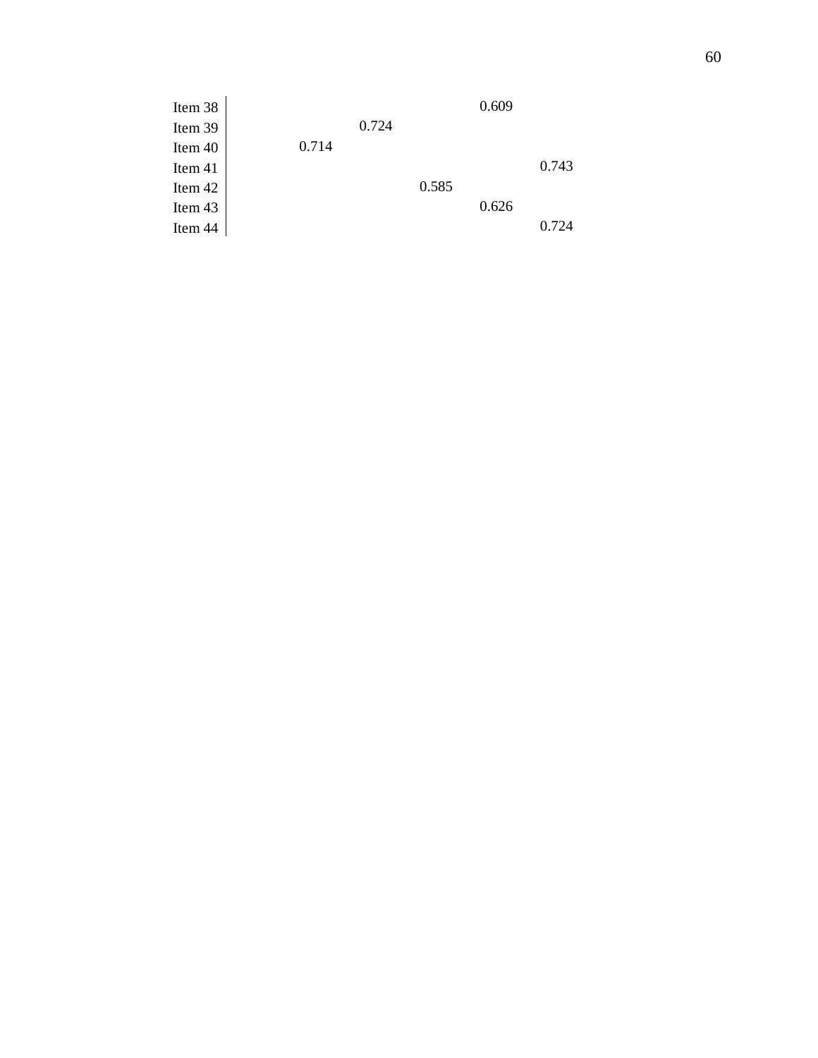| | | | | | |
|---|---|---|---|---|---|
| Item 38 | | | | 0.609 | |
| Item 39 | | 0.724 | | | |
| Item 40 | 0.714 | | | | |
| Item 41 | | | | | 0.743 |
| Item 42 | | | 0.585 | | |
| Item 43 | | | | 0.626 | |
| Item 44 | | | | | 0.724 |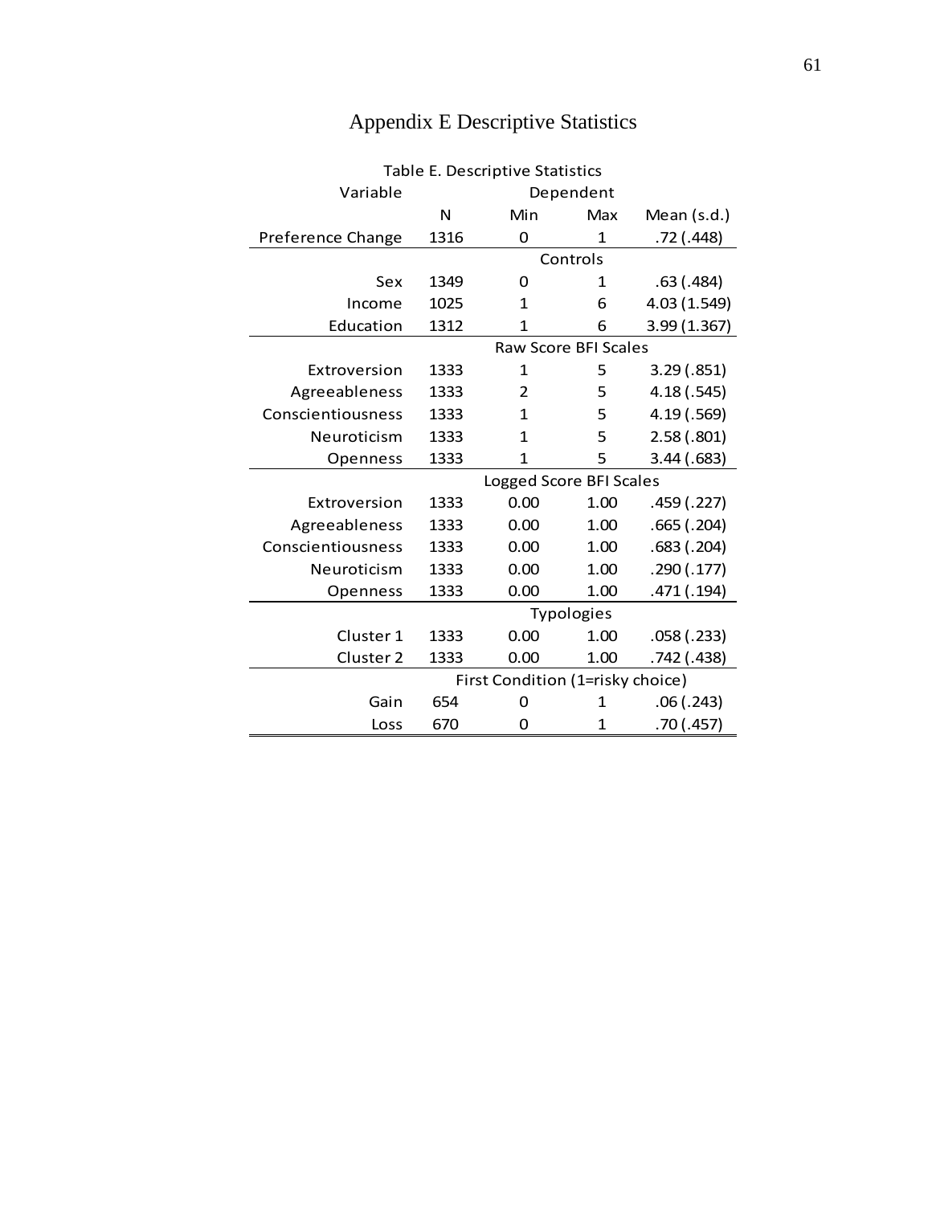# Appendix E Descriptive Statistics

Table E. Descriptive Statistics

| Variable | N | Min | Max | Mean (s.d.) |
|---|---|---|---|---|
| | Dependent | | | |
| Preference Change | 1316 | 0 | 1 | .72 (.448) |
| | Controls | | | |
| Sex | 1349 | 0 | 1 | .63 (.484) |
| Income | 1025 | 1 | 6 | 4.03 (1.549) |
| Education | 1312 | 1 | 6 | 3.99 (1.367) |
| | Raw Score BFI Scales | | | |
| Extroversion | 1333 | 1 | 5 | 3.29 (.851) |
| Agreeableness | 1333 | 2 | 5 | 4.18 (.545) |
| Conscientiousness | 1333 | 1 | 5 | 4.19 (.569) |
| Neuroticism | 1333 | 1 | 5 | 2.58 (.801) |
| Openness | 1333 | 1 | 5 | 3.44 (.683) |
| | Logged Score BFI Scales | | | |
| Extroversion | 1333 | 0.00 | 1.00 | .459 (.227) |
| Agreeableness | 1333 | 0.00 | 1.00 | .665 (.204) |
| Conscientiousness | 1333 | 0.00 | 1.00 | .683 (.204) |
| Neuroticism | 1333 | 0.00 | 1.00 | .290 (.177) |
| Openness | 1333 | 0.00 | 1.00 | .471 (.194) |
| | Typologies | | | |
| Cluster 1 | 1333 | 0.00 | 1.00 | .058 (.233) |
| Cluster 2 | 1333 | 0.00 | 1.00 | .742 (.438) |
| | First Condition (1=risky choice) | | | |
| Gain | 654 | 0 | 1 | .06 (.243) |
| Loss | 670 | 0 | 1 | .70 (.457) |